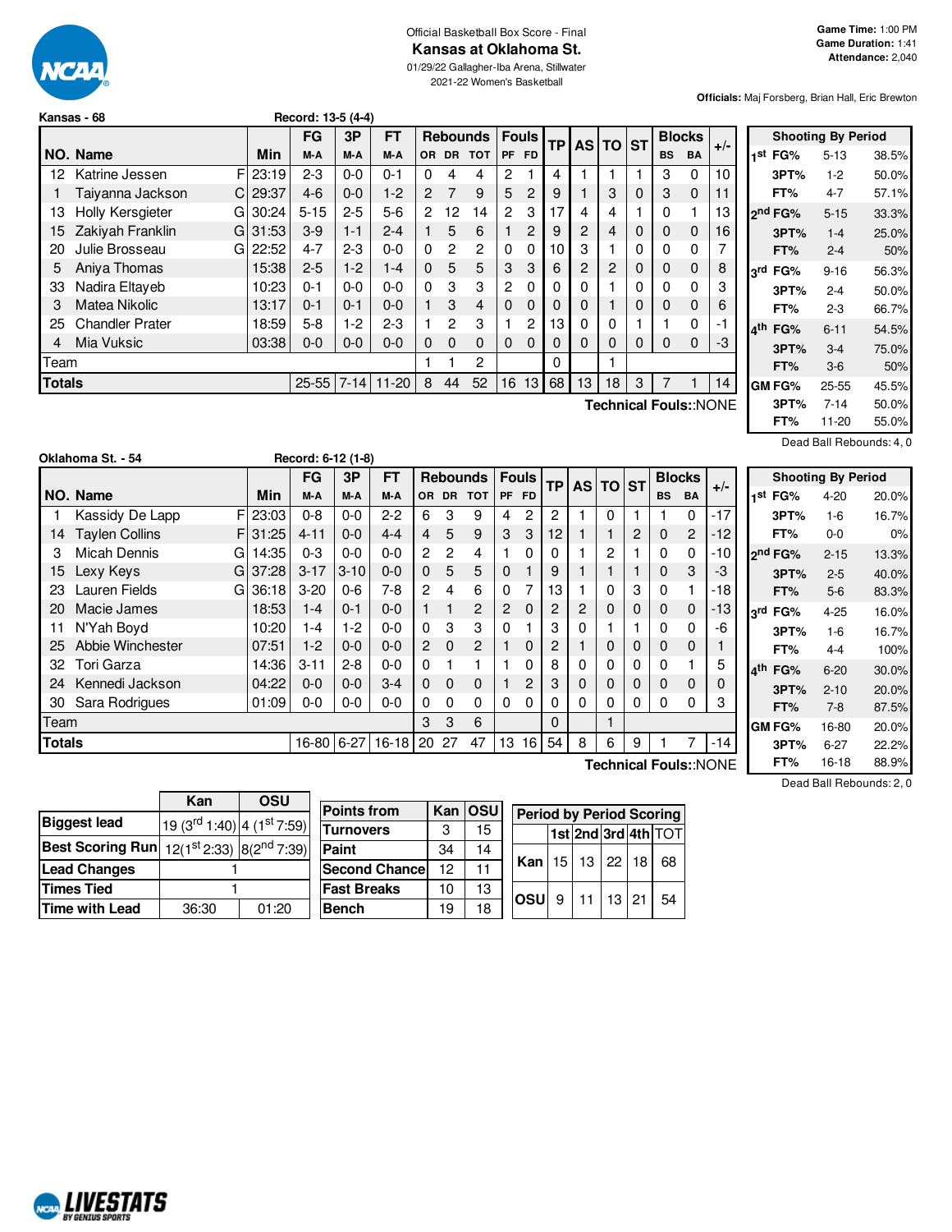Official Basketball Box Score - Final

# Kansas at Oklahoma St.

01/29/22 Gallagher-Iba Arena, Stillwater

2021-22 Women's Basketball

**Game Time:** 1:00 PM
**Game Duration:** 1:41
**Attendance:** 2,040

**Officials:** Maj Forsberg, Brian Hall, Eric Brewton

## Kansas - 68

Record: 13-5 (4-4)

| NO. | Name | | Min | FG M-A | 3P M-A | FT M-A | OR | DR | TOT | PF | FD | TP | AS | TO | ST | BS | BA | +/- |
|---|---|---|---|---|---|---|---|---|---|---|---|---|---|---|---|---|---|---|
| 12 | Katrine Jessen | F | 23:19 | 2-3 | 0-0 | 0-1 | 0 | 4 | 4 | 2 | 1 | 4 | 1 | 1 | 1 | 3 | 0 | 10 |
| 1 | Taiyanna Jackson | C | 29:37 | 4-6 | 0-0 | 1-2 | 2 | 7 | 9 | 5 | 2 | 9 | 1 | 3 | 0 | 3 | 0 | 11 |
| 13 | Holly Kersgieter | G | 30:24 | 5-15 | 2-5 | 5-6 | 2 | 12 | 14 | 2 | 3 | 17 | 4 | 4 | 1 | 0 | 1 | 13 |
| 15 | Zakiyah Franklin | G | 31:53 | 3-9 | 1-1 | 2-4 | 1 | 5 | 6 | 1 | 2 | 9 | 2 | 4 | 0 | 0 | 0 | 16 |
| 20 | Julie Brosseau | G | 22:52 | 4-7 | 2-3 | 0-0 | 0 | 2 | 2 | 0 | 0 | 10 | 3 | 1 | 0 | 0 | 0 | 7 |
| 5 | Aniya Thomas | | 15:38 | 2-5 | 1-2 | 1-4 | 0 | 5 | 5 | 3 | 3 | 6 | 2 | 2 | 0 | 0 | 0 | 8 |
| 33 | Nadira Eltayeb | | 10:23 | 0-1 | 0-0 | 0-0 | 0 | 3 | 3 | 2 | 0 | 0 | 0 | 1 | 0 | 0 | 0 | 3 |
| 3 | Matea Nikolic | | 13:17 | 0-1 | 0-1 | 0-0 | 1 | 3 | 4 | 0 | 0 | 0 | 0 | 1 | 0 | 0 | 0 | 6 |
| 25 | Chandler Prater | | 18:59 | 5-8 | 1-2 | 2-3 | 1 | 2 | 3 | 1 | 2 | 13 | 0 | 0 | 1 | 1 | 0 | -1 |
| 4 | Mia Vuksic | | 03:38 | 0-0 | 0-0 | 0-0 | 0 | 0 | 0 | 0 | 0 | 0 | 0 | 0 | 0 | 0 | 0 | -3 |
| | Team | | | | | | 1 | 1 | 2 | | | 0 | | 1 | | | | |
| | **Totals** | | | 25-55 | 7-14 | 11-20 | 8 | 44 | 52 | 16 | 13 | 68 | 13 | 18 | 3 | 7 | 1 | 14 |

Technical Fouls::NONE

| Shooting By Period | | |
|---|---|---|
| 1st FG% | 5-13 | 38.5% |
| 3PT% | 1-2 | 50.0% |
| FT% | 4-7 | 57.1% |
| 2nd FG% | 5-15 | 33.3% |
| 3PT% | 1-4 | 25.0% |
| FT% | 2-4 | 50% |
| 3rd FG% | 9-16 | 56.3% |
| 3PT% | 2-4 | 50.0% |
| FT% | 2-3 | 66.7% |
| 4th FG% | 6-11 | 54.5% |
| 3PT% | 3-4 | 75.0% |
| FT% | 3-6 | 50% |
| GM FG% | 25-55 | 45.5% |
| 3PT% | 7-14 | 50.0% |
| FT% | 11-20 | 55.0% |

Dead Ball Rebounds: 4, 0

## Oklahoma St. - 54

Record: 6-12 (1-8)

| NO. | Name | | Min | FG M-A | 3P M-A | FT M-A | OR | DR | TOT | PF | FD | TP | AS | TO | ST | BS | BA | +/- |
|---|---|---|---|---|---|---|---|---|---|---|---|---|---|---|---|---|---|---|
| 1 | Kassidy De Lapp | F | 23:03 | 0-8 | 0-0 | 2-2 | 6 | 3 | 9 | 4 | 2 | 2 | 1 | 0 | 1 | 1 | 0 | -17 |
| 14 | Taylen Collins | F | 31:25 | 4-11 | 0-0 | 4-4 | 4 | 5 | 9 | 3 | 3 | 12 | 1 | 1 | 2 | 0 | 2 | -12 |
| 3 | Micah Dennis | G | 14:35 | 0-3 | 0-0 | 0-0 | 2 | 2 | 4 | 1 | 0 | 0 | 1 | 2 | 1 | 0 | 0 | -10 |
| 15 | Lexy Keys | G | 37:28 | 3-17 | 3-10 | 0-0 | 0 | 5 | 5 | 0 | 1 | 9 | 1 | 1 | 1 | 0 | 3 | -3 |
| 23 | Lauren Fields | G | 36:18 | 3-20 | 0-6 | 7-8 | 2 | 4 | 6 | 0 | 7 | 13 | 1 | 0 | 3 | 0 | 1 | -18 |
| 20 | Macie James | | 18:53 | 1-4 | 0-1 | 0-0 | 1 | 1 | 2 | 2 | 0 | 2 | 2 | 0 | 0 | 0 | 0 | -13 |
| 11 | N'Yah Boyd | | 10:20 | 1-4 | 1-2 | 0-0 | 0 | 3 | 3 | 0 | 1 | 3 | 0 | 1 | 1 | 0 | 0 | -6 |
| 25 | Abbie Winchester | | 07:51 | 1-2 | 0-0 | 0-0 | 2 | 0 | 2 | 1 | 0 | 2 | 1 | 0 | 0 | 0 | 0 | 1 |
| 32 | Tori Garza | | 14:36 | 3-11 | 2-8 | 0-0 | 0 | 1 | 1 | 1 | 0 | 8 | 0 | 0 | 0 | 0 | 1 | 5 |
| 24 | Kennedi Jackson | | 04:22 | 0-0 | 0-0 | 3-4 | 0 | 0 | 0 | 1 | 2 | 3 | 0 | 0 | 0 | 0 | 0 | 0 |
| 30 | Sara Rodrigues | | 01:09 | 0-0 | 0-0 | 0-0 | 0 | 0 | 0 | 0 | 0 | 0 | 0 | 0 | 0 | 0 | 0 | 3 |
| | Team | | | | | | 3 | 3 | 6 | | | 0 | | 1 | | | | |
| | **Totals** | | | 16-80 | 6-27 | 16-18 | 20 | 27 | 47 | 13 | 16 | 54 | 8 | 6 | 9 | 1 | 7 | -14 |

Technical Fouls::NONE

| Shooting By Period | | |
|---|---|---|
| 1st FG% | 4-20 | 20.0% |
| 3PT% | 1-6 | 16.7% |
| FT% | 0-0 | 0% |
| 2nd FG% | 2-15 | 13.3% |
| 3PT% | 2-5 | 40.0% |
| FT% | 5-6 | 83.3% |
| 3rd FG% | 4-25 | 16.0% |
| 3PT% | 1-6 | 16.7% |
| FT% | 4-4 | 100% |
| 4th FG% | 6-20 | 30.0% |
| 3PT% | 2-10 | 20.0% |
| FT% | 7-8 | 87.5% |
| GM FG% | 16-80 | 20.0% |
| 3PT% | 6-27 | 22.2% |
| FT% | 16-18 | 88.9% |

Dead Ball Rebounds: 2, 0

| | Kan | OSU |
|---|---|---|
| Biggest lead | 19 (3rd 1:40) | 4 (1st 7:59) |
| Best Scoring Run | 12(1st 2:33) | 8(2nd 7:39) |
| Lead Changes | 1 | |
| Times Tied | 1 | |
| Time with Lead | 36:30 | 01:20 |

| Points from | Kan | OSU |
|---|---|---|
| Turnovers | 3 | 15 |
| Paint | 34 | 14 |
| Second Chance | 12 | 11 |
| Fast Breaks | 10 | 13 |
| Bench | 19 | 18 |

| Period by Period Scoring | 1st | 2nd | 3rd | 4th | TOT |
|---|---|---|---|---|---|
| Kan | 15 | 13 | 22 | 18 | 68 |
| OSU | 9 | 11 | 13 | 21 | 54 |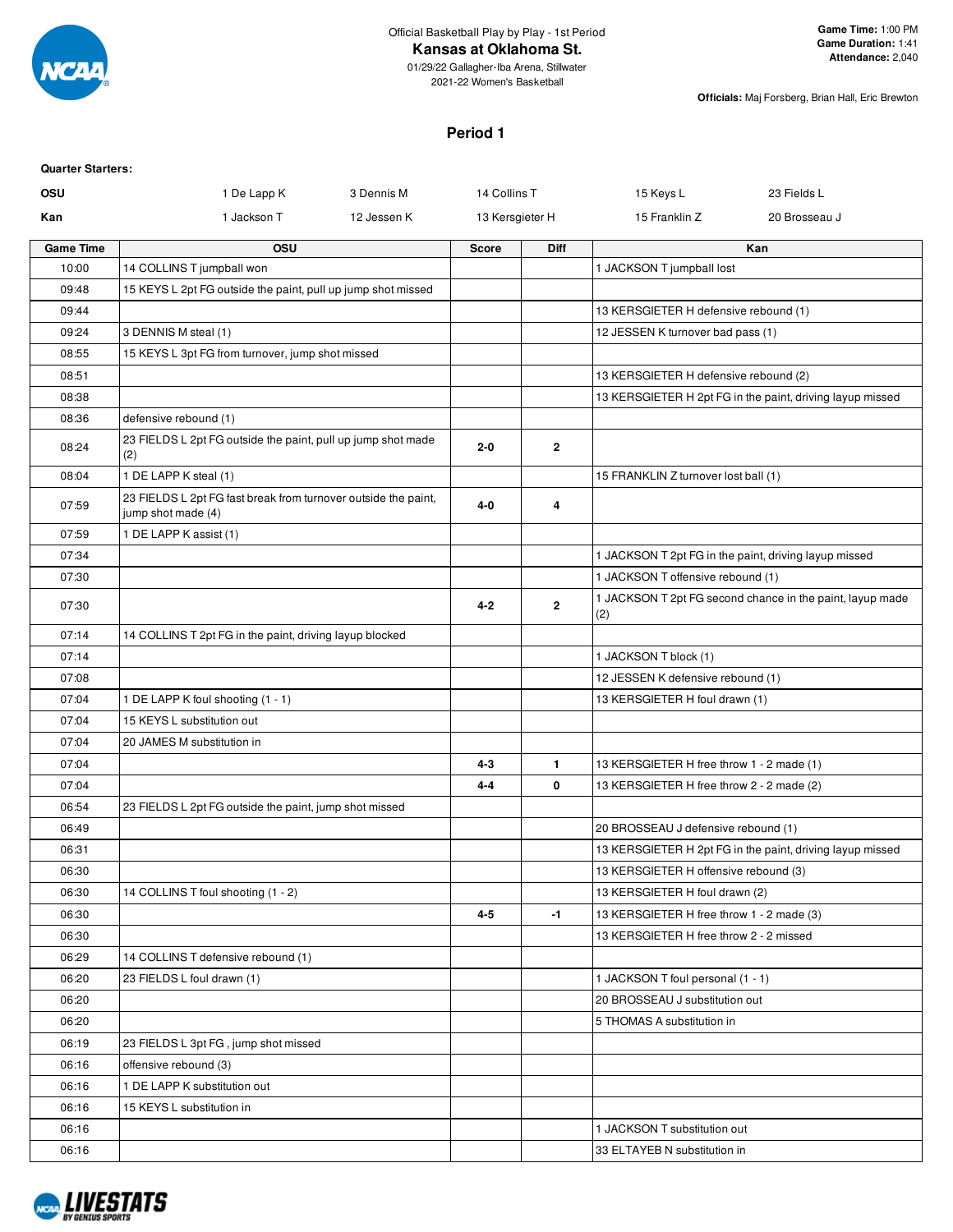Official Basketball Play by Play - 1st Period

# Kansas at Oklahoma St.

01/29/22 Gallagher-Iba Arena, Stillwater
2021-22 Women's Basketball

**Game Time:** 1:00 PM
**Game Duration:** 1:41
**Attendance:** 2,040

**Officials:** Maj Forsberg, Brian Hall, Eric Brewton

## Period 1

**Quarter Starters:**

| | | | | | |
|---|---|---|---|---|---|
| **OSU** | 1 De Lapp K | 3 Dennis M | 14 Collins T | 15 Keys L | 23 Fields L |
| **Kan** | 1 Jackson T | 12 Jessen K | 13 Kersgieter H | 15 Franklin Z | 20 Brosseau J |

| Game Time | OSU | Score | Diff | Kan |
|---|---|---|---|---|
| 10:00 | 14 COLLINS T jumpball won | | | 1 JACKSON T jumpball lost |
| 09:48 | 15 KEYS L 2pt FG outside the paint, pull up jump shot missed | | | |
| 09:44 | | | | 13 KERSGIETER H defensive rebound (1) |
| 09:24 | 3 DENNIS M steal (1) | | | 12 JESSEN K turnover bad pass (1) |
| 08:55 | 15 KEYS L 3pt FG from turnover, jump shot missed | | | |
| 08:51 | | | | 13 KERSGIETER H defensive rebound (2) |
| 08:38 | | | | 13 KERSGIETER H 2pt FG in the paint, driving layup missed |
| 08:36 | defensive rebound (1) | | | |
| 08:24 | 23 FIELDS L 2pt FG outside the paint, pull up jump shot made (2) | 2-0 | 2 | |
| 08:04 | 1 DE LAPP K steal (1) | | | 15 FRANKLIN Z turnover lost ball (1) |
| 07:59 | 23 FIELDS L 2pt FG fast break from turnover outside the paint, jump shot made (4) | 4-0 | 4 | |
| 07:59 | 1 DE LAPP K assist (1) | | | |
| 07:34 | | | | 1 JACKSON T 2pt FG in the paint, driving layup missed |
| 07:30 | | | | 1 JACKSON T offensive rebound (1) |
| 07:30 | | 4-2 | 2 | 1 JACKSON T 2pt FG second chance in the paint, layup made (2) |
| 07:14 | 14 COLLINS T 2pt FG in the paint, driving layup blocked | | | |
| 07:14 | | | | 1 JACKSON T block (1) |
| 07:08 | | | | 12 JESSEN K defensive rebound (1) |
| 07:04 | 1 DE LAPP K foul shooting (1 - 1) | | | 13 KERSGIETER H foul drawn (1) |
| 07:04 | 15 KEYS L substitution out | | | |
| 07:04 | 20 JAMES M substitution in | | | |
| 07:04 | | 4-3 | 1 | 13 KERSGIETER H free throw 1 - 2 made (1) |
| 07:04 | | 4-4 | 0 | 13 KERSGIETER H free throw 2 - 2 made (2) |
| 06:54 | 23 FIELDS L 2pt FG outside the paint, jump shot missed | | | |
| 06:49 | | | | 20 BROSSEAU J defensive rebound (1) |
| 06:31 | | | | 13 KERSGIETER H 2pt FG in the paint, driving layup missed |
| 06:30 | | | | 13 KERSGIETER H offensive rebound (3) |
| 06:30 | 14 COLLINS T foul shooting (1 - 2) | | | 13 KERSGIETER H foul drawn (2) |
| 06:30 | | 4-5 | -1 | 13 KERSGIETER H free throw 1 - 2 made (3) |
| 06:30 | | | | 13 KERSGIETER H free throw 2 - 2 missed |
| 06:29 | 14 COLLINS T defensive rebound (1) | | | |
| 06:20 | 23 FIELDS L foul drawn (1) | | | 1 JACKSON T foul personal (1 - 1) |
| 06:20 | | | | 20 BROSSEAU J substitution out |
| 06:20 | | | | 5 THOMAS A substitution in |
| 06:19 | 23 FIELDS L 3pt FG , jump shot missed | | | |
| 06:16 | offensive rebound (3) | | | |
| 06:16 | 1 DE LAPP K substitution out | | | |
| 06:16 | 15 KEYS L substitution in | | | |
| 06:16 | | | | 1 JACKSON T substitution out |
| 06:16 | | | | 33 ELTAYEB N substitution in |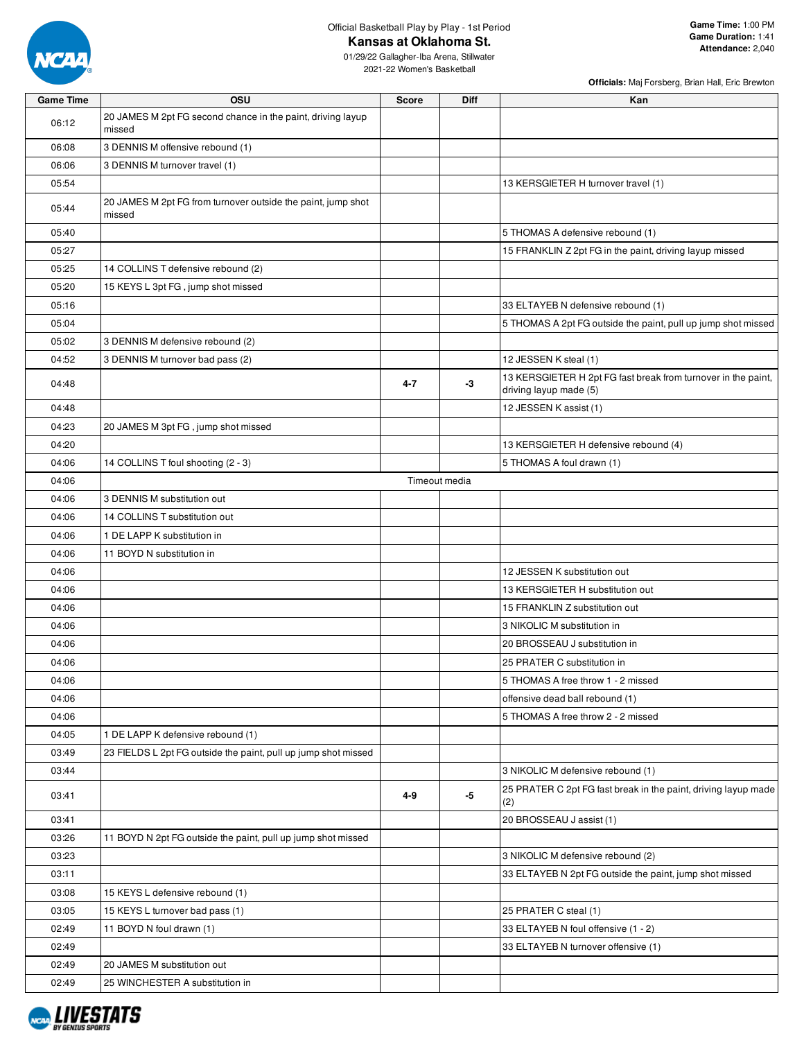Official Basketball Play by Play - 1st Period

# Kansas at Oklahoma St.

01/29/22 Gallagher-Iba Arena, Stillwater
2021-22 Women's Basketball

**Game Time:** 1:00 PM
**Game Duration:** 1:41
**Attendance:** 2,040

**Officials:** Maj Forsberg, Brian Hall, Eric Brewton

| Game Time | OSU | Score | Diff | Kan |
|---|---|---|---|---|
| 06:12 | 20 JAMES M 2pt FG second chance in the paint, driving layup missed | | | |
| 06:08 | 3 DENNIS M offensive rebound (1) | | | |
| 06:06 | 3 DENNIS M turnover travel (1) | | | |
| 05:54 | | | | 13 KERSGIETER H turnover travel (1) |
| 05:44 | 20 JAMES M 2pt FG from turnover outside the paint, jump shot missed | | | |
| 05:40 | | | | 5 THOMAS A defensive rebound (1) |
| 05:27 | | | | 15 FRANKLIN Z 2pt FG in the paint, driving layup missed |
| 05:25 | 14 COLLINS T defensive rebound (2) | | | |
| 05:20 | 15 KEYS L 3pt FG , jump shot missed | | | |
| 05:16 | | | | 33 ELTAYEB N defensive rebound (1) |
| 05:04 | | | | 5 THOMAS A 2pt FG outside the paint, pull up jump shot missed |
| 05:02 | 3 DENNIS M defensive rebound (2) | | | |
| 04:52 | 3 DENNIS M turnover bad pass (2) | | | 12 JESSEN K steal (1) |
| 04:48 | | 4-7 | -3 | 13 KERSGIETER H 2pt FG fast break from turnover in the paint, driving layup made (5) |
| 04:48 | | | | 12 JESSEN K assist (1) |
| 04:23 | 20 JAMES M 3pt FG , jump shot missed | | | |
| 04:20 | | | | 13 KERSGIETER H defensive rebound (4) |
| 04:06 | 14 COLLINS T foul shooting (2 - 3) | | | 5 THOMAS A foul drawn (1) |
| 04:06 | Timeout media | | | |
| 04:06 | 3 DENNIS M substitution out | | | |
| 04:06 | 14 COLLINS T substitution out | | | |
| 04:06 | 1 DE LAPP K substitution in | | | |
| 04:06 | 11 BOYD N substitution in | | | |
| 04:06 | | | | 12 JESSEN K substitution out |
| 04:06 | | | | 13 KERSGIETER H substitution out |
| 04:06 | | | | 15 FRANKLIN Z substitution out |
| 04:06 | | | | 3 NIKOLIC M substitution in |
| 04:06 | | | | 20 BROSSEAU J substitution in |
| 04:06 | | | | 25 PRATER C substitution in |
| 04:06 | | | | 5 THOMAS A free throw 1 - 2 missed |
| 04:06 | | | | offensive dead ball rebound (1) |
| 04:06 | | | | 5 THOMAS A free throw 2 - 2 missed |
| 04:05 | 1 DE LAPP K defensive rebound (1) | | | |
| 03:49 | 23 FIELDS L 2pt FG outside the paint, pull up jump shot missed | | | |
| 03:44 | | | | 3 NIKOLIC M defensive rebound (1) |
| 03:41 | | 4-9 | -5 | 25 PRATER C 2pt FG fast break in the paint, driving layup made (2) |
| 03:41 | | | | 20 BROSSEAU J assist (1) |
| 03:26 | 11 BOYD N 2pt FG outside the paint, pull up jump shot missed | | | |
| 03:23 | | | | 3 NIKOLIC M defensive rebound (2) |
| 03:11 | | | | 33 ELTAYEB N 2pt FG outside the paint, jump shot missed |
| 03:08 | 15 KEYS L defensive rebound (1) | | | |
| 03:05 | 15 KEYS L turnover bad pass (1) | | | 25 PRATER C steal (1) |
| 02:49 | 11 BOYD N foul drawn (1) | | | 33 ELTAYEB N foul offensive (1 - 2) |
| 02:49 | | | | 33 ELTAYEB N turnover offensive (1) |
| 02:49 | 20 JAMES M substitution out | | | |
| 02:49 | 25 WINCHESTER A substitution in | | | |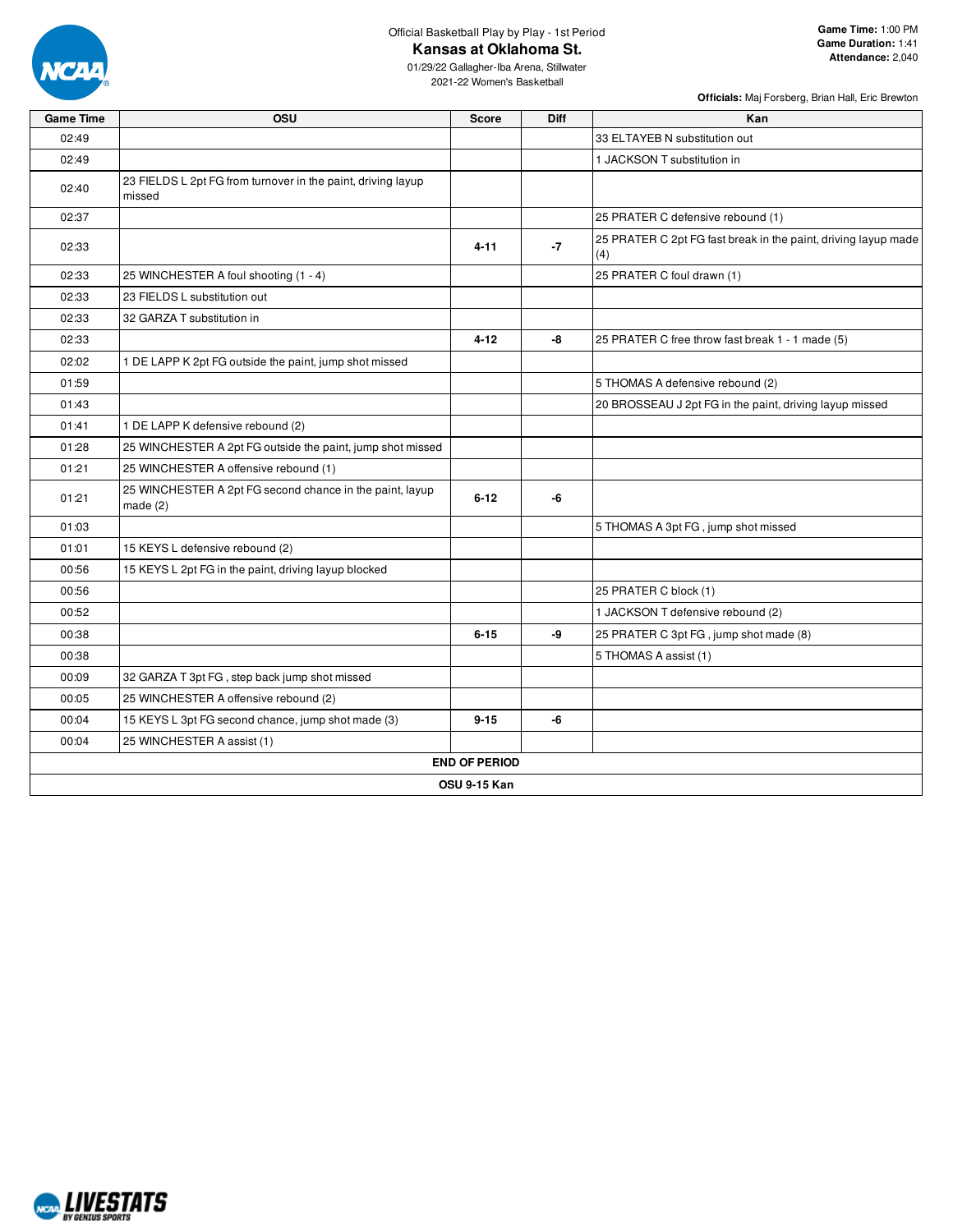Official Basketball Play by Play - 1st Period

# Kansas at Oklahoma St.

01/29/22 Gallagher-Iba Arena, Stillwater
2021-22 Women's Basketball

**Game Time:** 1:00 PM
**Game Duration:** 1:41
**Attendance:** 2,040

**Officials:** Maj Forsberg, Brian Hall, Eric Brewton

| Game Time | OSU | Score | Diff | Kan |
|---|---|---|---|---|
| 02:49 | | | | 33 ELTAYEB N substitution out |
| 02:49 | | | | 1 JACKSON T substitution in |
| 02:40 | 23 FIELDS L 2pt FG from turnover in the paint, driving layup missed | | | |
| 02:37 | | | | 25 PRATER C defensive rebound (1) |
| 02:33 | | **4-11** | **-7** | 25 PRATER C 2pt FG fast break in the paint, driving layup made (4) |
| 02:33 | 25 WINCHESTER A foul shooting (1 - 4) | | | 25 PRATER C foul drawn (1) |
| 02:33 | 23 FIELDS L substitution out | | | |
| 02:33 | 32 GARZA T substitution in | | | |
| 02:33 | | **4-12** | **-8** | 25 PRATER C free throw fast break 1 - 1 made (5) |
| 02:02 | 1 DE LAPP K 2pt FG outside the paint, jump shot missed | | | |
| 01:59 | | | | 5 THOMAS A defensive rebound (2) |
| 01:43 | | | | 20 BROSSEAU J 2pt FG in the paint, driving layup missed |
| 01:41 | 1 DE LAPP K defensive rebound (2) | | | |
| 01:28 | 25 WINCHESTER A 2pt FG outside the paint, jump shot missed | | | |
| 01:21 | 25 WINCHESTER A offensive rebound (1) | | | |
| 01:21 | 25 WINCHESTER A 2pt FG second chance in the paint, layup made (2) | **6-12** | **-6** | |
| 01:03 | | | | 5 THOMAS A 3pt FG , jump shot missed |
| 01:01 | 15 KEYS L defensive rebound (2) | | | |
| 00:56 | 15 KEYS L 2pt FG in the paint, driving layup blocked | | | |
| 00:56 | | | | 25 PRATER C block (1) |
| 00:52 | | | | 1 JACKSON T defensive rebound (2) |
| 00:38 | | **6-15** | **-9** | 25 PRATER C 3pt FG , jump shot made (8) |
| 00:38 | | | | 5 THOMAS A assist (1) |
| 00:09 | 32 GARZA T 3pt FG , step back jump shot missed | | | |
| 00:05 | 25 WINCHESTER A offensive rebound (2) | | | |
| 00:04 | 15 KEYS L 3pt FG second chance, jump shot made (3) | **9-15** | **-6** | |
| 00:04 | 25 WINCHESTER A assist (1) | | | |
| **END OF PERIOD** | | | | |
| **OSU 9-15 Kan** | | | | |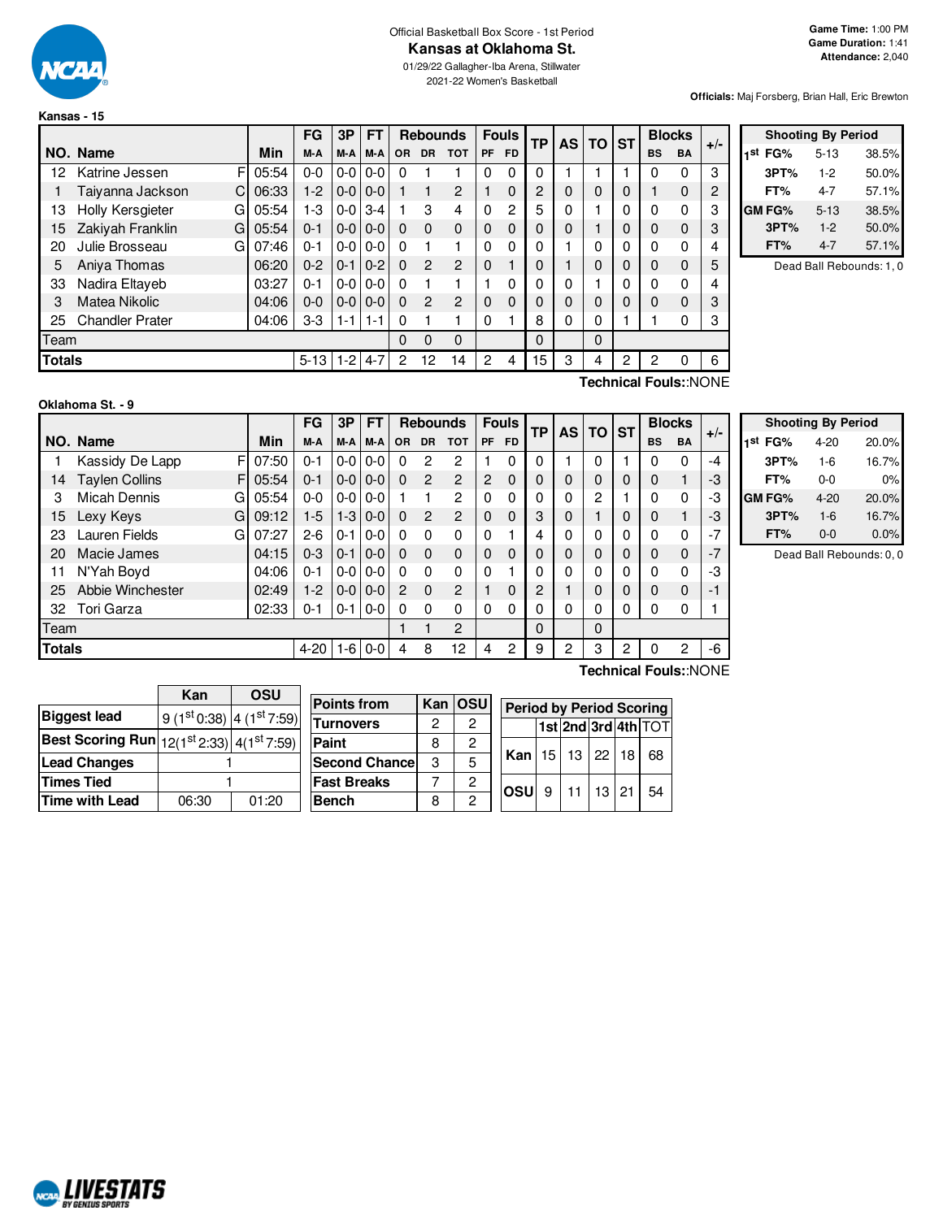Official Basketball Box Score - 1st Period

# Kansas at Oklahoma St.

01/29/22 Gallagher-Iba Arena, Stillwater

2021-22 Women's Basketball

**Game Time:** 1:00 PM
**Game Duration:** 1:41
**Attendance:** 2,040

**Officials:** Maj Forsberg, Brian Hall, Eric Brewton

## Kansas - 15

| NO. | Name | | Min | FG M-A | 3P M-A | FT M-A | OR | DR | TOT | PF | FD | TP | AS | TO | ST | BS | BA | +/- |
|---|---|---|---|---|---|---|---|---|---|---|---|---|---|---|---|---|---|---|
| 12 | Katrine Jessen | F | 05:54 | 0-0 | 0-0 | 0-0 | 0 | 1 | 1 | 0 | 0 | 0 | 1 | 1 | 1 | 0 | 0 | 3 |
| 1 | Taiyanna Jackson | C | 06:33 | 1-2 | 0-0 | 0-0 | 1 | 1 | 2 | 1 | 0 | 2 | 0 | 0 | 0 | 1 | 0 | 2 |
| 13 | Holly Kersgieter | G | 05:54 | 1-3 | 0-0 | 3-4 | 1 | 3 | 4 | 0 | 2 | 5 | 0 | 1 | 0 | 0 | 0 | 3 |
| 15 | Zakiyah Franklin | G | 05:54 | 0-1 | 0-0 | 0-0 | 0 | 0 | 0 | 0 | 0 | 0 | 0 | 1 | 0 | 0 | 0 | 3 |
| 20 | Julie Brosseau | G | 07:46 | 0-1 | 0-0 | 0-0 | 0 | 1 | 1 | 0 | 0 | 0 | 1 | 0 | 0 | 0 | 0 | 4 |
| 5 | Aniya Thomas | | 06:20 | 0-2 | 0-1 | 0-2 | 0 | 2 | 2 | 0 | 1 | 0 | 1 | 0 | 0 | 0 | 0 | 5 |
| 33 | Nadira Eltayeb | | 03:27 | 0-1 | 0-0 | 0-0 | 0 | 1 | 1 | 1 | 0 | 0 | 0 | 1 | 0 | 0 | 0 | 4 |
| 3 | Matea Nikolic | | 04:06 | 0-0 | 0-0 | 0-0 | 0 | 2 | 2 | 0 | 0 | 0 | 0 | 0 | 0 | 0 | 0 | 3 |
| 25 | Chandler Prater | | 04:06 | 3-3 | 1-1 | 1-1 | 0 | 1 | 1 | 0 | 1 | 8 | 0 | 0 | 1 | 1 | 0 | 3 |
| | Team | | | | | | 0 | 0 | 0 | | | 0 | | 0 | | | | |
| | **Totals** | | | 5-13 | 1-2 | 4-7 | 2 | 12 | 14 | 2 | 4 | 15 | 3 | 4 | 2 | 2 | 0 | 6 |

Technical Fouls::NONE

| Shooting By Period | | |
|---|---|---|
| 1st FG% | 5-13 | 38.5% |
| 3PT% | 1-2 | 50.0% |
| FT% | 4-7 | 57.1% |
| GM FG% | 5-13 | 38.5% |
| 3PT% | 1-2 | 50.0% |
| FT% | 4-7 | 57.1% |

Dead Ball Rebounds: 1, 0

## Oklahoma St. - 9

| NO. | Name | | Min | FG M-A | 3P M-A | FT M-A | OR | DR | TOT | PF | FD | TP | AS | TO | ST | BS | BA | +/- |
|---|---|---|---|---|---|---|---|---|---|---|---|---|---|---|---|---|---|---|
| 1 | Kassidy De Lapp | F | 07:50 | 0-1 | 0-0 | 0-0 | 0 | 2 | 2 | 1 | 0 | 0 | 1 | 0 | 1 | 0 | 0 | -4 |
| 14 | Taylen Collins | F | 05:54 | 0-1 | 0-0 | 0-0 | 0 | 2 | 2 | 2 | 0 | 0 | 0 | 0 | 0 | 0 | 1 | -3 |
| 3 | Micah Dennis | G | 05:54 | 0-0 | 0-0 | 0-0 | 1 | 1 | 2 | 0 | 0 | 0 | 0 | 2 | 1 | 0 | 0 | -3 |
| 15 | Lexy Keys | G | 09:12 | 1-5 | 1-3 | 0-0 | 0 | 2 | 2 | 0 | 0 | 3 | 0 | 1 | 0 | 0 | 1 | -3 |
| 23 | Lauren Fields | G | 07:27 | 2-6 | 0-1 | 0-0 | 0 | 0 | 0 | 0 | 1 | 4 | 0 | 0 | 0 | 0 | 0 | -7 |
| 20 | Macie James | | 04:15 | 0-3 | 0-1 | 0-0 | 0 | 0 | 0 | 0 | 0 | 0 | 0 | 0 | 0 | 0 | 0 | -7 |
| 11 | N'Yah Boyd | | 04:06 | 0-1 | 0-0 | 0-0 | 0 | 0 | 0 | 0 | 1 | 0 | 0 | 0 | 0 | 0 | 0 | -3 |
| 25 | Abbie Winchester | | 02:49 | 1-2 | 0-0 | 0-0 | 2 | 0 | 2 | 1 | 0 | 2 | 1 | 0 | 0 | 0 | 0 | -1 |
| 32 | Tori Garza | | 02:33 | 0-1 | 0-1 | 0-0 | 0 | 0 | 0 | 0 | 0 | 0 | 0 | 0 | 0 | 0 | 0 | 1 |
| | Team | | | | | | 1 | 1 | 2 | | | 0 | | 0 | | | | |
| | **Totals** | | | 4-20 | 1-6 | 0-0 | 4 | 8 | 12 | 4 | 2 | 9 | 2 | 3 | 2 | 0 | 2 | -6 |

Technical Fouls::NONE

| Shooting By Period | | |
|---|---|---|
| 1st FG% | 4-20 | 20.0% |
| 3PT% | 1-6 | 16.7% |
| FT% | 0-0 | 0% |
| GM FG% | 4-20 | 20.0% |
| 3PT% | 1-6 | 16.7% |
| FT% | 0-0 | 0.0% |

Dead Ball Rebounds: 0, 0

| | Kan | OSU |
|---|---|---|
| **Biggest lead** | 9 (1st 0:38) | 4 (1st 7:59) |
| **Best Scoring Run** | 12(1st 2:33) | 4(1st 7:59) |
| **Lead Changes** | 1 | |
| **Times Tied** | 1 | |
| **Time with Lead** | 06:30 | 01:20 |

| Points from | Kan | OSU |
|---|---|---|
| Turnovers | 2 | 2 |
| Paint | 8 | 2 |
| Second Chance | 3 | 5 |
| Fast Breaks | 7 | 2 |
| Bench | 8 | 2 |

| Period by Period Scoring | 1st | 2nd | 3rd | 4th | TOT |
|---|---|---|---|---|---|
| Kan | 15 | 13 | 22 | 18 | 68 |
| OSU | 9 | 11 | 13 | 21 | 54 |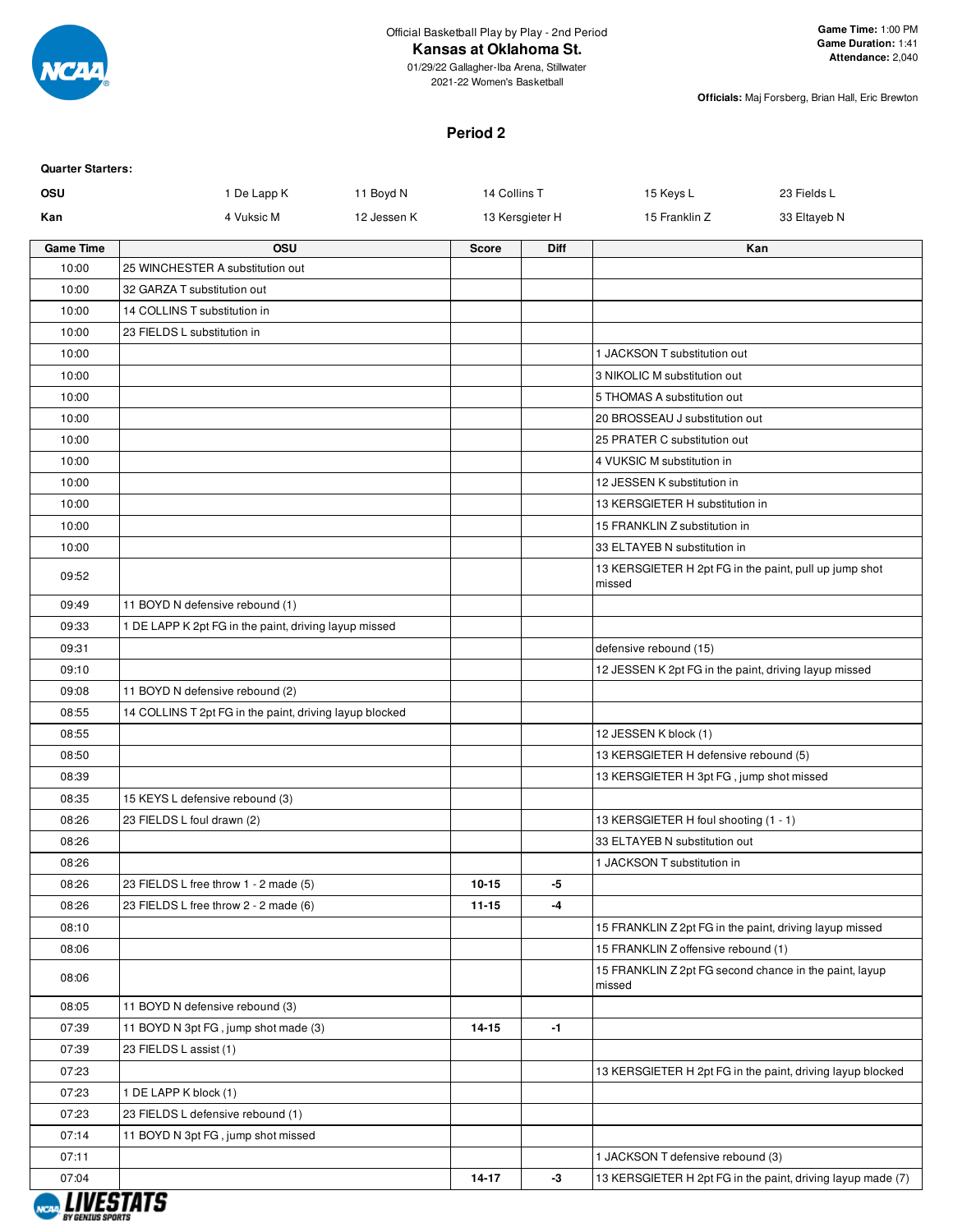Official Basketball Play by Play - 2nd Period

**Kansas at Oklahoma St.**

01/29/22 Gallagher-Iba Arena, Stillwater

2021-22 Women's Basketball

**Game Time:** 1:00 PM
**Game Duration:** 1:41
**Attendance:** 2,040

**Officials:** Maj Forsberg, Brian Hall, Eric Brewton

## Period 2

**Quarter Starters:**

| | | | | | |
|---|---|---|---|---|---|
| **OSU** | 1 De Lapp K | 11 Boyd N | 14 Collins T | 15 Keys L | 23 Fields L |
| **Kan** | 4 Vuksic M | 12 Jessen K | 13 Kersgieter H | 15 Franklin Z | 33 Eltayeb N |

| Game Time | OSU | Score | Diff | Kan |
|---|---|---|---|---|
| 10:00 | 25 WINCHESTER A substitution out | | | |
| 10:00 | 32 GARZA T substitution out | | | |
| 10:00 | 14 COLLINS T substitution in | | | |
| 10:00 | 23 FIELDS L substitution in | | | |
| 10:00 | | | | 1 JACKSON T substitution out |
| 10:00 | | | | 3 NIKOLIC M substitution out |
| 10:00 | | | | 5 THOMAS A substitution out |
| 10:00 | | | | 20 BROSSEAU J substitution out |
| 10:00 | | | | 25 PRATER C substitution out |
| 10:00 | | | | 4 VUKSIC M substitution in |
| 10:00 | | | | 12 JESSEN K substitution in |
| 10:00 | | | | 13 KERSGIETER H substitution in |
| 10:00 | | | | 15 FRANKLIN Z substitution in |
| 10:00 | | | | 33 ELTAYEB N substitution in |
| 09:52 | | | | 13 KERSGIETER H 2pt FG in the paint, pull up jump shot missed |
| 09:49 | 11 BOYD N defensive rebound (1) | | | |
| 09:33 | 1 DE LAPP K 2pt FG in the paint, driving layup missed | | | |
| 09:31 | | | | defensive rebound (15) |
| 09:10 | | | | 12 JESSEN K 2pt FG in the paint, driving layup missed |
| 09:08 | 11 BOYD N defensive rebound (2) | | | |
| 08:55 | 14 COLLINS T 2pt FG in the paint, driving layup blocked | | | |
| 08:55 | | | | 12 JESSEN K block (1) |
| 08:50 | | | | 13 KERSGIETER H defensive rebound (5) |
| 08:39 | | | | 13 KERSGIETER H 3pt FG , jump shot missed |
| 08:35 | 15 KEYS L defensive rebound (3) | | | |
| 08:26 | 23 FIELDS L foul drawn (2) | | | 13 KERSGIETER H foul shooting (1 - 1) |
| 08:26 | | | | 33 ELTAYEB N substitution out |
| 08:26 | | | | 1 JACKSON T substitution in |
| 08:26 | 23 FIELDS L free throw 1 - 2 made (5) | 10-15 | -5 | |
| 08:26 | 23 FIELDS L free throw 2 - 2 made (6) | 11-15 | -4 | |
| 08:10 | | | | 15 FRANKLIN Z 2pt FG in the paint, driving layup missed |
| 08:06 | | | | 15 FRANKLIN Z offensive rebound (1) |
| 08:06 | | | | 15 FRANKLIN Z 2pt FG second chance in the paint, layup missed |
| 08:05 | 11 BOYD N defensive rebound (3) | | | |
| 07:39 | 11 BOYD N 3pt FG , jump shot made (3) | 14-15 | -1 | |
| 07:39 | 23 FIELDS L assist (1) | | | |
| 07:23 | | | | 13 KERSGIETER H 2pt FG in the paint, driving layup blocked |
| 07:23 | 1 DE LAPP K block (1) | | | |
| 07:23 | 23 FIELDS L defensive rebound (1) | | | |
| 07:14 | 11 BOYD N 3pt FG , jump shot missed | | | |
| 07:11 | | | | 1 JACKSON T defensive rebound (3) |
| 07:04 | | 14-17 | -3 | 13 KERSGIETER H 2pt FG in the paint, driving layup made (7) |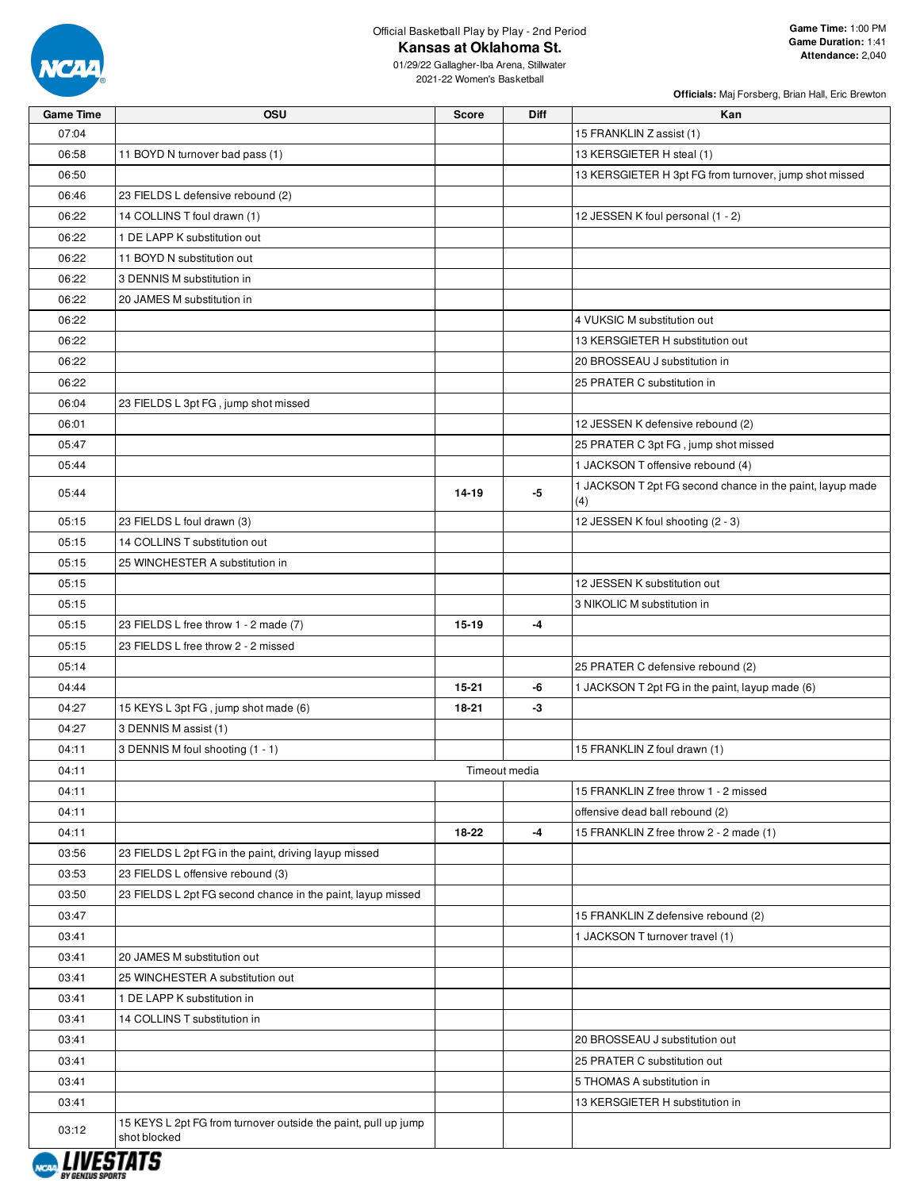Official Basketball Play by Play - 2nd Period

# Kansas at Oklahoma St.

01/29/22 Gallagher-Iba Arena, Stillwater
2021-22 Women's Basketball

**Game Time:** 1:00 PM
**Game Duration:** 1:41
**Attendance:** 2,040

**Officials:** Maj Forsberg, Brian Hall, Eric Brewton

| Game Time | OSU | Score | Diff | Kan |
|---|---|---|---|---|
| 07:04 | | | | 15 FRANKLIN Z assist (1) |
| 06:58 | 11 BOYD N turnover bad pass (1) | | | 13 KERSGIETER H steal (1) |
| 06:50 | | | | 13 KERSGIETER H 3pt FG from turnover, jump shot missed |
| 06:46 | 23 FIELDS L defensive rebound (2) | | | |
| 06:22 | 14 COLLINS T foul drawn (1) | | | 12 JESSEN K foul personal (1 - 2) |
| 06:22 | 1 DE LAPP K substitution out | | | |
| 06:22 | 11 BOYD N substitution out | | | |
| 06:22 | 3 DENNIS M substitution in | | | |
| 06:22 | 20 JAMES M substitution in | | | |
| 06:22 | | | | 4 VUKSIC M substitution out |
| 06:22 | | | | 13 KERSGIETER H substitution out |
| 06:22 | | | | 20 BROSSEAU J substitution in |
| 06:22 | | | | 25 PRATER C substitution in |
| 06:04 | 23 FIELDS L 3pt FG , jump shot missed | | | |
| 06:01 | | | | 12 JESSEN K defensive rebound (2) |
| 05:47 | | | | 25 PRATER C 3pt FG , jump shot missed |
| 05:44 | | | | 1 JACKSON T offensive rebound (4) |
| 05:44 | | 14-19 | -5 | 1 JACKSON T 2pt FG second chance in the paint, layup made (4) |
| 05:15 | 23 FIELDS L foul drawn (3) | | | 12 JESSEN K foul shooting (2 - 3) |
| 05:15 | 14 COLLINS T substitution out | | | |
| 05:15 | 25 WINCHESTER A substitution in | | | |
| 05:15 | | | | 12 JESSEN K substitution out |
| 05:15 | | | | 3 NIKOLIC M substitution in |
| 05:15 | 23 FIELDS L free throw 1 - 2 made (7) | 15-19 | -4 | |
| 05:15 | 23 FIELDS L free throw 2 - 2 missed | | | |
| 05:14 | | | | 25 PRATER C defensive rebound (2) |
| 04:44 | | 15-21 | -6 | 1 JACKSON T 2pt FG in the paint, layup made (6) |
| 04:27 | 15 KEYS L 3pt FG , jump shot made (6) | 18-21 | -3 | |
| 04:27 | 3 DENNIS M assist (1) | | | |
| 04:11 | 3 DENNIS M foul shooting (1 - 1) | | | 15 FRANKLIN Z foul drawn (1) |
| 04:11 | Timeout media | | | |
| 04:11 | | | | 15 FRANKLIN Z free throw 1 - 2 missed |
| 04:11 | | | | offensive dead ball rebound (2) |
| 04:11 | | 18-22 | -4 | 15 FRANKLIN Z free throw 2 - 2 made (1) |
| 03:56 | 23 FIELDS L 2pt FG in the paint, driving layup missed | | | |
| 03:53 | 23 FIELDS L offensive rebound (3) | | | |
| 03:50 | 23 FIELDS L 2pt FG second chance in the paint, layup missed | | | |
| 03:47 | | | | 15 FRANKLIN Z defensive rebound (2) |
| 03:41 | | | | 1 JACKSON T turnover travel (1) |
| 03:41 | 20 JAMES M substitution out | | | |
| 03:41 | 25 WINCHESTER A substitution out | | | |
| 03:41 | 1 DE LAPP K substitution in | | | |
| 03:41 | 14 COLLINS T substitution in | | | |
| 03:41 | | | | 20 BROSSEAU J substitution out |
| 03:41 | | | | 25 PRATER C substitution out |
| 03:41 | | | | 5 THOMAS A substitution in |
| 03:41 | | | | 13 KERSGIETER H substitution in |
| 03:12 | 15 KEYS L 2pt FG from turnover outside the paint, pull up jump shot blocked | | | |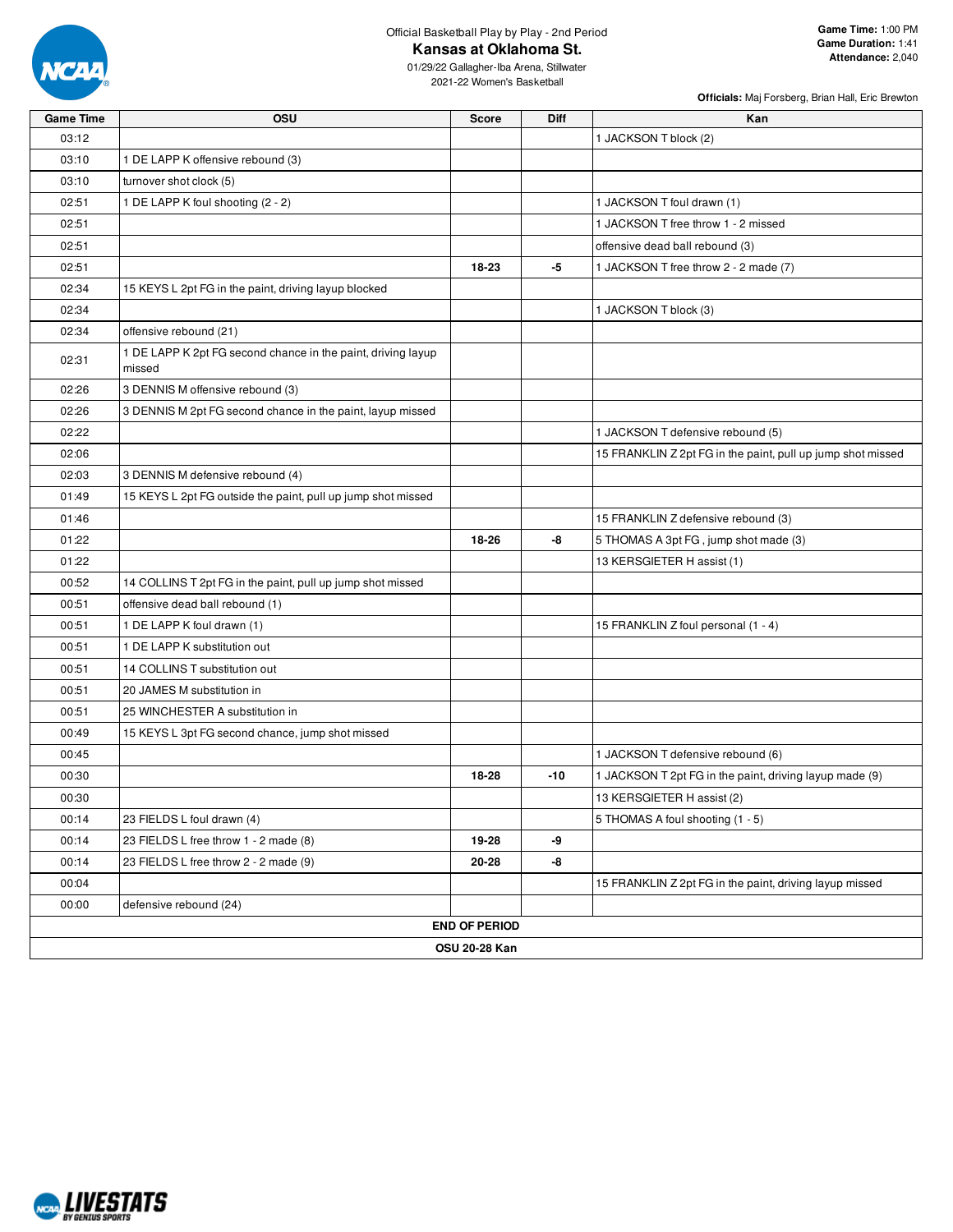Official Basketball Play by Play - 2nd Period

# Kansas at Oklahoma St.

01/29/22 Gallagher-Iba Arena, Stillwater

2021-22 Women's Basketball

**Game Time:** 1:00 PM
**Game Duration:** 1:41
**Attendance:** 2,040

**Officials:** Maj Forsberg, Brian Hall, Eric Brewton

| Game Time | OSU | Score | Diff | Kan |
|---|---|---|---|---|
| 03:12 | | | | 1 JACKSON T block (2) |
| 03:10 | 1 DE LAPP K offensive rebound (3) | | | |
| 03:10 | turnover shot clock (5) | | | |
| 02:51 | 1 DE LAPP K foul shooting (2 - 2) | | | 1 JACKSON T foul drawn (1) |
| 02:51 | | | | 1 JACKSON T free throw 1 - 2 missed |
| 02:51 | | | | offensive dead ball rebound (3) |
| 02:51 | | 18-23 | -5 | 1 JACKSON T free throw 2 - 2 made (7) |
| 02:34 | 15 KEYS L 2pt FG in the paint, driving layup blocked | | | |
| 02:34 | | | | 1 JACKSON T block (3) |
| 02:34 | offensive rebound (21) | | | |
| 02:31 | 1 DE LAPP K 2pt FG second chance in the paint, driving layup missed | | | |
| 02:26 | 3 DENNIS M offensive rebound (3) | | | |
| 02:26 | 3 DENNIS M 2pt FG second chance in the paint, layup missed | | | |
| 02:22 | | | | 1 JACKSON T defensive rebound (5) |
| 02:06 | | | | 15 FRANKLIN Z 2pt FG in the paint, pull up jump shot missed |
| 02:03 | 3 DENNIS M defensive rebound (4) | | | |
| 01:49 | 15 KEYS L 2pt FG outside the paint, pull up jump shot missed | | | |
| 01:46 | | | | 15 FRANKLIN Z defensive rebound (3) |
| 01:22 | | 18-26 | -8 | 5 THOMAS A 3pt FG , jump shot made (3) |
| 01:22 | | | | 13 KERSGIETER H assist (1) |
| 00:52 | 14 COLLINS T 2pt FG in the paint, pull up jump shot missed | | | |
| 00:51 | offensive dead ball rebound (1) | | | |
| 00:51 | 1 DE LAPP K foul drawn (1) | | | 15 FRANKLIN Z foul personal (1 - 4) |
| 00:51 | 1 DE LAPP K substitution out | | | |
| 00:51 | 14 COLLINS T substitution out | | | |
| 00:51 | 20 JAMES M substitution in | | | |
| 00:51 | 25 WINCHESTER A substitution in | | | |
| 00:49 | 15 KEYS L 3pt FG second chance, jump shot missed | | | |
| 00:45 | | | | 1 JACKSON T defensive rebound (6) |
| 00:30 | | 18-28 | -10 | 1 JACKSON T 2pt FG in the paint, driving layup made (9) |
| 00:30 | | | | 13 KERSGIETER H assist (2) |
| 00:14 | 23 FIELDS L foul drawn (4) | | | 5 THOMAS A foul shooting (1 - 5) |
| 00:14 | 23 FIELDS L free throw 1 - 2 made (8) | 19-28 | -9 | |
| 00:14 | 23 FIELDS L free throw 2 - 2 made (9) | 20-28 | -8 | |
| 00:04 | | | | 15 FRANKLIN Z 2pt FG in the paint, driving layup missed |
| 00:00 | defensive rebound (24) | | | |

**END OF PERIOD**

**OSU 20-28 Kan**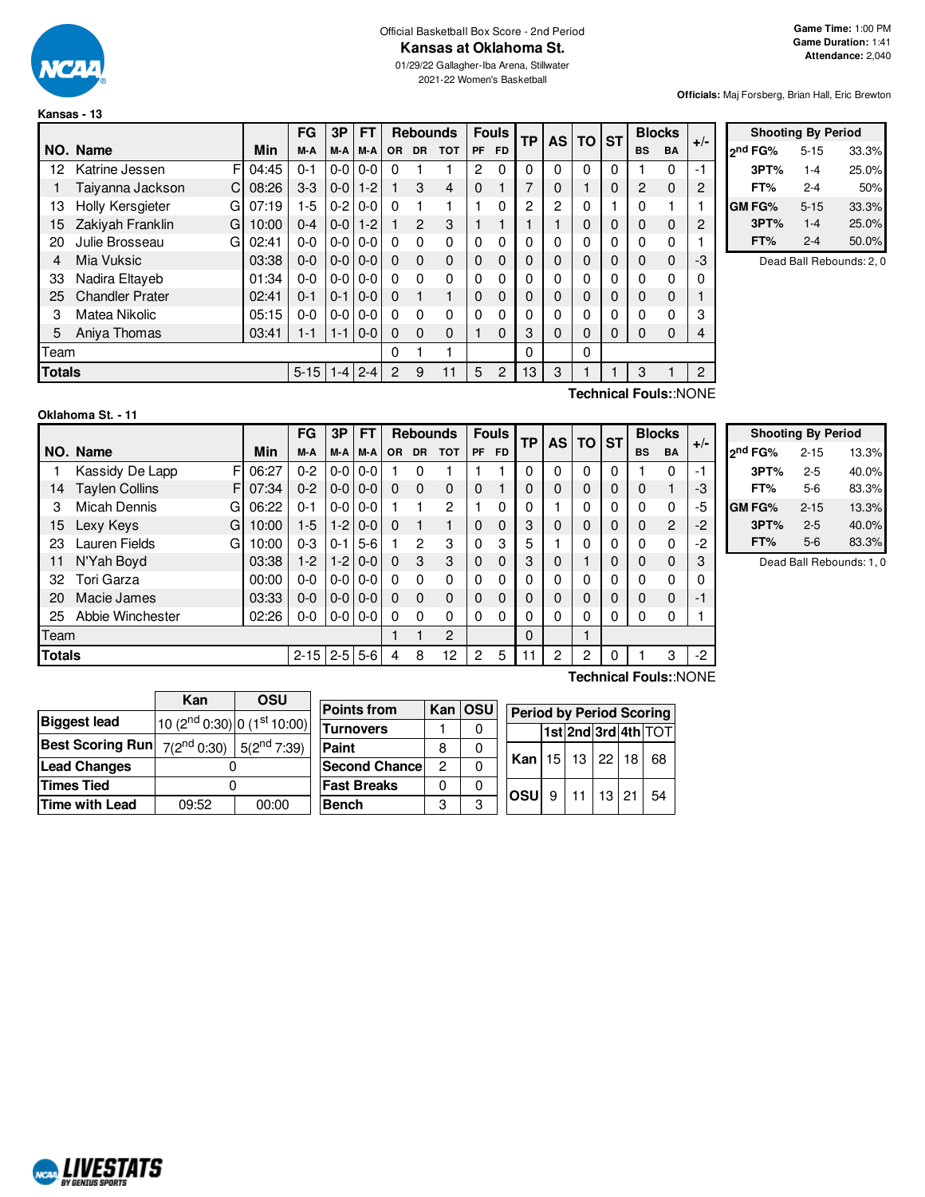Official Basketball Box Score - 2nd Period

# Kansas at Oklahoma St.

01/29/22 Gallagher-Iba Arena, Stillwater

2021-22 Women's Basketball

**Game Time:** 1:00 PM
**Game Duration:** 1:41
**Attendance:** 2,040

**Officials:** Maj Forsberg, Brian Hall, Eric Brewton

## Kansas - 13

| NO. | Name | | Min | FG M-A | 3P M-A | FT M-A | OR | DR | TOT | PF | FD | TP | AS | TO | ST | BS | BA | +/- |
|---|---|---|---|---|---|---|---|---|---|---|---|---|---|---|---|---|---|---|
| 12 | Katrine Jessen | F | 04:45 | 0-1 | 0-0 | 0-0 | 0 | 1 | 1 | 2 | 0 | 0 | 0 | 0 | 0 | 1 | 0 | -1 |
| 1 | Taiyanna Jackson | C | 08:26 | 3-3 | 0-0 | 1-2 | 1 | 3 | 4 | 0 | 1 | 7 | 0 | 1 | 0 | 2 | 0 | 2 |
| 13 | Holly Kersgieter | G | 07:19 | 1-5 | 0-2 | 0-0 | 0 | 1 | 1 | 1 | 0 | 2 | 2 | 0 | 1 | 0 | 1 | 1 |
| 15 | Zakiyah Franklin | G | 10:00 | 0-4 | 0-0 | 1-2 | 1 | 2 | 3 | 1 | 1 | 1 | 1 | 0 | 0 | 0 | 0 | 2 |
| 20 | Julie Brosseau | G | 02:41 | 0-0 | 0-0 | 0-0 | 0 | 0 | 0 | 0 | 0 | 0 | 0 | 0 | 0 | 0 | 0 | 1 |
| 4 | Mia Vuksic | | 03:38 | 0-0 | 0-0 | 0-0 | 0 | 0 | 0 | 0 | 0 | 0 | 0 | 0 | 0 | 0 | 0 | -3 |
| 33 | Nadira Eltayeb | | 01:34 | 0-0 | 0-0 | 0-0 | 0 | 0 | 0 | 0 | 0 | 0 | 0 | 0 | 0 | 0 | 0 | 0 |
| 25 | Chandler Prater | | 02:41 | 0-1 | 0-1 | 0-0 | 0 | 1 | 1 | 0 | 0 | 0 | 0 | 0 | 0 | 0 | 0 | 1 |
| 3 | Matea Nikolic | | 05:15 | 0-0 | 0-0 | 0-0 | 0 | 0 | 0 | 0 | 0 | 0 | 0 | 0 | 0 | 0 | 0 | 3 |
| 5 | Aniya Thomas | | 03:41 | 1-1 | 1-1 | 0-0 | 0 | 0 | 0 | 1 | 0 | 3 | 0 | 0 | 0 | 0 | 0 | 4 |
| Team | | | | | | | 0 | 1 | 1 | | | 0 | | 0 | | | | |
| **Totals** | | | | 5-15 | 1-4 | 2-4 | 2 | 9 | 11 | 5 | 2 | 13 | 3 | 1 | 1 | 3 | 1 | 2 |

**Technical Fouls:**:NONE

| Shooting By Period | | |
|---|---|---|
| 2nd FG% | 5-15 | 33.3% |
| 3PT% | 1-4 | 25.0% |
| FT% | 2-4 | 50% |
| GM FG% | 5-15 | 33.3% |
| 3PT% | 1-4 | 25.0% |
| FT% | 2-4 | 50.0% |

Dead Ball Rebounds: 2, 0

## Oklahoma St. - 11

| NO. | Name | | Min | FG M-A | 3P M-A | FT M-A | OR | DR | TOT | PF | FD | TP | AS | TO | ST | BS | BA | +/- |
|---|---|---|---|---|---|---|---|---|---|---|---|---|---|---|---|---|---|---|
| 1 | Kassidy De Lapp | F | 06:27 | 0-2 | 0-0 | 0-0 | 1 | 0 | 1 | 1 | 1 | 0 | 0 | 0 | 0 | 1 | 0 | -1 |
| 14 | Taylen Collins | F | 07:34 | 0-2 | 0-0 | 0-0 | 0 | 0 | 0 | 0 | 1 | 0 | 0 | 0 | 0 | 0 | 1 | -3 |
| 3 | Micah Dennis | G | 06:22 | 0-1 | 0-0 | 0-0 | 1 | 1 | 2 | 1 | 0 | 0 | 1 | 0 | 0 | 0 | 0 | -5 |
| 15 | Lexy Keys | G | 10:00 | 1-5 | 1-2 | 0-0 | 0 | 1 | 1 | 0 | 0 | 3 | 0 | 0 | 0 | 0 | 2 | -2 |
| 23 | Lauren Fields | G | 10:00 | 0-3 | 0-1 | 5-6 | 1 | 2 | 3 | 0 | 3 | 5 | 1 | 0 | 0 | 0 | 0 | -2 |
| 11 | N'Yah Boyd | | 03:38 | 1-2 | 1-2 | 0-0 | 0 | 3 | 3 | 0 | 0 | 3 | 0 | 1 | 0 | 0 | 0 | 3 |
| 32 | Tori Garza | | 00:00 | 0-0 | 0-0 | 0-0 | 0 | 0 | 0 | 0 | 0 | 0 | 0 | 0 | 0 | 0 | 0 | 0 |
| 20 | Macie James | | 03:33 | 0-0 | 0-0 | 0-0 | 0 | 0 | 0 | 0 | 0 | 0 | 0 | 0 | 0 | 0 | 0 | -1 |
| 25 | Abbie Winchester | | 02:26 | 0-0 | 0-0 | 0-0 | 0 | 0 | 0 | 0 | 0 | 0 | 0 | 0 | 0 | 0 | 0 | 1 |
| Team | | | | | | | 1 | 1 | 2 | | | 0 | | 1 | | | | |
| **Totals** | | | | 2-15 | 2-5 | 5-6 | 4 | 8 | 12 | 2 | 5 | 11 | 2 | 2 | 0 | 1 | 3 | -2 |

**Technical Fouls:**:NONE

| Shooting By Period | | |
|---|---|---|
| 2nd FG% | 2-15 | 13.3% |
| 3PT% | 2-5 | 40.0% |
| FT% | 5-6 | 83.3% |
| GM FG% | 2-15 | 13.3% |
| 3PT% | 2-5 | 40.0% |
| FT% | 5-6 | 83.3% |

Dead Ball Rebounds: 1, 0

| | Kan | OSU |
|---|---|---|
| **Biggest lead** | 10 (2nd 0:30) | 0 (1st 10:00) |
| **Best Scoring Run** | 7(2nd 0:30) | 5(2nd 7:39) |
| **Lead Changes** | 0 | |
| **Times Tied** | 0 | |
| **Time with Lead** | 09:52 | 00:00 |

| Points from | Kan | OSU |
|---|---|---|
| Turnovers | 1 | 0 |
| Paint | 8 | 0 |
| Second Chance | 2 | 0 |
| Fast Breaks | 0 | 0 |
| Bench | 3 | 3 |

| Period by Period Scoring | 1st | 2nd | 3rd | 4th | TOT |
|---|---|---|---|---|---|
| Kan | 15 | 13 | 22 | 18 | 68 |
| OSU | 9 | 11 | 13 | 21 | 54 |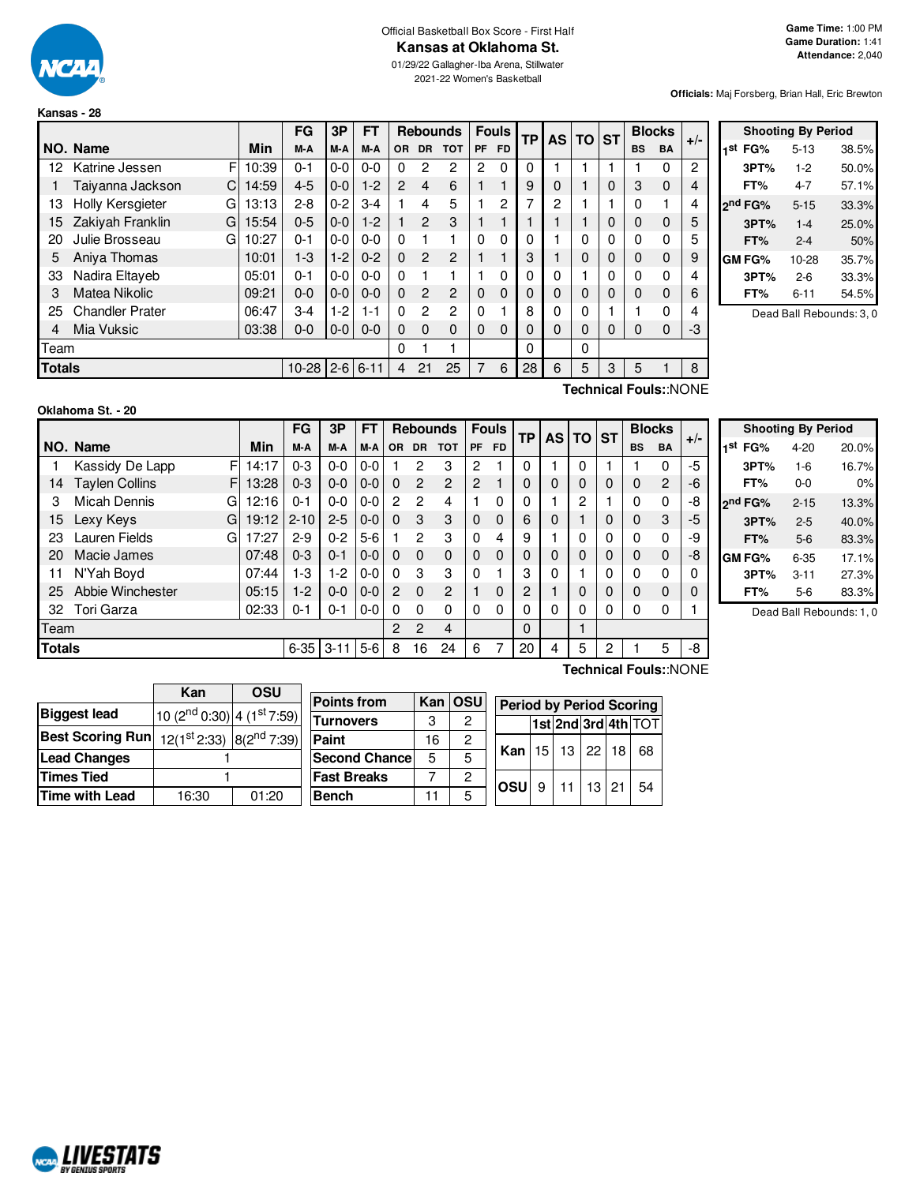Official Basketball Box Score - First Half

# Kansas at Oklahoma St.

01/29/22 Gallagher-Iba Arena, Stillwater

2021-22 Women's Basketball

**Game Time:** 1:00 PM
**Game Duration:** 1:41
**Attendance:** 2,040

**Officials:** Maj Forsberg, Brian Hall, Eric Brewton

## Kansas - 28

| NO. | Name | | Min | FG M-A | 3P M-A | FT M-A | OR | DR | TOT | PF | FD | TP | AS | TO | ST | BS | BA | +/- |
|---|---|---|---|---|---|---|---|---|---|---|---|---|---|---|---|---|---|---|
| 12 | Katrine Jessen | F | 10:39 | 0-1 | 0-0 | 0-0 | 0 | 2 | 2 | 2 | 0 | 0 | 1 | 1 | 1 | 1 | 0 | 2 |
| 1 | Taiyanna Jackson | C | 14:59 | 4-5 | 0-0 | 1-2 | 2 | 4 | 6 | 1 | 1 | 9 | 0 | 1 | 0 | 3 | 0 | 4 |
| 13 | Holly Kersgieter | G | 13:13 | 2-8 | 0-2 | 3-4 | 1 | 4 | 5 | 1 | 2 | 7 | 2 | 1 | 1 | 0 | 1 | 4 |
| 15 | Zakiyah Franklin | G | 15:54 | 0-5 | 0-0 | 1-2 | 1 | 2 | 3 | 1 | 1 | 1 | 1 | 1 | 0 | 0 | 0 | 5 |
| 20 | Julie Brosseau | G | 10:27 | 0-1 | 0-0 | 0-0 | 0 | 1 | 1 | 0 | 0 | 0 | 1 | 0 | 0 | 0 | 0 | 5 |
| 5 | Aniya Thomas | | 10:01 | 1-3 | 1-2 | 0-2 | 0 | 2 | 2 | 1 | 1 | 3 | 1 | 0 | 0 | 0 | 0 | 9 |
| 33 | Nadira Eltayeb | | 05:01 | 0-1 | 0-0 | 0-0 | 0 | 1 | 1 | 1 | 0 | 0 | 0 | 1 | 0 | 0 | 0 | 4 |
| 3 | Matea Nikolic | | 09:21 | 0-0 | 0-0 | 0-0 | 0 | 2 | 2 | 0 | 0 | 0 | 0 | 0 | 0 | 0 | 0 | 6 |
| 25 | Chandler Prater | | 06:47 | 3-4 | 1-2 | 1-1 | 0 | 2 | 2 | 0 | 1 | 8 | 0 | 0 | 1 | 1 | 0 | 4 |
| 4 | Mia Vuksic | | 03:38 | 0-0 | 0-0 | 0-0 | 0 | 0 | 0 | 0 | 0 | 0 | 0 | 0 | 0 | 0 | 0 | -3 |
| | Team | | | | | | 0 | 1 | 1 | | | 0 | | 0 | | | | |
| | **Totals** | | | 10-28 | 2-6 | 6-11 | 4 | 21 | 25 | 7 | 6 | 28 | 6 | 5 | 3 | 5 | 1 | 8 |

**Technical Fouls:**:NONE

| Shooting By Period | | |
|---|---|---|
| 1st FG% | 5-13 | 38.5% |
| 3PT% | 1-2 | 50.0% |
| FT% | 4-7 | 57.1% |
| 2nd FG% | 5-15 | 33.3% |
| 3PT% | 1-4 | 25.0% |
| FT% | 2-4 | 50% |
| GM FG% | 10-28 | 35.7% |
| 3PT% | 2-6 | 33.3% |
| FT% | 6-11 | 54.5% |

Dead Ball Rebounds: 3, 0

## Oklahoma St. - 20

| NO. | Name | | Min | FG M-A | 3P M-A | FT M-A | OR | DR | TOT | PF | FD | TP | AS | TO | ST | BS | BA | +/- |
|---|---|---|---|---|---|---|---|---|---|---|---|---|---|---|---|---|---|---|
| 1 | Kassidy De Lapp | F | 14:17 | 0-3 | 0-0 | 0-0 | 1 | 2 | 3 | 2 | 1 | 0 | 1 | 0 | 1 | 1 | 0 | -5 |
| 14 | Taylen Collins | F | 13:28 | 0-3 | 0-0 | 0-0 | 0 | 2 | 2 | 2 | 1 | 0 | 0 | 0 | 0 | 0 | 2 | -6 |
| 3 | Micah Dennis | G | 12:16 | 0-1 | 0-0 | 0-0 | 2 | 2 | 4 | 1 | 0 | 0 | 1 | 2 | 1 | 0 | 0 | -8 |
| 15 | Lexy Keys | G | 19:12 | 2-10 | 2-5 | 0-0 | 0 | 3 | 3 | 0 | 0 | 6 | 0 | 1 | 0 | 0 | 3 | -5 |
| 23 | Lauren Fields | G | 17:27 | 2-9 | 0-2 | 5-6 | 1 | 2 | 3 | 0 | 4 | 9 | 1 | 0 | 0 | 0 | 0 | -9 |
| 20 | Macie James | | 07:48 | 0-3 | 0-1 | 0-0 | 0 | 0 | 0 | 0 | 0 | 0 | 0 | 0 | 0 | 0 | 0 | -8 |
| 11 | N'Yah Boyd | | 07:44 | 1-3 | 1-2 | 0-0 | 0 | 3 | 3 | 0 | 1 | 3 | 0 | 1 | 0 | 0 | 0 | 0 |
| 25 | Abbie Winchester | | 05:15 | 1-2 | 0-0 | 0-0 | 2 | 0 | 2 | 1 | 0 | 2 | 1 | 0 | 0 | 0 | 0 | 0 |
| 32 | Tori Garza | | 02:33 | 0-1 | 0-1 | 0-0 | 0 | 0 | 0 | 0 | 0 | 0 | 0 | 0 | 0 | 0 | 0 | 1 |
| | Team | | | | | | 2 | 2 | 4 | | | 0 | | 1 | | | | |
| | **Totals** | | | 6-35 | 3-11 | 5-6 | 8 | 16 | 24 | 6 | 7 | 20 | 4 | 5 | 2 | 1 | 5 | -8 |

**Technical Fouls:**:NONE

| Shooting By Period | | |
|---|---|---|
| 1st FG% | 4-20 | 20.0% |
| 3PT% | 1-6 | 16.7% |
| FT% | 0-0 | 0% |
| 2nd FG% | 2-15 | 13.3% |
| 3PT% | 2-5 | 40.0% |
| FT% | 5-6 | 83.3% |
| GM FG% | 6-35 | 17.1% |
| 3PT% | 3-11 | 27.3% |
| FT% | 5-6 | 83.3% |

Dead Ball Rebounds: 1, 0

| | Kan | OSU |
|---|---|---|
| **Biggest lead** | 10 (2nd 0:30) | 4 (1st 7:59) |
| **Best Scoring Run** | 12(1st 2:33) | 8(2nd 7:39) |
| **Lead Changes** | 1 | |
| **Times Tied** | 1 | |
| **Time with Lead** | 16:30 | 01:20 |

| Points from | Kan | OSU |
|---|---|---|
| Turnovers | 3 | 2 |
| Paint | 16 | 2 |
| Second Chance | 5 | 5 |
| Fast Breaks | 7 | 2 |
| Bench | 11 | 5 |

| Period by Period Scoring | 1st | 2nd | 3rd | 4th | TOT |
|---|---|---|---|---|---|
| Kan | 15 | 13 | 22 | 18 | 68 |
| OSU | 9 | 11 | 13 | 21 | 54 |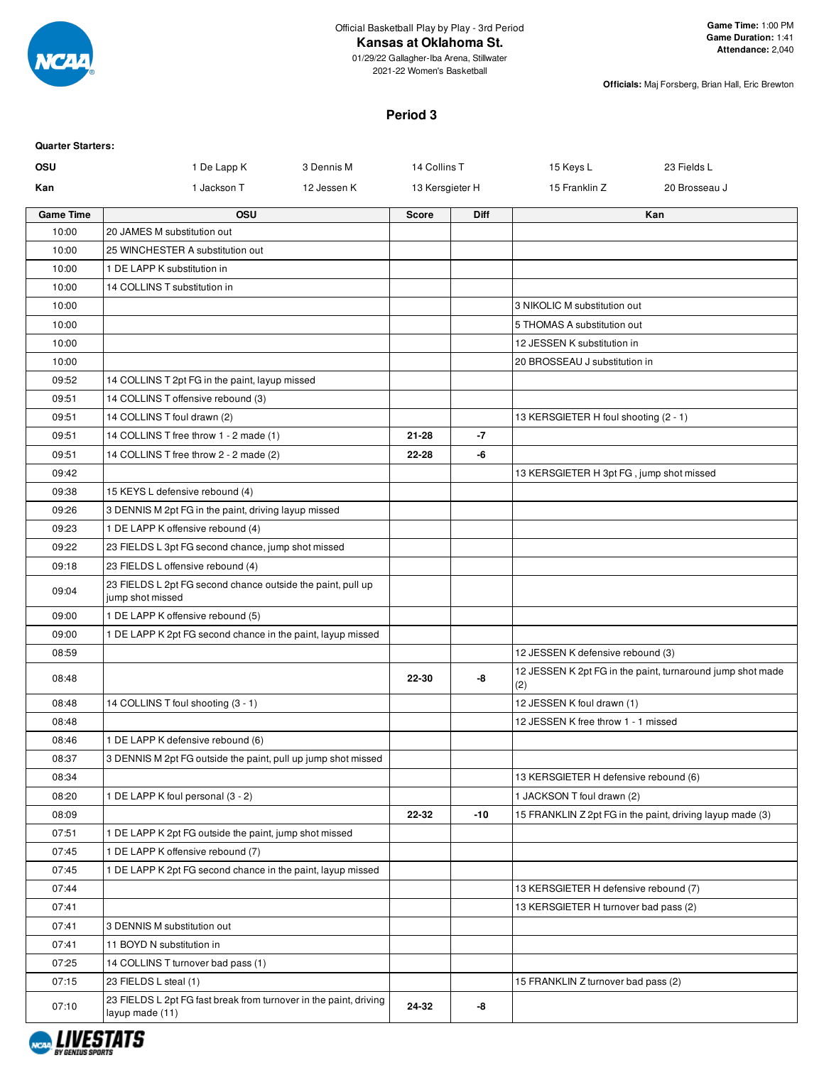Official Basketball Play by Play - 3rd Period

**Kansas at Oklahoma St.**

01/29/22 Gallagher-Iba Arena, Stillwater

2021-22 Women's Basketball

**Game Time:** 1:00 PM
**Game Duration:** 1:41
**Attendance:** 2,040

**Officials:** Maj Forsberg, Brian Hall, Eric Brewton

## Period 3

**Quarter Starters:**

| | | | | | |
|---|---|---|---|---|---|
| **OSU** | 1 De Lapp K | 3 Dennis M | 14 Collins T | 15 Keys L | 23 Fields L |
| **Kan** | 1 Jackson T | 12 Jessen K | 13 Kersgieter H | 15 Franklin Z | 20 Brosseau J |

| Game Time | OSU | Score | Diff | Kan |
|---|---|---|---|---|
| 10:00 | 20 JAMES M substitution out | | | |
| 10:00 | 25 WINCHESTER A substitution out | | | |
| 10:00 | 1 DE LAPP K substitution in | | | |
| 10:00 | 14 COLLINS T substitution in | | | |
| 10:00 | | | | 3 NIKOLIC M substitution out |
| 10:00 | | | | 5 THOMAS A substitution out |
| 10:00 | | | | 12 JESSEN K substitution in |
| 10:00 | | | | 20 BROSSEAU J substitution in |
| 09:52 | 14 COLLINS T 2pt FG in the paint, layup missed | | | |
| 09:51 | 14 COLLINS T offensive rebound (3) | | | |
| 09:51 | 14 COLLINS T foul drawn (2) | | | 13 KERSGIETER H foul shooting (2 - 1) |
| 09:51 | 14 COLLINS T free throw 1 - 2 made (1) | 21-28 | -7 | |
| 09:51 | 14 COLLINS T free throw 2 - 2 made (2) | 22-28 | -6 | |
| 09:42 | | | | 13 KERSGIETER H 3pt FG , jump shot missed |
| 09:38 | 15 KEYS L defensive rebound (4) | | | |
| 09:26 | 3 DENNIS M 2pt FG in the paint, driving layup missed | | | |
| 09:23 | 1 DE LAPP K offensive rebound (4) | | | |
| 09:22 | 23 FIELDS L 3pt FG second chance, jump shot missed | | | |
| 09:18 | 23 FIELDS L offensive rebound (4) | | | |
| 09:04 | 23 FIELDS L 2pt FG second chance outside the paint, pull up jump shot missed | | | |
| 09:00 | 1 DE LAPP K offensive rebound (5) | | | |
| 09:00 | 1 DE LAPP K 2pt FG second chance in the paint, layup missed | | | |
| 08:59 | | | | 12 JESSEN K defensive rebound (3) |
| 08:48 | | 22-30 | -8 | 12 JESSEN K 2pt FG in the paint, turnaround jump shot made (2) |
| 08:48 | 14 COLLINS T foul shooting (3 - 1) | | | 12 JESSEN K foul drawn (1) |
| 08:48 | | | | 12 JESSEN K free throw 1 - 1 missed |
| 08:46 | 1 DE LAPP K defensive rebound (6) | | | |
| 08:37 | 3 DENNIS M 2pt FG outside the paint, pull up jump shot missed | | | |
| 08:34 | | | | 13 KERSGIETER H defensive rebound (6) |
| 08:20 | 1 DE LAPP K foul personal (3 - 2) | | | 1 JACKSON T foul drawn (2) |
| 08:09 | | 22-32 | -10 | 15 FRANKLIN Z 2pt FG in the paint, driving layup made (3) |
| 07:51 | 1 DE LAPP K 2pt FG outside the paint, jump shot missed | | | |
| 07:45 | 1 DE LAPP K offensive rebound (7) | | | |
| 07:45 | 1 DE LAPP K 2pt FG second chance in the paint, layup missed | | | |
| 07:44 | | | | 13 KERSGIETER H defensive rebound (7) |
| 07:41 | | | | 13 KERSGIETER H turnover bad pass (2) |
| 07:41 | 3 DENNIS M substitution out | | | |
| 07:41 | 11 BOYD N substitution in | | | |
| 07:25 | 14 COLLINS T turnover bad pass (1) | | | |
| 07:15 | 23 FIELDS L steal (1) | | | 15 FRANKLIN Z turnover bad pass (2) |
| 07:10 | 23 FIELDS L 2pt FG fast break from turnover in the paint, driving layup made (11) | 24-32 | -8 | |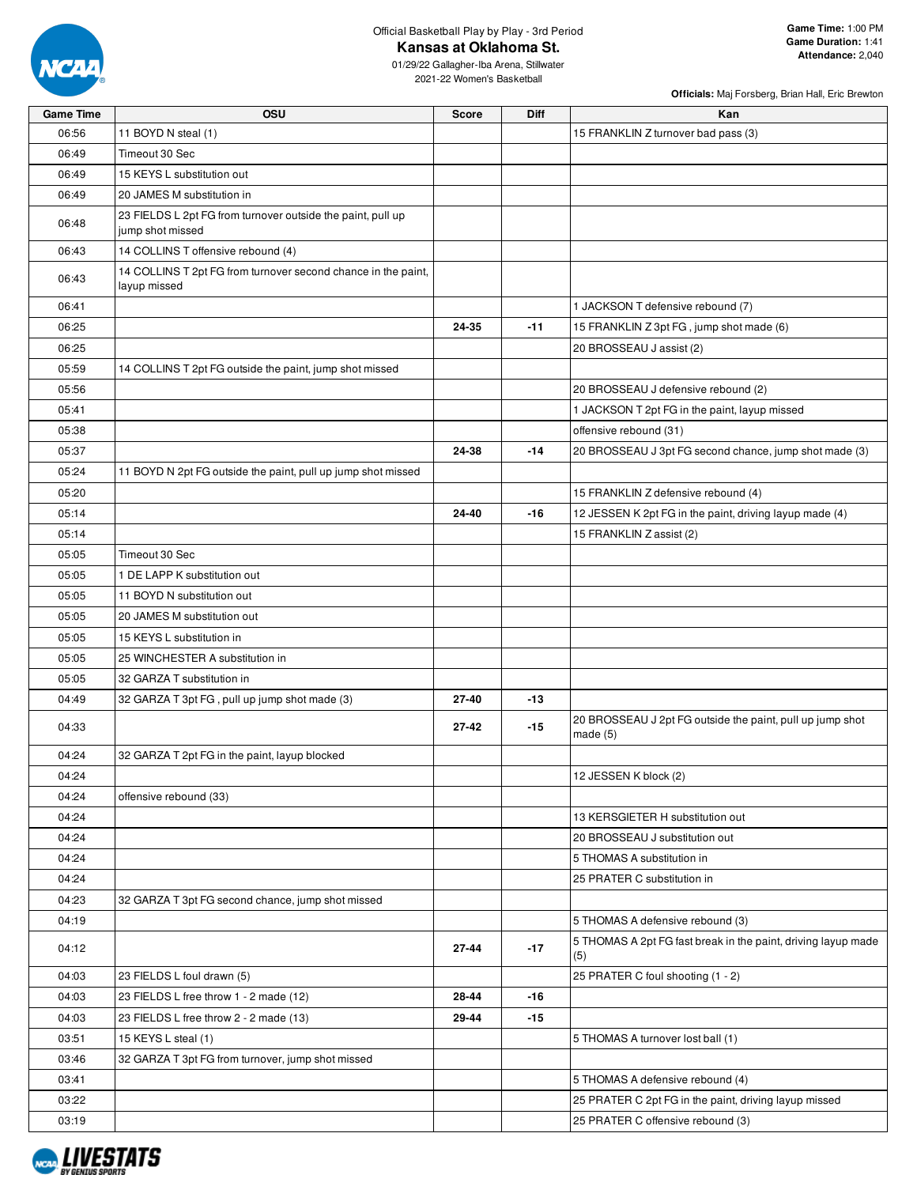Official Basketball Play by Play - 3rd Period

# Kansas at Oklahoma St.

01/29/22 Gallagher-Iba Arena, Stillwater
2021-22 Women's Basketball

**Game Time:** 1:00 PM
**Game Duration:** 1:41
**Attendance:** 2,040

**Officials:** Maj Forsberg, Brian Hall, Eric Brewton

| Game Time | OSU | Score | Diff | Kan |
|---|---|---|---|---|
| 06:56 | 11 BOYD N steal (1) | | | 15 FRANKLIN Z turnover bad pass (3) |
| 06:49 | Timeout 30 Sec | | | |
| 06:49 | 15 KEYS L substitution out | | | |
| 06:49 | 20 JAMES M substitution in | | | |
| 06:48 | 23 FIELDS L 2pt FG from turnover outside the paint, pull up jump shot missed | | | |
| 06:43 | 14 COLLINS T offensive rebound (4) | | | |
| 06:43 | 14 COLLINS T 2pt FG from turnover second chance in the paint, layup missed | | | |
| 06:41 | | | | 1 JACKSON T defensive rebound (7) |
| 06:25 | | 24-35 | -11 | 15 FRANKLIN Z 3pt FG , jump shot made (6) |
| 06:25 | | | | 20 BROSSEAU J assist (2) |
| 05:59 | 14 COLLINS T 2pt FG outside the paint, jump shot missed | | | |
| 05:56 | | | | 20 BROSSEAU J defensive rebound (2) |
| 05:41 | | | | 1 JACKSON T 2pt FG in the paint, layup missed |
| 05:38 | | | | offensive rebound (31) |
| 05:37 | | 24-38 | -14 | 20 BROSSEAU J 3pt FG second chance, jump shot made (3) |
| 05:24 | 11 BOYD N 2pt FG outside the paint, pull up jump shot missed | | | |
| 05:20 | | | | 15 FRANKLIN Z defensive rebound (4) |
| 05:14 | | 24-40 | -16 | 12 JESSEN K 2pt FG in the paint, driving layup made (4) |
| 05:14 | | | | 15 FRANKLIN Z assist (2) |
| 05:05 | Timeout 30 Sec | | | |
| 05:05 | 1 DE LAPP K substitution out | | | |
| 05:05 | 11 BOYD N substitution out | | | |
| 05:05 | 20 JAMES M substitution out | | | |
| 05:05 | 15 KEYS L substitution in | | | |
| 05:05 | 25 WINCHESTER A substitution in | | | |
| 05:05 | 32 GARZA T substitution in | | | |
| 04:49 | 32 GARZA T 3pt FG , pull up jump shot made (3) | 27-40 | -13 | |
| 04:33 | | 27-42 | -15 | 20 BROSSEAU J 2pt FG outside the paint, pull up jump shot made (5) |
| 04:24 | 32 GARZA T 2pt FG in the paint, layup blocked | | | |
| 04:24 | | | | 12 JESSEN K block (2) |
| 04:24 | offensive rebound (33) | | | |
| 04:24 | | | | 13 KERSGIETER H substitution out |
| 04:24 | | | | 20 BROSSEAU J substitution out |
| 04:24 | | | | 5 THOMAS A substitution in |
| 04:24 | | | | 25 PRATER C substitution in |
| 04:23 | 32 GARZA T 3pt FG second chance, jump shot missed | | | |
| 04:19 | | | | 5 THOMAS A defensive rebound (3) |
| 04:12 | | 27-44 | -17 | 5 THOMAS A 2pt FG fast break in the paint, driving layup made (5) |
| 04:03 | 23 FIELDS L foul drawn (5) | | | 25 PRATER C foul shooting (1 - 2) |
| 04:03 | 23 FIELDS L free throw 1 - 2 made (12) | 28-44 | -16 | |
| 04:03 | 23 FIELDS L free throw 2 - 2 made (13) | 29-44 | -15 | |
| 03:51 | 15 KEYS L steal (1) | | | 5 THOMAS A turnover lost ball (1) |
| 03:46 | 32 GARZA T 3pt FG from turnover, jump shot missed | | | |
| 03:41 | | | | 5 THOMAS A defensive rebound (4) |
| 03:22 | | | | 25 PRATER C 2pt FG in the paint, driving layup missed |
| 03:19 | | | | 25 PRATER C offensive rebound (3) |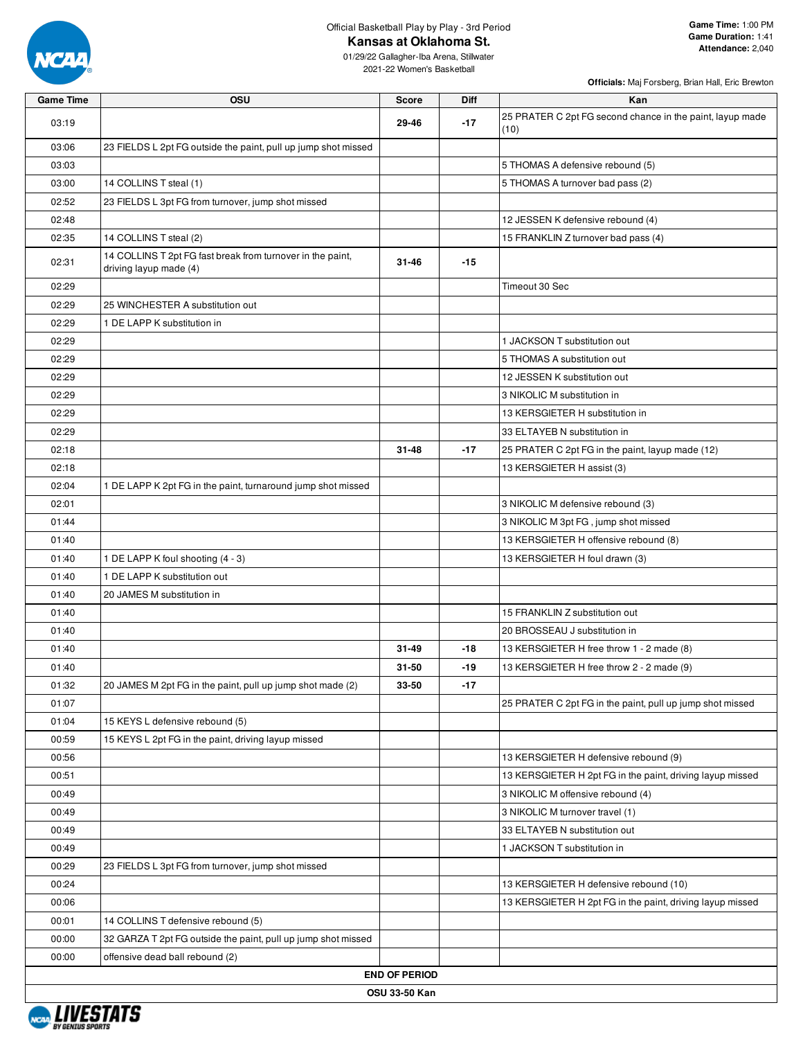Official Basketball Play by Play - 3rd Period

# Kansas at Oklahoma St.

01/29/22 Gallagher-Iba Arena, Stillwater

2021-22 Women's Basketball

**Game Time:** 1:00 PM
**Game Duration:** 1:41
**Attendance:** 2,040

**Officials:** Maj Forsberg, Brian Hall, Eric Brewton

| Game Time | OSU | Score | Diff | Kan |
|---|---|---|---|---|
| 03:19 | | 29-46 | -17 | 25 PRATER C 2pt FG second chance in the paint, layup made (10) |
| 03:06 | 23 FIELDS L 2pt FG outside the paint, pull up jump shot missed | | | |
| 03:03 | | | | 5 THOMAS A defensive rebound (5) |
| 03:00 | 14 COLLINS T steal (1) | | | 5 THOMAS A turnover bad pass (2) |
| 02:52 | 23 FIELDS L 3pt FG from turnover, jump shot missed | | | |
| 02:48 | | | | 12 JESSEN K defensive rebound (4) |
| 02:35 | 14 COLLINS T steal (2) | | | 15 FRANKLIN Z turnover bad pass (4) |
| 02:31 | 14 COLLINS T 2pt FG fast break from turnover in the paint, driving layup made (4) | 31-46 | -15 | |
| 02:29 | | | | Timeout 30 Sec |
| 02:29 | 25 WINCHESTER A substitution out | | | |
| 02:29 | 1 DE LAPP K substitution in | | | |
| 02:29 | | | | 1 JACKSON T substitution out |
| 02:29 | | | | 5 THOMAS A substitution out |
| 02:29 | | | | 12 JESSEN K substitution out |
| 02:29 | | | | 3 NIKOLIC M substitution in |
| 02:29 | | | | 13 KERSGIETER H substitution in |
| 02:29 | | | | 33 ELTAYEB N substitution in |
| 02:18 | | 31-48 | -17 | 25 PRATER C 2pt FG in the paint, layup made (12) |
| 02:18 | | | | 13 KERSGIETER H assist (3) |
| 02:04 | 1 DE LAPP K 2pt FG in the paint, turnaround jump shot missed | | | |
| 02:01 | | | | 3 NIKOLIC M defensive rebound (3) |
| 01:44 | | | | 3 NIKOLIC M 3pt FG , jump shot missed |
| 01:40 | | | | 13 KERSGIETER H offensive rebound (8) |
| 01:40 | 1 DE LAPP K foul shooting (4 - 3) | | | 13 KERSGIETER H foul drawn (3) |
| 01:40 | 1 DE LAPP K substitution out | | | |
| 01:40 | 20 JAMES M substitution in | | | |
| 01:40 | | | | 15 FRANKLIN Z substitution out |
| 01:40 | | | | 20 BROSSEAU J substitution in |
| 01:40 | | 31-49 | -18 | 13 KERSGIETER H free throw 1 - 2 made (8) |
| 01:40 | | 31-50 | -19 | 13 KERSGIETER H free throw 2 - 2 made (9) |
| 01:32 | 20 JAMES M 2pt FG in the paint, pull up jump shot made (2) | 33-50 | -17 | |
| 01:07 | | | | 25 PRATER C 2pt FG in the paint, pull up jump shot missed |
| 01:04 | 15 KEYS L defensive rebound (5) | | | |
| 00:59 | 15 KEYS L 2pt FG in the paint, driving layup missed | | | |
| 00:56 | | | | 13 KERSGIETER H defensive rebound (9) |
| 00:51 | | | | 13 KERSGIETER H 2pt FG in the paint, driving layup missed |
| 00:49 | | | | 3 NIKOLIC M offensive rebound (4) |
| 00:49 | | | | 3 NIKOLIC M turnover travel (1) |
| 00:49 | | | | 33 ELTAYEB N substitution out |
| 00:49 | | | | 1 JACKSON T substitution in |
| 00:29 | 23 FIELDS L 3pt FG from turnover, jump shot missed | | | |
| 00:24 | | | | 13 KERSGIETER H defensive rebound (10) |
| 00:06 | | | | 13 KERSGIETER H 2pt FG in the paint, driving layup missed |
| 00:01 | 14 COLLINS T defensive rebound (5) | | | |
| 00:00 | 32 GARZA T 2pt FG outside the paint, pull up jump shot missed | | | |
| 00:00 | offensive dead ball rebound (2) | | | |
| | | **END OF PERIOD** | | |
| | | **OSU 33-50 Kan** | | |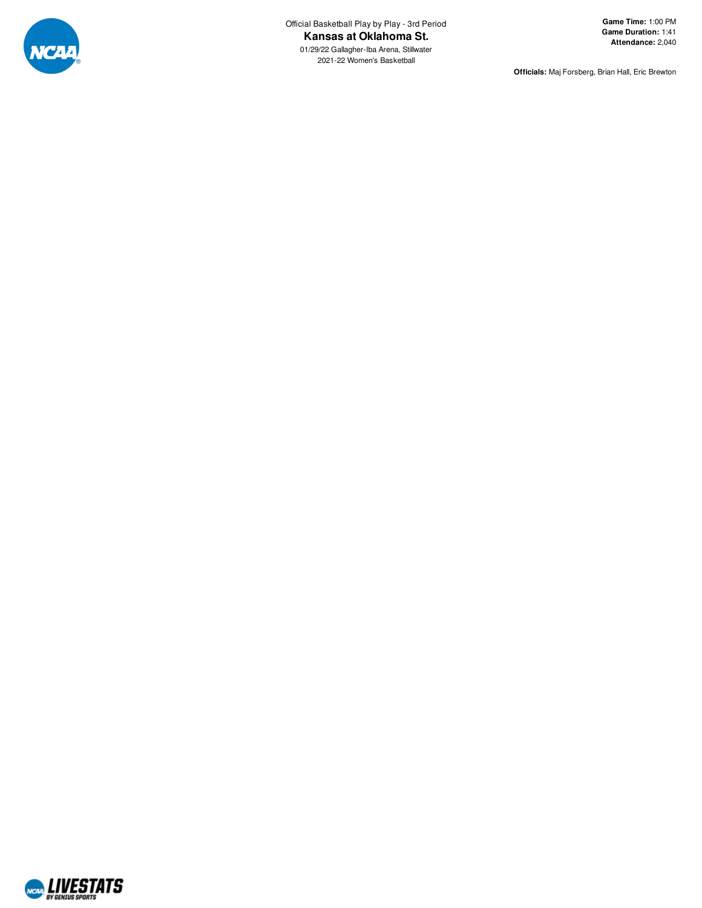Official Basketball Play by Play - 3rd Period

# Kansas at Oklahoma St.

01/29/22 Gallagher-Iba Arena, Stillwater

2021-22 Women's Basketball

**Game Time:** 1:00 PM
**Game Duration:** 1:41
**Attendance:** 2,040

**Officials:** Maj Forsberg, Brian Hall, Eric Brewton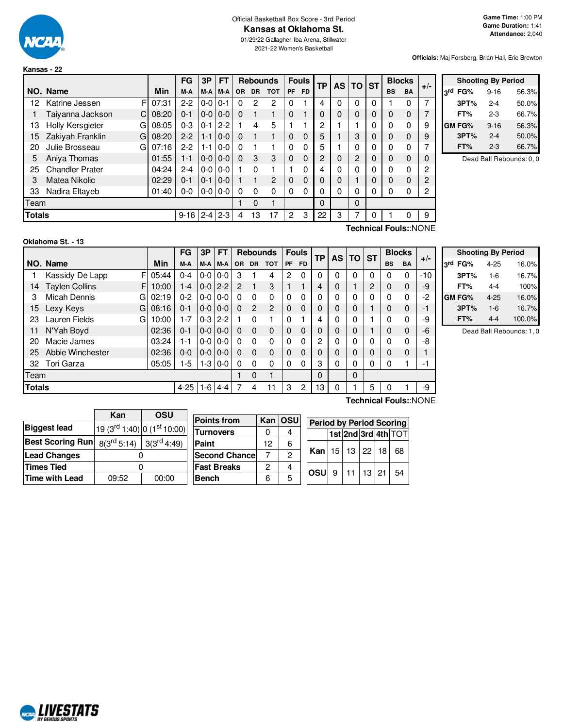Official Basketball Box Score - 3rd Period

# Kansas at Oklahoma St.

01/29/22 Gallagher-Iba Arena, Stillwater

2021-22 Women's Basketball

**Game Time:** 1:00 PM
**Game Duration:** 1:41
**Attendance:** 2,040

**Officials:** Maj Forsberg, Brian Hall, Eric Brewton

## Kansas - 22

| NO. | Name | | Min | FG M-A | 3P M-A | FT M-A | OR | DR | TOT | PF | FD | TP | AS | TO | ST | BS | BA | +/- |
|---|---|---|---|---|---|---|---|---|---|---|---|---|---|---|---|---|---|---|
| 12 | Katrine Jessen | F | 07:31 | 2-2 | 0-0 | 0-1 | 0 | 2 | 2 | 0 | 1 | 4 | 0 | 0 | 0 | 1 | 0 | 7 |
| 1 | Taiyanna Jackson | C | 08:20 | 0-1 | 0-0 | 0-0 | 0 | 1 | 1 | 0 | 1 | 0 | 0 | 0 | 0 | 0 | 0 | 7 |
| 13 | Holly Kersgieter | G | 08:05 | 0-3 | 0-1 | 2-2 | 1 | 4 | 5 | 1 | 1 | 2 | 1 | 1 | 0 | 0 | 0 | 9 |
| 15 | Zakiyah Franklin | G | 08:20 | 2-2 | 1-1 | 0-0 | 0 | 1 | 1 | 0 | 0 | 5 | 1 | 3 | 0 | 0 | 0 | 9 |
| 20 | Julie Brosseau | G | 07:16 | 2-2 | 1-1 | 0-0 | 0 | 1 | 1 | 0 | 0 | 5 | 1 | 0 | 0 | 0 | 0 | 7 |
| 5 | Aniya Thomas | | 01:55 | 1-1 | 0-0 | 0-0 | 0 | 3 | 3 | 0 | 0 | 2 | 0 | 2 | 0 | 0 | 0 | 0 |
| 25 | Chandler Prater | | 04:24 | 2-4 | 0-0 | 0-0 | 1 | 0 | 1 | 1 | 0 | 4 | 0 | 0 | 0 | 0 | 0 | 2 |
| 3 | Matea Nikolic | | 02:29 | 0-1 | 0-1 | 0-0 | 1 | 1 | 2 | 0 | 0 | 0 | 0 | 1 | 0 | 0 | 0 | 2 |
| 33 | Nadira Eltayeb | | 01:40 | 0-0 | 0-0 | 0-0 | 0 | 0 | 0 | 0 | 0 | 0 | 0 | 0 | 0 | 0 | 0 | 2 |
| | Team | | | | | | 1 | 0 | 1 | | | 0 | | 0 | | | | |
| | **Totals** | | | 9-16 | 2-4 | 2-3 | 4 | 13 | 17 | 2 | 3 | 22 | 3 | 7 | 0 | 1 | 0 | 9 |

Technical Fouls::NONE

| Shooting By Period | | |
|---|---|---|
| 3rd FG% | 9-16 | 56.3% |
| 3PT% | 2-4 | 50.0% |
| FT% | 2-3 | 66.7% |
| GM FG% | 9-16 | 56.3% |
| 3PT% | 2-4 | 50.0% |
| FT% | 2-3 | 66.7% |

Dead Ball Rebounds: 0, 0

## Oklahoma St. - 13

| NO. | Name | | Min | FG M-A | 3P M-A | FT M-A | OR | DR | TOT | PF | FD | TP | AS | TO | ST | BS | BA | +/- |
|---|---|---|---|---|---|---|---|---|---|---|---|---|---|---|---|---|---|---|
| 1 | Kassidy De Lapp | F | 05:44 | 0-4 | 0-0 | 0-0 | 3 | 1 | 4 | 2 | 0 | 0 | 0 | 0 | 0 | 0 | 0 | -10 |
| 14 | Taylen Collins | F | 10:00 | 1-4 | 0-0 | 2-2 | 2 | 1 | 3 | 1 | 1 | 4 | 0 | 1 | 2 | 0 | 0 | -9 |
| 3 | Micah Dennis | G | 02:19 | 0-2 | 0-0 | 0-0 | 0 | 0 | 0 | 0 | 0 | 0 | 0 | 0 | 0 | 0 | 0 | -2 |
| 15 | Lexy Keys | G | 08:16 | 0-1 | 0-0 | 0-0 | 0 | 2 | 2 | 0 | 0 | 0 | 0 | 0 | 1 | 0 | 0 | -1 |
| 23 | Lauren Fields | G | 10:00 | 1-7 | 0-3 | 2-2 | 1 | 0 | 1 | 0 | 1 | 4 | 0 | 0 | 1 | 0 | 0 | -9 |
| 11 | N'Yah Boyd | | 02:36 | 0-1 | 0-0 | 0-0 | 0 | 0 | 0 | 0 | 0 | 0 | 0 | 0 | 1 | 0 | 0 | -6 |
| 20 | Macie James | | 03:24 | 1-1 | 0-0 | 0-0 | 0 | 0 | 0 | 0 | 0 | 2 | 0 | 0 | 0 | 0 | 0 | -8 |
| 25 | Abbie Winchester | | 02:36 | 0-0 | 0-0 | 0-0 | 0 | 0 | 0 | 0 | 0 | 0 | 0 | 0 | 0 | 0 | 0 | 1 |
| 32 | Tori Garza | | 05:05 | 1-5 | 1-3 | 0-0 | 0 | 0 | 0 | 0 | 0 | 3 | 0 | 0 | 0 | 0 | 1 | -1 |
| | Team | | | | | | 1 | 0 | 1 | | | 0 | | 0 | | | | |
| | **Totals** | | | 4-25 | 1-6 | 4-4 | 7 | 4 | 11 | 3 | 2 | 13 | 0 | 1 | 5 | 0 | 1 | -9 |

Technical Fouls::NONE

| Shooting By Period | | |
|---|---|---|
| 3rd FG% | 4-25 | 16.0% |
| 3PT% | 1-6 | 16.7% |
| FT% | 4-4 | 100% |
| GM FG% | 4-25 | 16.0% |
| 3PT% | 1-6 | 16.7% |
| FT% | 4-4 | 100.0% |

Dead Ball Rebounds: 1, 0

| | Kan | OSU |
|---|---|---|
| **Biggest lead** | 19 (3rd 1:40) | 0 (1st 10:00) |
| **Best Scoring Run** | 8(3rd 5:14) | 3(3rd 4:49) |
| **Lead Changes** | 0 | |
| **Times Tied** | 0 | |
| **Time with Lead** | 09:52 | 00:00 |

| Points from | Kan | OSU |
|---|---|---|
| Turnovers | 0 | 4 |
| Paint | 12 | 6 |
| Second Chance | 7 | 2 |
| Fast Breaks | 2 | 4 |
| Bench | 6 | 5 |

| Period by Period Scoring | 1st | 2nd | 3rd | 4th | TOT |
|---|---|---|---|---|---|
| Kan | 15 | 13 | 22 | 18 | 68 |
| OSU | 9 | 11 | 13 | 21 | 54 |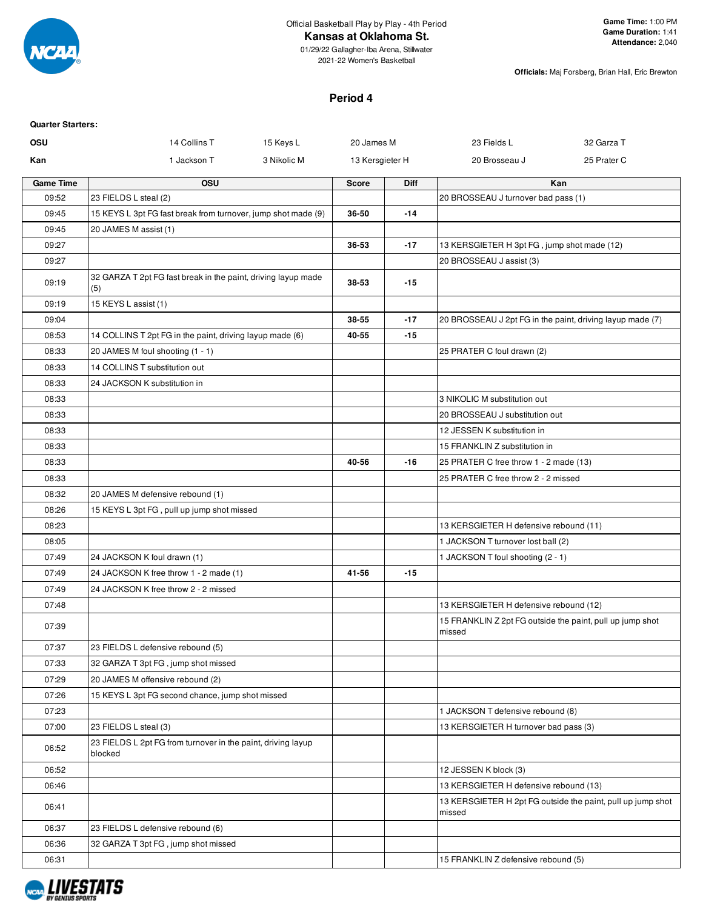Official Basketball Play by Play - 4th Period

**Kansas at Oklahoma St.**

01/29/22 Gallagher-Iba Arena, Stillwater

2021-22 Women's Basketball

**Game Time:** 1:00 PM
**Game Duration:** 1:41
**Attendance:** 2,040

**Officials:** Maj Forsberg, Brian Hall, Eric Brewton

## Period 4

**Quarter Starters:**

| | | | | | |
|---|---|---|---|---|---|
| **OSU** | 14 Collins T | 15 Keys L | 20 James M | 23 Fields L | 32 Garza T |
| **Kan** | 1 Jackson T | 3 Nikolic M | 13 Kersgieter H | 20 Brosseau J | 25 Prater C |

| Game Time | OSU | Score | Diff | Kan |
|---|---|---|---|---|
| 09:52 | 23 FIELDS L steal (2) | | | 20 BROSSEAU J turnover bad pass (1) |
| 09:45 | 15 KEYS L 3pt FG fast break from turnover, jump shot made (9) | 36-50 | -14 | |
| 09:45 | 20 JAMES M assist (1) | | | |
| 09:27 | | 36-53 | -17 | 13 KERSGIETER H 3pt FG , jump shot made (12) |
| 09:27 | | | | 20 BROSSEAU J assist (3) |
| 09:19 | 32 GARZA T 2pt FG fast break in the paint, driving layup made (5) | 38-53 | -15 | |
| 09:19 | 15 KEYS L assist (1) | | | |
| 09:04 | | 38-55 | -17 | 20 BROSSEAU J 2pt FG in the paint, driving layup made (7) |
| 08:53 | 14 COLLINS T 2pt FG in the paint, driving layup made (6) | 40-55 | -15 | |
| 08:33 | 20 JAMES M foul shooting (1 - 1) | | | 25 PRATER C foul drawn (2) |
| 08:33 | 14 COLLINS T substitution out | | | |
| 08:33 | 24 JACKSON K substitution in | | | |
| 08:33 | | | | 3 NIKOLIC M substitution out |
| 08:33 | | | | 20 BROSSEAU J substitution out |
| 08:33 | | | | 12 JESSEN K substitution in |
| 08:33 | | | | 15 FRANKLIN Z substitution in |
| 08:33 | | 40-56 | -16 | 25 PRATER C free throw 1 - 2 made (13) |
| 08:33 | | | | 25 PRATER C free throw 2 - 2 missed |
| 08:32 | 20 JAMES M defensive rebound (1) | | | |
| 08:26 | 15 KEYS L 3pt FG , pull up jump shot missed | | | |
| 08:23 | | | | 13 KERSGIETER H defensive rebound (11) |
| 08:05 | | | | 1 JACKSON T turnover lost ball (2) |
| 07:49 | 24 JACKSON K foul drawn (1) | | | 1 JACKSON T foul shooting (2 - 1) |
| 07:49 | 24 JACKSON K free throw 1 - 2 made (1) | 41-56 | -15 | |
| 07:49 | 24 JACKSON K free throw 2 - 2 missed | | | |
| 07:48 | | | | 13 KERSGIETER H defensive rebound (12) |
| 07:39 | | | | 15 FRANKLIN Z 2pt FG outside the paint, pull up jump shot missed |
| 07:37 | 23 FIELDS L defensive rebound (5) | | | |
| 07:33 | 32 GARZA T 3pt FG , jump shot missed | | | |
| 07:29 | 20 JAMES M offensive rebound (2) | | | |
| 07:26 | 15 KEYS L 3pt FG second chance, jump shot missed | | | |
| 07:23 | | | | 1 JACKSON T defensive rebound (8) |
| 07:00 | 23 FIELDS L steal (3) | | | 13 KERSGIETER H turnover bad pass (3) |
| 06:52 | 23 FIELDS L 2pt FG from turnover in the paint, driving layup blocked | | | |
| 06:52 | | | | 12 JESSEN K block (3) |
| 06:46 | | | | 13 KERSGIETER H defensive rebound (13) |
| 06:41 | | | | 13 KERSGIETER H 2pt FG outside the paint, pull up jump shot missed |
| 06:37 | 23 FIELDS L defensive rebound (6) | | | |
| 06:36 | 32 GARZA T 3pt FG , jump shot missed | | | |
| 06:31 | | | | 15 FRANKLIN Z defensive rebound (5) |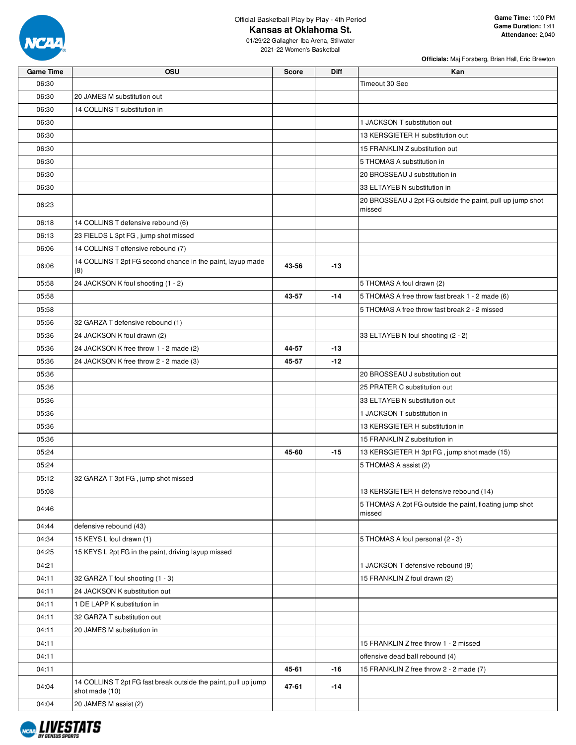Official Basketball Play by Play - 4th Period

# Kansas at Oklahoma St.

01/29/22 Gallagher-Iba Arena, Stillwater

2021-22 Women's Basketball

**Game Time:** 1:00 PM
**Game Duration:** 1:41
**Attendance:** 2,040

**Officials:** Maj Forsberg, Brian Hall, Eric Brewton

| Game Time | OSU | Score | Diff | Kan |
|---|---|---|---|---|
| 06:30 | | | | Timeout 30 Sec |
| 06:30 | 20 JAMES M substitution out | | | |
| 06:30 | 14 COLLINS T substitution in | | | |
| 06:30 | | | | 1 JACKSON T substitution out |
| 06:30 | | | | 13 KERSGIETER H substitution out |
| 06:30 | | | | 15 FRANKLIN Z substitution out |
| 06:30 | | | | 5 THOMAS A substitution in |
| 06:30 | | | | 20 BROSSEAU J substitution in |
| 06:30 | | | | 33 ELTAYEB N substitution in |
| 06:23 | | | | 20 BROSSEAU J 2pt FG outside the paint, pull up jump shot missed |
| 06:18 | 14 COLLINS T defensive rebound (6) | | | |
| 06:13 | 23 FIELDS L 3pt FG , jump shot missed | | | |
| 06:06 | 14 COLLINS T offensive rebound (7) | | | |
| 06:06 | 14 COLLINS T 2pt FG second chance in the paint, layup made (8) | 43-56 | -13 | |
| 05:58 | 24 JACKSON K foul shooting (1 - 2) | | | 5 THOMAS A foul drawn (2) |
| 05:58 | | 43-57 | -14 | 5 THOMAS A free throw fast break 1 - 2 made (6) |
| 05:58 | | | | 5 THOMAS A free throw fast break 2 - 2 missed |
| 05:56 | 32 GARZA T defensive rebound (1) | | | |
| 05:36 | 24 JACKSON K foul drawn (2) | | | 33 ELTAYEB N foul shooting (2 - 2) |
| 05:36 | 24 JACKSON K free throw 1 - 2 made (2) | 44-57 | -13 | |
| 05:36 | 24 JACKSON K free throw 2 - 2 made (3) | 45-57 | -12 | |
| 05:36 | | | | 20 BROSSEAU J substitution out |
| 05:36 | | | | 25 PRATER C substitution out |
| 05:36 | | | | 33 ELTAYEB N substitution out |
| 05:36 | | | | 1 JACKSON T substitution in |
| 05:36 | | | | 13 KERSGIETER H substitution in |
| 05:36 | | | | 15 FRANKLIN Z substitution in |
| 05:24 | | 45-60 | -15 | 13 KERSGIETER H 3pt FG , jump shot made (15) |
| 05:24 | | | | 5 THOMAS A assist (2) |
| 05:12 | 32 GARZA T 3pt FG , jump shot missed | | | |
| 05:08 | | | | 13 KERSGIETER H defensive rebound (14) |
| 04:46 | | | | 5 THOMAS A 2pt FG outside the paint, floating jump shot missed |
| 04:44 | defensive rebound (43) | | | |
| 04:34 | 15 KEYS L foul drawn (1) | | | 5 THOMAS A foul personal (2 - 3) |
| 04:25 | 15 KEYS L 2pt FG in the paint, driving layup missed | | | |
| 04:21 | | | | 1 JACKSON T defensive rebound (9) |
| 04:11 | 32 GARZA T foul shooting (1 - 3) | | | 15 FRANKLIN Z foul drawn (2) |
| 04:11 | 24 JACKSON K substitution out | | | |
| 04:11 | 1 DE LAPP K substitution in | | | |
| 04:11 | 32 GARZA T substitution out | | | |
| 04:11 | 20 JAMES M substitution in | | | |
| 04:11 | | | | 15 FRANKLIN Z free throw 1 - 2 missed |
| 04:11 | | | | offensive dead ball rebound (4) |
| 04:11 | | 45-61 | -16 | 15 FRANKLIN Z free throw 2 - 2 made (7) |
| 04:04 | 14 COLLINS T 2pt FG fast break outside the paint, pull up jump shot made (10) | 47-61 | -14 | |
| 04:04 | 20 JAMES M assist (2) | | | |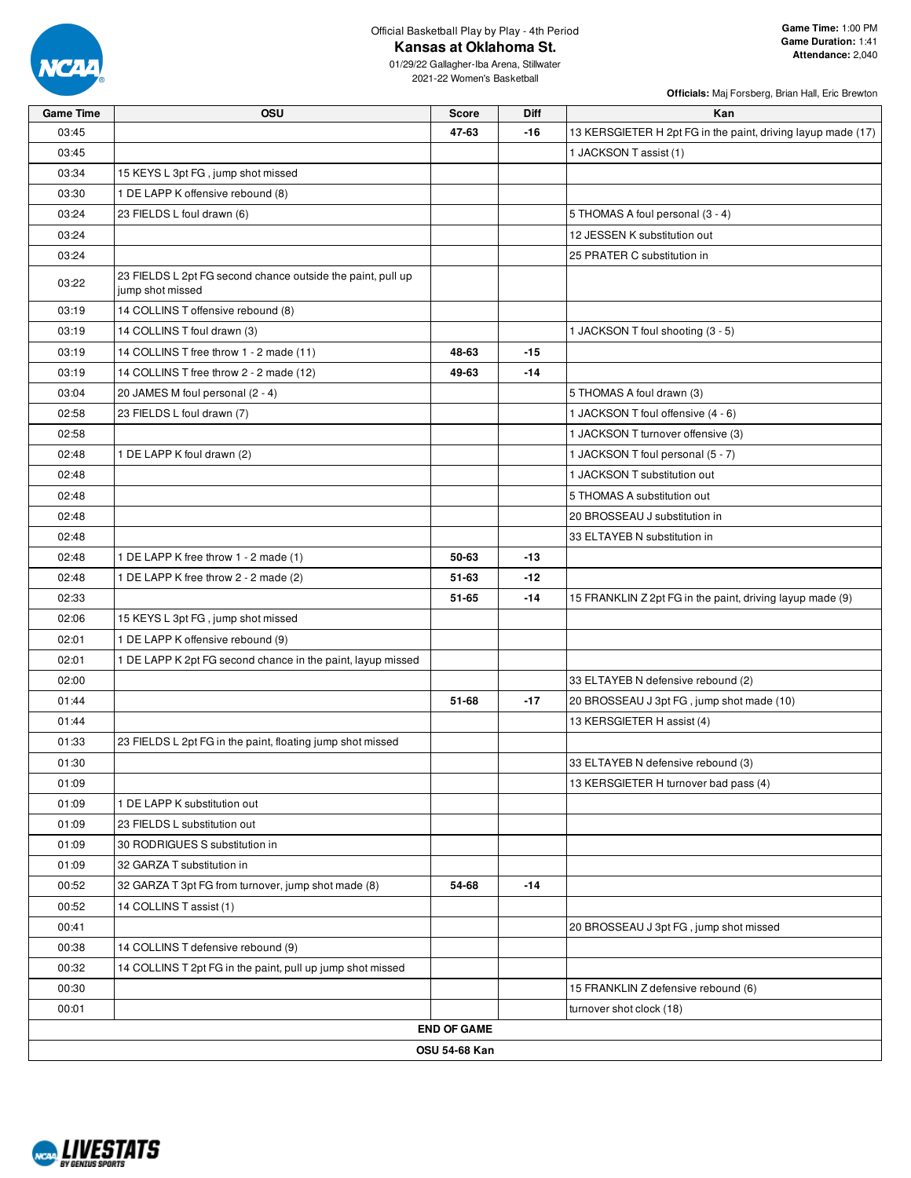Official Basketball Play by Play - 4th Period

# Kansas at Oklahoma St.

01/29/22 Gallagher-Iba Arena, Stillwater
2021-22 Women's Basketball

**Game Time:** 1:00 PM
**Game Duration:** 1:41
**Attendance:** 2,040

**Officials:** Maj Forsberg, Brian Hall, Eric Brewton

| Game Time | OSU | Score | Diff | Kan |
|---|---|---|---|---|
| 03:45 | | 47-63 | -16 | 13 KERSGIETER H 2pt FG in the paint, driving layup made (17) |
| 03:45 | | | | 1 JACKSON T assist (1) |
| 03:34 | 15 KEYS L 3pt FG , jump shot missed | | | |
| 03:30 | 1 DE LAPP K offensive rebound (8) | | | |
| 03:24 | 23 FIELDS L foul drawn (6) | | | 5 THOMAS A foul personal (3 - 4) |
| 03:24 | | | | 12 JESSEN K substitution out |
| 03:24 | | | | 25 PRATER C substitution in |
| 03:22 | 23 FIELDS L 2pt FG second chance outside the paint, pull up jump shot missed | | | |
| 03:19 | 14 COLLINS T offensive rebound (8) | | | |
| 03:19 | 14 COLLINS T foul drawn (3) | | | 1 JACKSON T foul shooting (3 - 5) |
| 03:19 | 14 COLLINS T free throw 1 - 2 made (11) | 48-63 | -15 | |
| 03:19 | 14 COLLINS T free throw 2 - 2 made (12) | 49-63 | -14 | |
| 03:04 | 20 JAMES M foul personal (2 - 4) | | | 5 THOMAS A foul drawn (3) |
| 02:58 | 23 FIELDS L foul drawn (7) | | | 1 JACKSON T foul offensive (4 - 6) |
| 02:58 | | | | 1 JACKSON T turnover offensive (3) |
| 02:48 | 1 DE LAPP K foul drawn (2) | | | 1 JACKSON T foul personal (5 - 7) |
| 02:48 | | | | 1 JACKSON T substitution out |
| 02:48 | | | | 5 THOMAS A substitution out |
| 02:48 | | | | 20 BROSSEAU J substitution in |
| 02:48 | | | | 33 ELTAYEB N substitution in |
| 02:48 | 1 DE LAPP K free throw 1 - 2 made (1) | 50-63 | -13 | |
| 02:48 | 1 DE LAPP K free throw 2 - 2 made (2) | 51-63 | -12 | |
| 02:33 | | 51-65 | -14 | 15 FRANKLIN Z 2pt FG in the paint, driving layup made (9) |
| 02:06 | 15 KEYS L 3pt FG , jump shot missed | | | |
| 02:01 | 1 DE LAPP K offensive rebound (9) | | | |
| 02:01 | 1 DE LAPP K 2pt FG second chance in the paint, layup missed | | | |
| 02:00 | | | | 33 ELTAYEB N defensive rebound (2) |
| 01:44 | | 51-68 | -17 | 20 BROSSEAU J 3pt FG , jump shot made (10) |
| 01:44 | | | | 13 KERSGIETER H assist (4) |
| 01:33 | 23 FIELDS L 2pt FG in the paint, floating jump shot missed | | | |
| 01:30 | | | | 33 ELTAYEB N defensive rebound (3) |
| 01:09 | | | | 13 KERSGIETER H turnover bad pass (4) |
| 01:09 | 1 DE LAPP K substitution out | | | |
| 01:09 | 23 FIELDS L substitution out | | | |
| 01:09 | 30 RODRIGUES S substitution in | | | |
| 01:09 | 32 GARZA T substitution in | | | |
| 00:52 | 32 GARZA T 3pt FG from turnover, jump shot made (8) | 54-68 | -14 | |
| 00:52 | 14 COLLINS T assist (1) | | | |
| 00:41 | | | | 20 BROSSEAU J 3pt FG , jump shot missed |
| 00:38 | 14 COLLINS T defensive rebound (9) | | | |
| 00:32 | 14 COLLINS T 2pt FG in the paint, pull up jump shot missed | | | |
| 00:30 | | | | 15 FRANKLIN Z defensive rebound (6) |
| 00:01 | | | | turnover shot clock (18) |
| | | **END OF GAME** | | |
| | | **OSU 54-68 Kan** | | |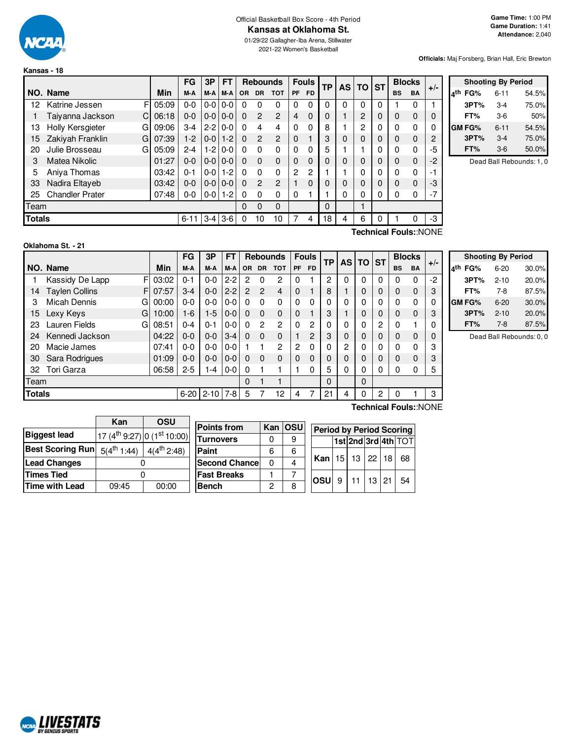Official Basketball Box Score - 4th Period

# Kansas at Oklahoma St.

01/29/22 Gallagher-Iba Arena, Stillwater

2021-22 Women's Basketball

**Game Time:** 1:00 PM
**Game Duration:** 1:41
**Attendance:** 2,040

**Officials:** Maj Forsberg, Brian Hall, Eric Brewton

**Kansas - 18**

| NO. | Name | | Min | FG M-A | 3P M-A | FT M-A | OR | DR | TOT | PF | FD | TP | AS | TO | ST | BS | BA | +/- |
|---|---|---|---|---|---|---|---|---|---|---|---|---|---|---|---|---|---|---|
| 12 | Katrine Jessen | F | 05:09 | 0-0 | 0-0 | 0-0 | 0 | 0 | 0 | 0 | 0 | 0 | 0 | 0 | 0 | 1 | 0 | 1 |
| 1 | Taiyanna Jackson | C | 06:18 | 0-0 | 0-0 | 0-0 | 0 | 2 | 2 | 4 | 0 | 0 | 1 | 2 | 0 | 0 | 0 | 0 |
| 13 | Holly Kersgieter | G | 09:06 | 3-4 | 2-2 | 0-0 | 0 | 4 | 4 | 0 | 0 | 8 | 1 | 2 | 0 | 0 | 0 | 0 |
| 15 | Zakiyah Franklin | G | 07:39 | 1-2 | 0-0 | 1-2 | 0 | 2 | 2 | 0 | 1 | 3 | 0 | 0 | 0 | 0 | 0 | 2 |
| 20 | Julie Brosseau | G | 05:09 | 2-4 | 1-2 | 0-0 | 0 | 0 | 0 | 0 | 0 | 5 | 1 | 1 | 0 | 0 | 0 | -5 |
| 3 | Matea Nikolic | | 01:27 | 0-0 | 0-0 | 0-0 | 0 | 0 | 0 | 0 | 0 | 0 | 0 | 0 | 0 | 0 | 0 | -2 |
| 5 | Aniya Thomas | | 03:42 | 0-1 | 0-0 | 1-2 | 0 | 0 | 0 | 2 | 2 | 1 | 1 | 0 | 0 | 0 | 0 | -1 |
| 33 | Nadira Eltayeb | | 03:42 | 0-0 | 0-0 | 0-0 | 0 | 2 | 2 | 1 | 0 | 0 | 0 | 0 | 0 | 0 | 0 | -3 |
| 25 | Chandler Prater | | 07:48 | 0-0 | 0-0 | 1-2 | 0 | 0 | 0 | 0 | 1 | 1 | 0 | 0 | 0 | 0 | 0 | -7 |
| | Team | | | | | | 0 | 0 | 0 | | | 0 | | 1 | | | | |
| | **Totals** | | | 6-11 | 3-4 | 3-6 | 0 | 10 | 10 | 7 | 4 | 18 | 4 | 6 | 0 | 1 | 0 | -3 |

Technical Fouls::NONE

| Shooting By Period | | |
|---|---|---|
| 4th FG% | 6-11 | 54.5% |
| 3PT% | 3-4 | 75.0% |
| FT% | 3-6 | 50% |
| GM FG% | 6-11 | 54.5% |
| 3PT% | 3-4 | 75.0% |
| FT% | 3-6 | 50.0% |

Dead Ball Rebounds: 1, 0

**Oklahoma St. - 21**

| NO. | Name | | Min | FG M-A | 3P M-A | FT M-A | OR | DR | TOT | PF | FD | TP | AS | TO | ST | BS | BA | +/- |
|---|---|---|---|---|---|---|---|---|---|---|---|---|---|---|---|---|---|---|
| 1 | Kassidy De Lapp | F | 03:02 | 0-1 | 0-0 | 2-2 | 2 | 0 | 2 | 0 | 1 | 2 | 0 | 0 | 0 | 0 | 0 | -2 |
| 14 | Taylen Collins | F | 07:57 | 3-4 | 0-0 | 2-2 | 2 | 2 | 4 | 0 | 1 | 8 | 1 | 0 | 0 | 0 | 0 | 3 |
| 3 | Micah Dennis | G | 00:00 | 0-0 | 0-0 | 0-0 | 0 | 0 | 0 | 0 | 0 | 0 | 0 | 0 | 0 | 0 | 0 | 0 |
| 15 | Lexy Keys | G | 10:00 | 1-6 | 1-5 | 0-0 | 0 | 0 | 0 | 0 | 1 | 3 | 1 | 0 | 0 | 0 | 0 | 3 |
| 23 | Lauren Fields | G | 08:51 | 0-4 | 0-1 | 0-0 | 0 | 2 | 2 | 0 | 2 | 0 | 0 | 0 | 2 | 0 | 1 | 0 |
| 24 | Kennedi Jackson | | 04:22 | 0-0 | 0-0 | 3-4 | 0 | 0 | 0 | 1 | 2 | 3 | 0 | 0 | 0 | 0 | 0 | 0 |
| 20 | Macie James | | 07:41 | 0-0 | 0-0 | 0-0 | 1 | 1 | 2 | 2 | 0 | 0 | 2 | 0 | 0 | 0 | 0 | 3 |
| 30 | Sara Rodrigues | | 01:09 | 0-0 | 0-0 | 0-0 | 0 | 0 | 0 | 0 | 0 | 0 | 0 | 0 | 0 | 0 | 0 | 3 |
| 32 | Tori Garza | | 06:58 | 2-5 | 1-4 | 0-0 | 0 | 1 | 1 | 1 | 0 | 5 | 0 | 0 | 0 | 0 | 0 | 5 |
| | Team | | | | | | 0 | 1 | 1 | | | 0 | | 0 | | | | |
| | **Totals** | | | 6-20 | 2-10 | 7-8 | 5 | 7 | 12 | 4 | 7 | 21 | 4 | 0 | 2 | 0 | 1 | 3 |

Technical Fouls::NONE

| Shooting By Period | | |
|---|---|---|
| 4th FG% | 6-20 | 30.0% |
| 3PT% | 2-10 | 20.0% |
| FT% | 7-8 | 87.5% |
| GM FG% | 6-20 | 30.0% |
| 3PT% | 2-10 | 20.0% |
| FT% | 7-8 | 87.5% |

Dead Ball Rebounds: 0, 0

| | Kan | OSU |
|---|---|---|
| Biggest lead | 17 (4th 9:27) | 0 (1st 10:00) |
| Best Scoring Run | 5(4th 1:44) | 4(4th 2:48) |
| Lead Changes | 0 | |
| Times Tied | 0 | |
| Time with Lead | 09:45 | 00:00 |

| Points from | Kan | OSU |
|---|---|---|
| Turnovers | 0 | 9 |
| Paint | 6 | 6 |
| Second Chance | 0 | 4 |
| Fast Breaks | 1 | 7 |
| Bench | 2 | 8 |

| Period by Period Scoring | 1st | 2nd | 3rd | 4th | TOT |
|---|---|---|---|---|---|
| Kan | 15 | 13 | 22 | 18 | 68 |
| OSU | 9 | 11 | 13 | 21 | 54 |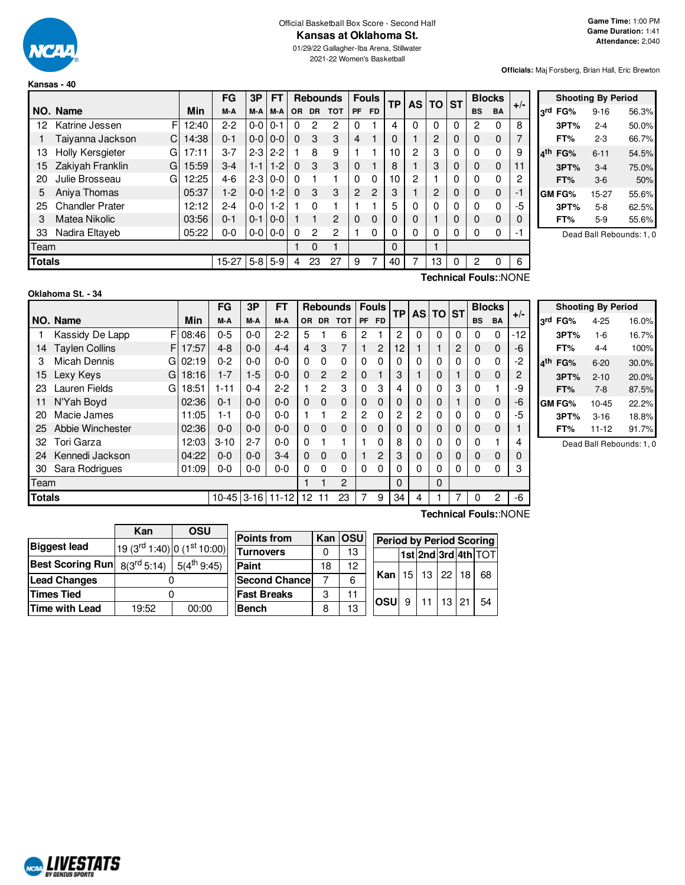Official Basketball Box Score - Second Half

# Kansas at Oklahoma St.

01/29/22 Gallagher-Iba Arena, Stillwater

2021-22 Women's Basketball

**Game Time:** 1:00 PM
**Game Duration:** 1:41
**Attendance:** 2,040

**Officials:** Maj Forsberg, Brian Hall, Eric Brewton

## Kansas - 40

| NO. | Name | | Min | FG M-A | 3P M-A | FT M-A | OR | DR | TOT | PF | FD | TP | AS | TO | ST | BS | BA | +/- |
|---|---|---|---|---|---|---|---|---|---|---|---|---|---|---|---|---|---|---|
| 12 | Katrine Jessen | F | 12:40 | 2-2 | 0-0 | 0-1 | 0 | 2 | 2 | 0 | 1 | 4 | 0 | 0 | 0 | 2 | 0 | 8 |
| 1 | Taiyanna Jackson | C | 14:38 | 0-1 | 0-0 | 0-0 | 0 | 3 | 3 | 4 | 1 | 0 | 1 | 2 | 0 | 0 | 0 | 7 |
| 13 | Holly Kersgieter | G | 17:11 | 3-7 | 2-3 | 2-2 | 1 | 8 | 9 | 1 | 1 | 10 | 2 | 3 | 0 | 0 | 0 | 9 |
| 15 | Zakiyah Franklin | G | 15:59 | 3-4 | 1-1 | 1-2 | 0 | 3 | 3 | 0 | 1 | 8 | 1 | 3 | 0 | 0 | 0 | 11 |
| 20 | Julie Brosseau | G | 12:25 | 4-6 | 2-3 | 0-0 | 0 | 1 | 1 | 0 | 0 | 10 | 2 | 1 | 0 | 0 | 0 | 2 |
| 5 | Aniya Thomas | | 05:37 | 1-2 | 0-0 | 1-2 | 0 | 3 | 3 | 2 | 2 | 3 | 1 | 2 | 0 | 0 | 0 | -1 |
| 25 | Chandler Prater | | 12:12 | 2-4 | 0-0 | 1-2 | 1 | 0 | 1 | 1 | 1 | 5 | 0 | 0 | 0 | 0 | 0 | -5 |
| 3 | Matea Nikolic | | 03:56 | 0-1 | 0-1 | 0-0 | 1 | 1 | 2 | 0 | 0 | 0 | 0 | 1 | 0 | 0 | 0 | 0 |
| 33 | Nadira Eltayeb | | 05:22 | 0-0 | 0-0 | 0-0 | 0 | 2 | 2 | 1 | 0 | 0 | 0 | 0 | 0 | 0 | 0 | -1 |
| | Team | | | | | | 1 | 0 | 1 | | | 0 | | 1 | | | | |
| | **Totals** | | | 15-27 | 5-8 | 5-9 | 4 | 23 | 27 | 9 | 7 | 40 | 7 | 13 | 0 | 2 | 0 | 6 |

Technical Fouls::NONE

| Shooting By Period | | |
|---|---|---|
| 3rd FG% | 9-16 | 56.3% |
| 3PT% | 2-4 | 50.0% |
| FT% | 2-3 | 66.7% |
| 4th FG% | 6-11 | 54.5% |
| 3PT% | 3-4 | 75.0% |
| FT% | 3-6 | 50% |
| GM FG% | 15-27 | 55.6% |
| 3PT% | 5-8 | 62.5% |
| FT% | 5-9 | 55.6% |

Dead Ball Rebounds: 1, 0

## Oklahoma St. - 34

| NO. | Name | | Min | FG M-A | 3P M-A | FT M-A | OR | DR | TOT | PF | FD | TP | AS | TO | ST | BS | BA | +/- |
|---|---|---|---|---|---|---|---|---|---|---|---|---|---|---|---|---|---|---|
| 1 | Kassidy De Lapp | F | 08:46 | 0-5 | 0-0 | 2-2 | 5 | 1 | 6 | 2 | 1 | 2 | 0 | 0 | 0 | 0 | 0 | -12 |
| 14 | Taylen Collins | F | 17:57 | 4-8 | 0-0 | 4-4 | 4 | 3 | 7 | 1 | 2 | 12 | 1 | 1 | 2 | 0 | 0 | -6 |
| 3 | Micah Dennis | G | 02:19 | 0-2 | 0-0 | 0-0 | 0 | 0 | 0 | 0 | 0 | 0 | 0 | 0 | 0 | 0 | 0 | -2 |
| 15 | Lexy Keys | G | 18:16 | 1-7 | 1-5 | 0-0 | 0 | 2 | 2 | 0 | 1 | 3 | 1 | 0 | 1 | 0 | 0 | 2 |
| 23 | Lauren Fields | G | 18:51 | 1-11 | 0-4 | 2-2 | 1 | 2 | 3 | 0 | 3 | 4 | 0 | 0 | 3 | 0 | 1 | -9 |
| 11 | N'Yah Boyd | | 02:36 | 0-1 | 0-0 | 0-0 | 0 | 0 | 0 | 0 | 0 | 0 | 0 | 0 | 1 | 0 | 0 | -6 |
| 20 | Macie James | | 11:05 | 1-1 | 0-0 | 0-0 | 1 | 1 | 2 | 2 | 0 | 2 | 2 | 0 | 0 | 0 | 0 | -5 |
| 25 | Abbie Winchester | | 02:36 | 0-0 | 0-0 | 0-0 | 0 | 0 | 0 | 0 | 0 | 0 | 0 | 0 | 0 | 0 | 0 | 1 |
| 32 | Tori Garza | | 12:03 | 3-10 | 2-7 | 0-0 | 0 | 1 | 1 | 1 | 0 | 8 | 0 | 0 | 0 | 0 | 1 | 4 |
| 24 | Kennedi Jackson | | 04:22 | 0-0 | 0-0 | 3-4 | 0 | 0 | 0 | 1 | 2 | 3 | 0 | 0 | 0 | 0 | 0 | 0 |
| 30 | Sara Rodrigues | | 01:09 | 0-0 | 0-0 | 0-0 | 0 | 0 | 0 | 0 | 0 | 0 | 0 | 0 | 0 | 0 | 0 | 3 |
| | Team | | | | | | 1 | 1 | 2 | | | 0 | | 0 | | | | |
| | **Totals** | | | 10-45 | 3-16 | 11-12 | 12 | 11 | 23 | 7 | 9 | 34 | 4 | 1 | 7 | 0 | 2 | -6 |

Technical Fouls::NONE

| Shooting By Period | | |
|---|---|---|
| 3rd FG% | 4-25 | 16.0% |
| 3PT% | 1-6 | 16.7% |
| FT% | 4-4 | 100% |
| 4th FG% | 6-20 | 30.0% |
| 3PT% | 2-10 | 20.0% |
| FT% | 7-8 | 87.5% |
| GM FG% | 10-45 | 22.2% |
| 3PT% | 3-16 | 18.8% |
| FT% | 11-12 | 91.7% |

Dead Ball Rebounds: 1, 0

| | Kan | OSU |
|---|---|---|
| Biggest lead | 19 (3rd 1:40) | 0 (1st 10:00) |
| Best Scoring Run | 8(3rd 5:14) | 5(4th 9:45) |
| Lead Changes | 0 | |
| Times Tied | 0 | |
| Time with Lead | 19:52 | 00:00 |

| Points from | Kan | OSU |
|---|---|---|
| Turnovers | 0 | 13 |
| Paint | 18 | 12 |
| Second Chance | 7 | 6 |
| Fast Breaks | 3 | 11 |
| Bench | 8 | 13 |

| Period by Period Scoring | 1st | 2nd | 3rd | 4th | TOT |
|---|---|---|---|---|---|
| Kan | 15 | 13 | 22 | 18 | 68 |
| OSU | 9 | 11 | 13 | 21 | 54 |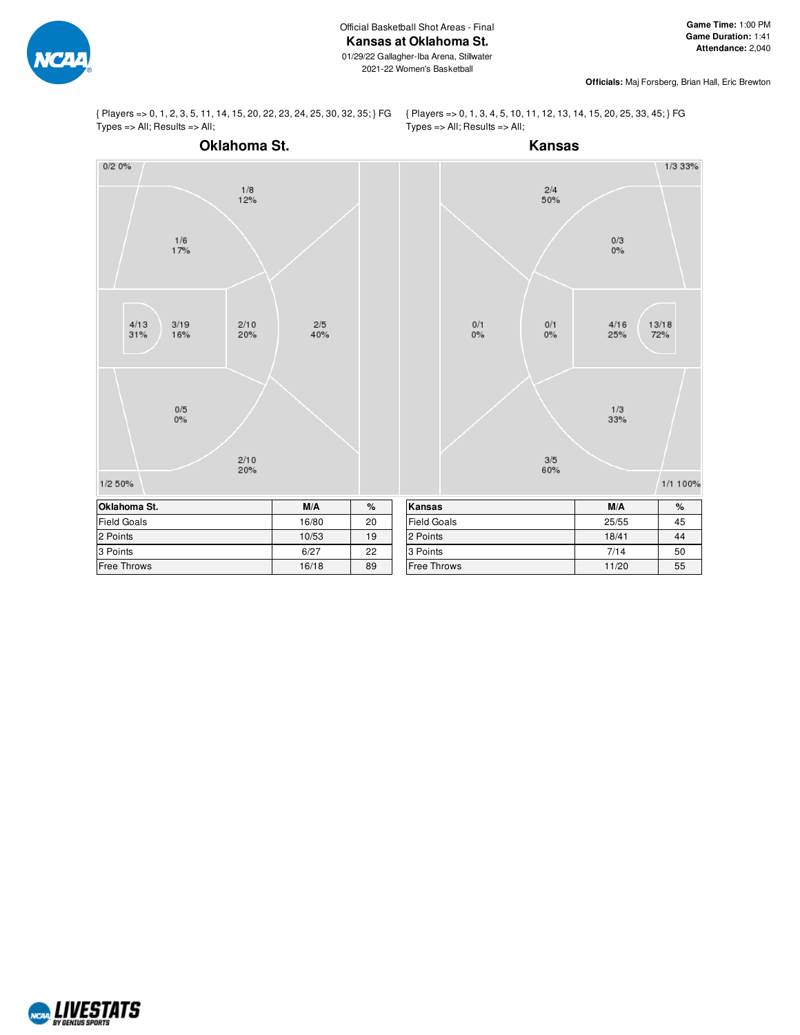Official Basketball Shot Areas - Final

# Kansas at Oklahoma St.

01/29/22 Gallagher-Iba Arena, Stillwater

2021-22 Women's Basketball

**Game Time:** 1:00 PM
**Game Duration:** 1:41
**Attendance:** 2,040

**Officials:** Maj Forsberg, Brian Hall, Eric Brewton

{ Players => 0, 1, 2, 3, 5, 11, 14, 15, 20, 22, 23, 24, 25, 30, 32, 35; } FG Types => All; Results => All;

## Oklahoma St.

- Corner 3 (top): 0/2 0%
- Top wing 3: 1/8 12%
- Top baseline mid-range: 1/6 17%
- Restricted area: 4/13 31%
- Paint: 3/19 16%
- Top of key (mid-range): 2/10 20%
- Top of key 3: 2/5 40%
- Bottom baseline mid-range: 0/5 0%
- Bottom wing 3: 2/10 20%
- Corner 3 (bottom): 1/2 50%

| Oklahoma St. | M/A | % |
|---|---|---|
| Field Goals | 16/80 | 20 |
| 2 Points | 10/53 | 19 |
| 3 Points | 6/27 | 22 |
| Free Throws | 16/18 | 89 |

{ Players => 0, 1, 3, 4, 5, 10, 11, 12, 13, 14, 15, 20, 25, 33, 45; } FG Types => All; Results => All;

## Kansas

- Corner 3 (top): 1/3 33%
- Top wing 3: 2/4 50%
- Top baseline mid-range: 0/3 0%
- Top of key 3: 0/1 0%
- Top of key (mid-range): 0/1 0%
- Paint: 4/16 25%
- Restricted area: 13/18 72%
- Bottom baseline mid-range: 1/3 33%
- Bottom wing 3: 3/5 60%
- Corner 3 (bottom): 1/1 100%

| Kansas | M/A | % |
|---|---|---|
| Field Goals | 25/55 | 45 |
| 2 Points | 18/41 | 44 |
| 3 Points | 7/14 | 50 |
| Free Throws | 11/20 | 55 |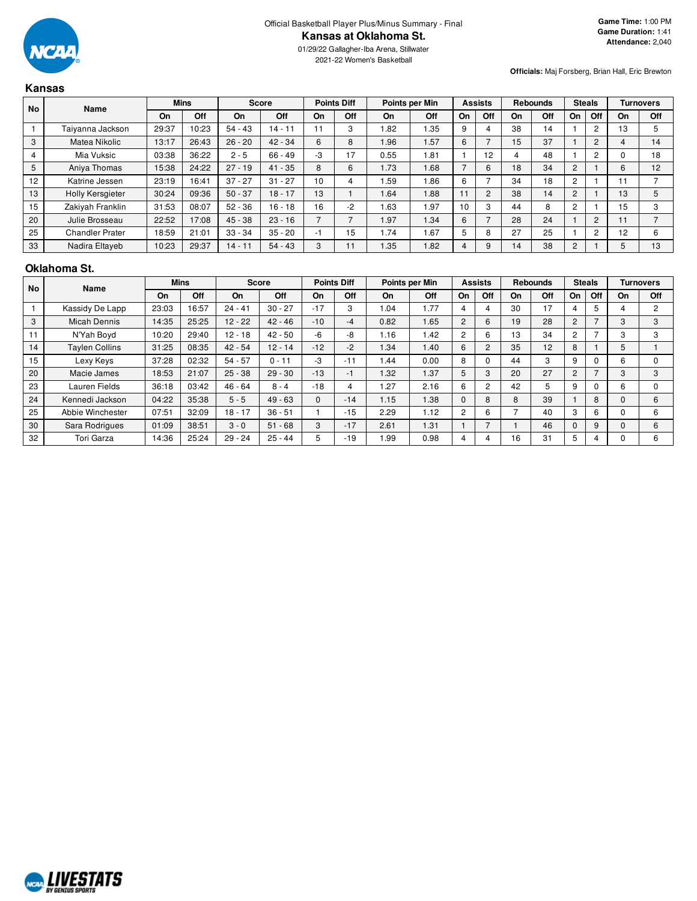Official Basketball Player Plus/Minus Summary - Final

# Kansas at Oklahoma St.

01/29/22 Gallagher-Iba Arena, Stillwater

2021-22 Women's Basketball

**Game Time:** 1:00 PM
**Game Duration:** 1:41
**Attendance:** 2,040

**Officials:** Maj Forsberg, Brian Hall, Eric Brewton

## Kansas

| No | Name | Mins | | Score | | Points Diff | | Points per Min | | Assists | | Rebounds | | Steals | | Turnovers | |
|---|---|---|---|---|---|---|---|---|---|---|---|---|---|---|---|---|---|
| | | On | Off | On | Off | On | Off | On | Off | On | Off | On | Off | On | Off | On | Off |
| 1 | Taiyanna Jackson | 29:37 | 10:23 | 54 - 43 | 14 - 11 | 11 | 3 | 1.82 | 1.35 | 9 | 4 | 38 | 14 | 1 | 2 | 13 | 5 |
| 3 | Matea Nikolic | 13:17 | 26:43 | 26 - 20 | 42 - 34 | 6 | 8 | 1.96 | 1.57 | 6 | 7 | 15 | 37 | 1 | 2 | 4 | 14 |
| 4 | Mia Vuksic | 03:38 | 36:22 | 2 - 5 | 66 - 49 | -3 | 17 | 0.55 | 1.81 | 1 | 12 | 4 | 48 | 1 | 2 | 0 | 18 |
| 5 | Aniya Thomas | 15:38 | 24:22 | 27 - 19 | 41 - 35 | 8 | 6 | 1.73 | 1.68 | 7 | 6 | 18 | 34 | 2 | 1 | 6 | 12 |
| 12 | Katrine Jessen | 23:19 | 16:41 | 37 - 27 | 31 - 27 | 10 | 4 | 1.59 | 1.86 | 6 | 7 | 34 | 18 | 2 | 1 | 11 | 7 |
| 13 | Holly Kersgieter | 30:24 | 09:36 | 50 - 37 | 18 - 17 | 13 | 1 | 1.64 | 1.88 | 11 | 2 | 38 | 14 | 2 | 1 | 13 | 5 |
| 15 | Zakiyah Franklin | 31:53 | 08:07 | 52 - 36 | 16 - 18 | 16 | -2 | 1.63 | 1.97 | 10 | 3 | 44 | 8 | 2 | 1 | 15 | 3 |
| 20 | Julie Brosseau | 22:52 | 17:08 | 45 - 38 | 23 - 16 | 7 | 7 | 1.97 | 1.34 | 6 | 7 | 28 | 24 | 1 | 2 | 11 | 7 |
| 25 | Chandler Prater | 18:59 | 21:01 | 33 - 34 | 35 - 20 | -1 | 15 | 1.74 | 1.67 | 5 | 8 | 27 | 25 | 1 | 2 | 12 | 6 |
| 33 | Nadira Eltayeb | 10:23 | 29:37 | 14 - 11 | 54 - 43 | 3 | 11 | 1.35 | 1.82 | 4 | 9 | 14 | 38 | 2 | 1 | 5 | 13 |

## Oklahoma St.

| No | Name | Mins | | Score | | Points Diff | | Points per Min | | Assists | | Rebounds | | Steals | | Turnovers | |
|---|---|---|---|---|---|---|---|---|---|---|---|---|---|---|---|---|---|
| | | On | Off | On | Off | On | Off | On | Off | On | Off | On | Off | On | Off | On | Off |
| 1 | Kassidy De Lapp | 23:03 | 16:57 | 24 - 41 | 30 - 27 | -17 | 3 | 1.04 | 1.77 | 4 | 4 | 30 | 17 | 4 | 5 | 4 | 2 |
| 3 | Micah Dennis | 14:35 | 25:25 | 12 - 22 | 42 - 46 | -10 | -4 | 0.82 | 1.65 | 2 | 6 | 19 | 28 | 2 | 7 | 3 | 3 |
| 11 | N'Yah Boyd | 10:20 | 29:40 | 12 - 18 | 42 - 50 | -6 | -8 | 1.16 | 1.42 | 2 | 6 | 13 | 34 | 2 | 7 | 3 | 3 |
| 14 | Taylen Collins | 31:25 | 08:35 | 42 - 54 | 12 - 14 | -12 | -2 | 1.34 | 1.40 | 6 | 2 | 35 | 12 | 8 | 1 | 5 | 1 |
| 15 | Lexy Keys | 37:28 | 02:32 | 54 - 57 | 0 - 11 | -3 | -11 | 1.44 | 0.00 | 8 | 0 | 44 | 3 | 9 | 0 | 6 | 0 |
| 20 | Macie James | 18:53 | 21:07 | 25 - 38 | 29 - 30 | -13 | -1 | 1.32 | 1.37 | 5 | 3 | 20 | 27 | 2 | 7 | 3 | 3 |
| 23 | Lauren Fields | 36:18 | 03:42 | 46 - 64 | 8 - 4 | -18 | 4 | 1.27 | 2.16 | 6 | 2 | 42 | 5 | 9 | 0 | 6 | 0 |
| 24 | Kennedi Jackson | 04:22 | 35:38 | 5 - 5 | 49 - 63 | 0 | -14 | 1.15 | 1.38 | 0 | 8 | 8 | 39 | 1 | 8 | 0 | 6 |
| 25 | Abbie Winchester | 07:51 | 32:09 | 18 - 17 | 36 - 51 | 1 | -15 | 2.29 | 1.12 | 2 | 6 | 7 | 40 | 3 | 6 | 0 | 6 |
| 30 | Sara Rodrigues | 01:09 | 38:51 | 3 - 0 | 51 - 68 | 3 | -17 | 2.61 | 1.31 | 1 | 7 | 1 | 46 | 0 | 9 | 0 | 6 |
| 32 | Tori Garza | 14:36 | 25:24 | 29 - 24 | 25 - 44 | 5 | -19 | 1.99 | 0.98 | 4 | 4 | 16 | 31 | 5 | 4 | 0 | 6 |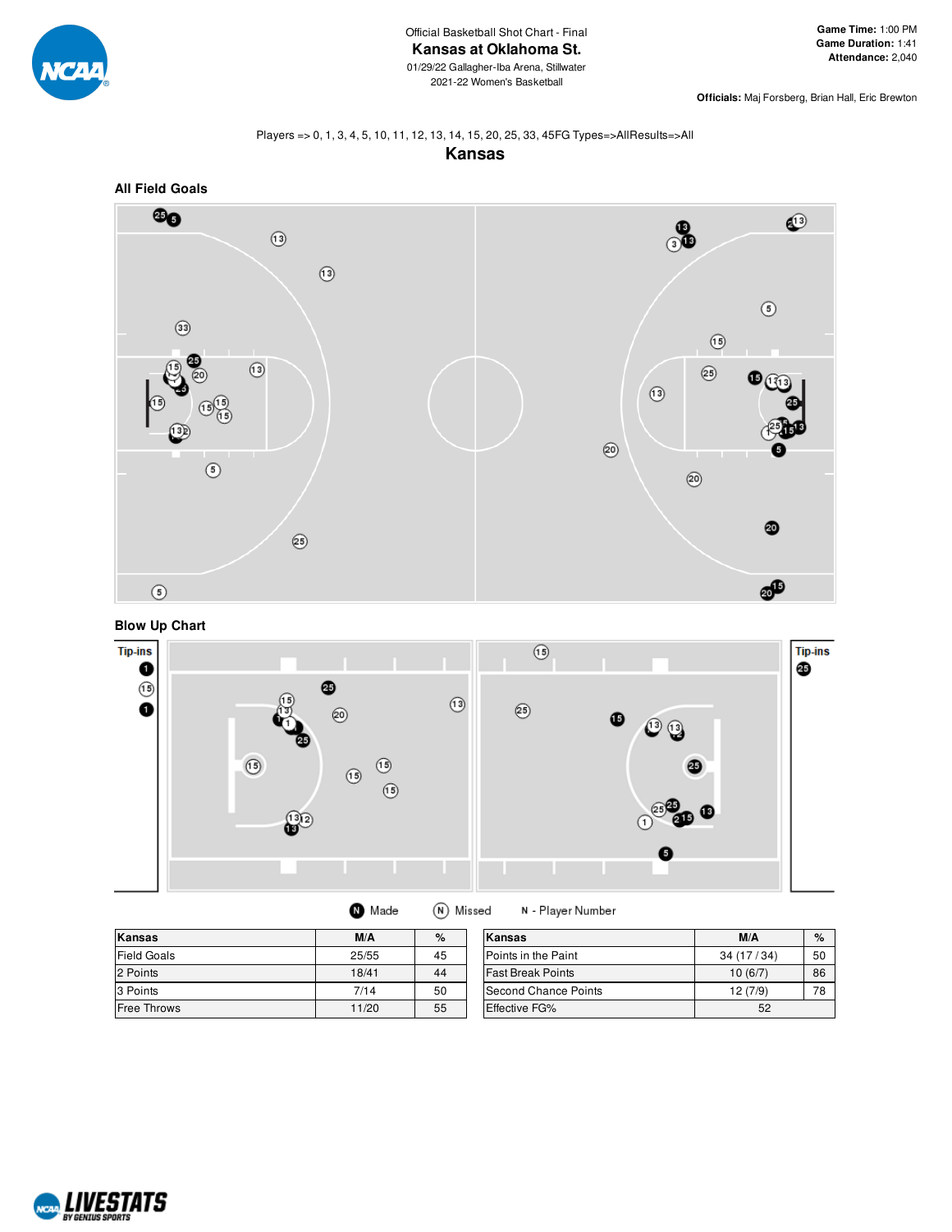Official Basketball Shot Chart - Final

# Kansas at Oklahoma St.

01/29/22 Gallagher-Iba Arena, Stillwater

2021-22 Women's Basketball

**Game Time:** 1:00 PM
**Game Duration:** 1:41
**Attendance:** 2,040

**Officials:** Maj Forsberg, Brian Hall, Eric Brewton

Players => 0, 1, 3, 4, 5, 10, 11, 12, 13, 14, 15, 20, 25, 33, 45FG Types=>AllResults=>All

## Kansas

### All Field Goals

### Blow Up Chart

Tip-ins

Tip-ins

Made   Missed   N - Player Number

| Kansas | M/A | % |
|---|---|---|
| Field Goals | 25/55 | 45 |
| 2 Points | 18/41 | 44 |
| 3 Points | 7/14 | 50 |
| Free Throws | 11/20 | 55 |

| Kansas | M/A | % |
|---|---|---|
| Points in the Paint | 34 (17 / 34) | 50 |
| Fast Break Points | 10 (6/7) | 86 |
| Second Chance Points | 12 (7/9) | 78 |
| Effective FG% | 52 | |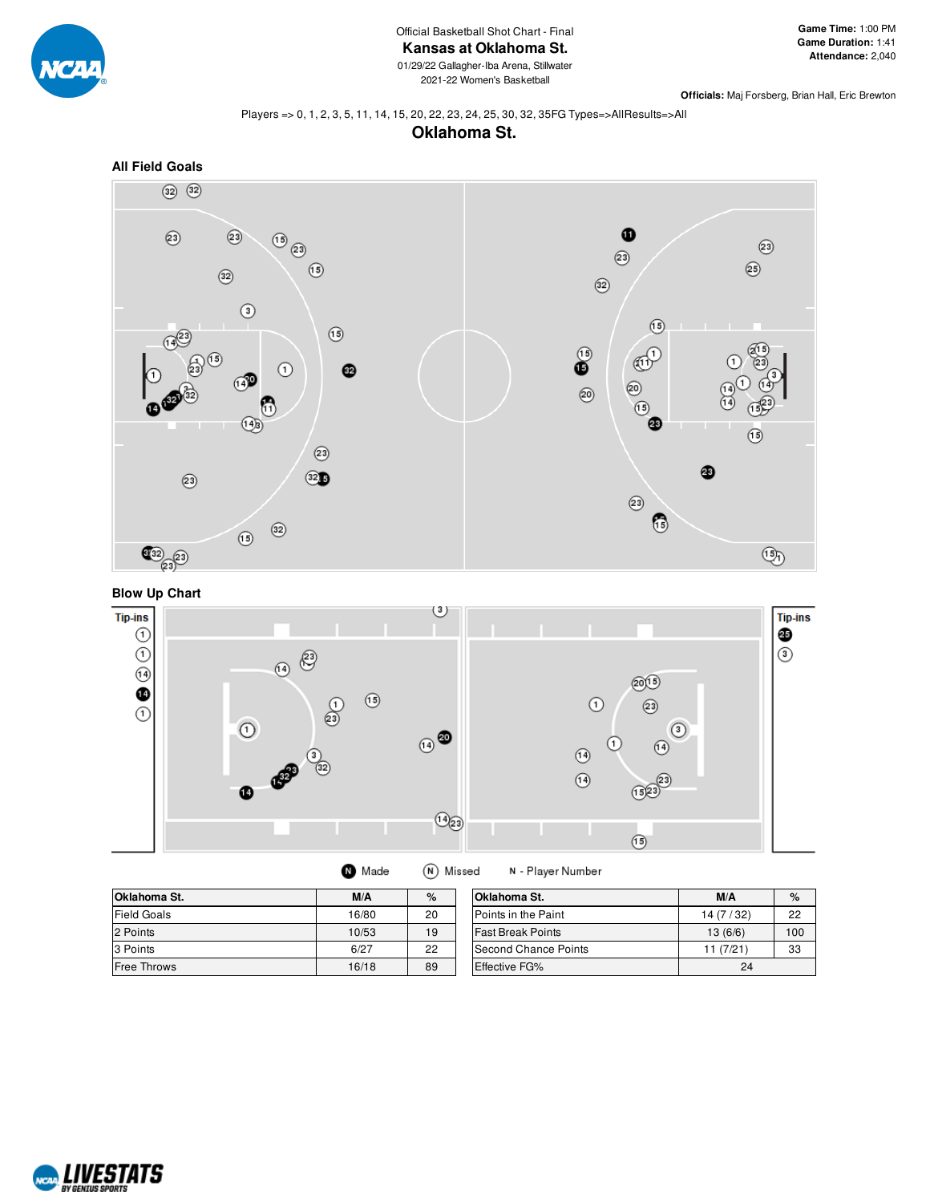Official Basketball Shot Chart - Final

# Kansas at Oklahoma St.

01/29/22 Gallagher-Iba Arena, Stillwater

2021-22 Women's Basketball

**Game Time:** 1:00 PM
**Game Duration:** 1:41
**Attendance:** 2,040

**Officials:** Maj Forsberg, Brian Hall, Eric Brewton

Players => 0, 1, 2, 3, 5, 11, 14, 15, 20, 22, 23, 24, 25, 30, 32, 35FG Types=>AllResults=>All

## Oklahoma St.

### All Field Goals

### Blow Up Chart

Tip-ins

Tip-ins

Made  Missed  N - Player Number

| Oklahoma St. | M/A | % |
|---|---|---|
| Field Goals | 16/80 | 20 |
| 2 Points | 10/53 | 19 |
| 3 Points | 6/27 | 22 |
| Free Throws | 16/18 | 89 |

| Oklahoma St. | M/A | % |
|---|---|---|
| Points in the Paint | 14 (7 / 32) | 22 |
| Fast Break Points | 13 (6/6) | 100 |
| Second Chance Points | 11 (7/21) | 33 |
| Effective FG% | 24 | |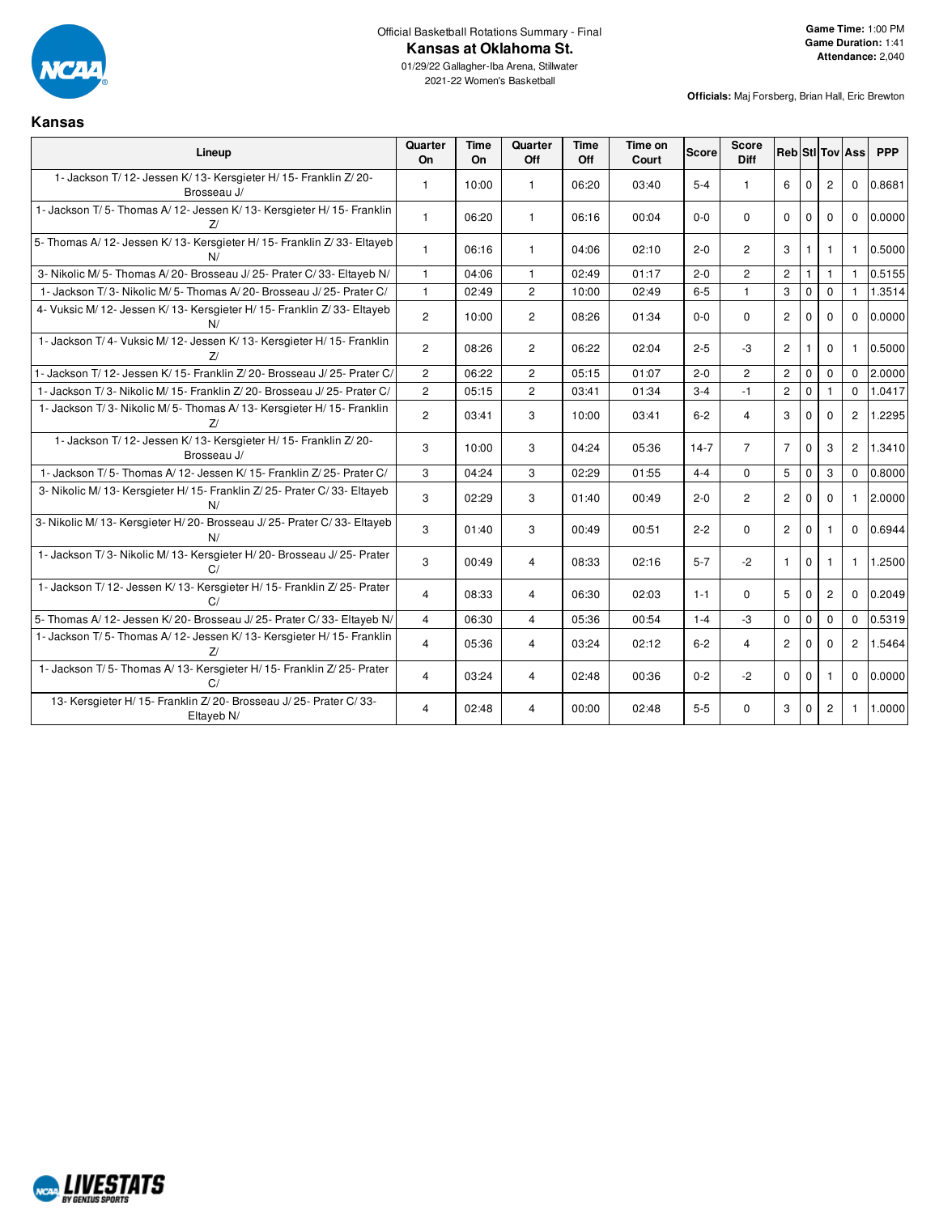Official Basketball Rotations Summary - Final

# Kansas at Oklahoma St.

01/29/22 Gallagher-Iba Arena, Stillwater

2021-22 Women's Basketball

**Game Time:** 1:00 PM
**Game Duration:** 1:41
**Attendance:** 2,040

**Officials:** Maj Forsberg, Brian Hall, Eric Brewton

## Kansas

| Lineup | Quarter On | Time On | Quarter Off | Time Off | Time on Court | Score | Score Diff | Reb | Stl | Tov | Ass | PPP |
|---|---|---|---|---|---|---|---|---|---|---|---|---|
| 1- Jackson T/ 12- Jessen K/ 13- Kersgieter H/ 15- Franklin Z/ 20- Brosseau J/ | 1 | 10:00 | 1 | 06:20 | 03:40 | 5-4 | 1 | 6 | 0 | 2 | 0 | 0.8681 |
| 1- Jackson T/ 5- Thomas A/ 12- Jessen K/ 13- Kersgieter H/ 15- Franklin Z/ | 1 | 06:20 | 1 | 06:16 | 00:04 | 0-0 | 0 | 0 | 0 | 0 | 0 | 0.0000 |
| 5- Thomas A/ 12- Jessen K/ 13- Kersgieter H/ 15- Franklin Z/ 33- Eltayeb N/ | 1 | 06:16 | 1 | 04:06 | 02:10 | 2-0 | 2 | 3 | 1 | 1 | 1 | 0.5000 |
| 3- Nikolic M/ 5- Thomas A/ 20- Brosseau J/ 25- Prater C/ 33- Eltayeb N/ | 1 | 04:06 | 1 | 02:49 | 01:17 | 2-0 | 2 | 2 | 1 | 1 | 1 | 0.5155 |
| 1- Jackson T/ 3- Nikolic M/ 5- Thomas A/ 20- Brosseau J/ 25- Prater C/ | 1 | 02:49 | 2 | 10:00 | 02:49 | 6-5 | 1 | 3 | 0 | 0 | 1 | 1.3514 |
| 4- Vuksic M/ 12- Jessen K/ 13- Kersgieter H/ 15- Franklin Z/ 33- Eltayeb N/ | 2 | 10:00 | 2 | 08:26 | 01:34 | 0-0 | 0 | 2 | 0 | 0 | 0 | 0.0000 |
| 1- Jackson T/ 4- Vuksic M/ 12- Jessen K/ 13- Kersgieter H/ 15- Franklin Z/ | 2 | 08:26 | 2 | 06:22 | 02:04 | 2-5 | -3 | 2 | 1 | 0 | 1 | 0.5000 |
| 1- Jackson T/ 12- Jessen K/ 15- Franklin Z/ 20- Brosseau J/ 25- Prater C/ | 2 | 06:22 | 2 | 05:15 | 01:07 | 2-0 | 2 | 2 | 0 | 0 | 0 | 2.0000 |
| 1- Jackson T/ 3- Nikolic M/ 15- Franklin Z/ 20- Brosseau J/ 25- Prater C/ | 2 | 05:15 | 2 | 03:41 | 01:34 | 3-4 | -1 | 2 | 0 | 1 | 0 | 1.0417 |
| 1- Jackson T/ 3- Nikolic M/ 5- Thomas A/ 13- Kersgieter H/ 15- Franklin Z/ | 2 | 03:41 | 3 | 10:00 | 03:41 | 6-2 | 4 | 3 | 0 | 0 | 2 | 1.2295 |
| 1- Jackson T/ 12- Jessen K/ 13- Kersgieter H/ 15- Franklin Z/ 20- Brosseau J/ | 3 | 10:00 | 3 | 04:24 | 05:36 | 14-7 | 7 | 7 | 0 | 3 | 2 | 1.3410 |
| 1- Jackson T/ 5- Thomas A/ 12- Jessen K/ 15- Franklin Z/ 25- Prater C/ | 3 | 04:24 | 3 | 02:29 | 01:55 | 4-4 | 0 | 5 | 0 | 3 | 0 | 0.8000 |
| 3- Nikolic M/ 13- Kersgieter H/ 15- Franklin Z/ 25- Prater C/ 33- Eltayeb N/ | 3 | 02:29 | 3 | 01:40 | 00:49 | 2-0 | 2 | 2 | 0 | 0 | 1 | 2.0000 |
| 3- Nikolic M/ 13- Kersgieter H/ 20- Brosseau J/ 25- Prater C/ 33- Eltayeb N/ | 3 | 01:40 | 3 | 00:49 | 00:51 | 2-2 | 0 | 2 | 0 | 1 | 0 | 0.6944 |
| 1- Jackson T/ 3- Nikolic M/ 13- Kersgieter H/ 20- Brosseau J/ 25- Prater C/ | 3 | 00:49 | 4 | 08:33 | 02:16 | 5-7 | -2 | 1 | 0 | 1 | 1 | 1.2500 |
| 1- Jackson T/ 12- Jessen K/ 13- Kersgieter H/ 15- Franklin Z/ 25- Prater C/ | 4 | 08:33 | 4 | 06:30 | 02:03 | 1-1 | 0 | 5 | 0 | 2 | 0 | 0.2049 |
| 5- Thomas A/ 12- Jessen K/ 20- Brosseau J/ 25- Prater C/ 33- Eltayeb N/ | 4 | 06:30 | 4 | 05:36 | 00:54 | 1-4 | -3 | 0 | 0 | 0 | 0 | 0.5319 |
| 1- Jackson T/ 5- Thomas A/ 12- Jessen K/ 13- Kersgieter H/ 15- Franklin Z/ | 4 | 05:36 | 4 | 03:24 | 02:12 | 6-2 | 4 | 2 | 0 | 0 | 2 | 1.5464 |
| 1- Jackson T/ 5- Thomas A/ 13- Kersgieter H/ 15- Franklin Z/ 25- Prater C/ | 4 | 03:24 | 4 | 02:48 | 00:36 | 0-2 | -2 | 0 | 0 | 1 | 0 | 0.0000 |
| 13- Kersgieter H/ 15- Franklin Z/ 20- Brosseau J/ 25- Prater C/ 33- Eltayeb N/ | 4 | 02:48 | 4 | 00:00 | 02:48 | 5-5 | 0 | 3 | 0 | 2 | 1 | 1.0000 |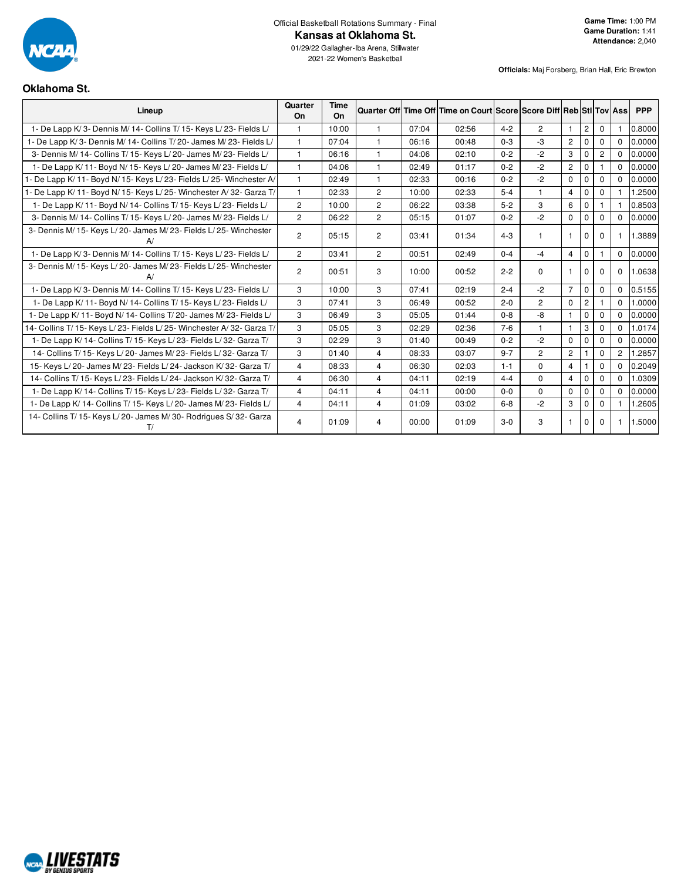Official Basketball Rotations Summary - Final

# Kansas at Oklahoma St.

01/29/22 Gallagher-Iba Arena, Stillwater

2021-22 Women's Basketball

**Game Time:** 1:00 PM
**Game Duration:** 1:41
**Attendance:** 2,040

**Officials:** Maj Forsberg, Brian Hall, Eric Brewton

## Oklahoma St.

| Lineup | Quarter On | Time On | Quarter Off | Time Off | Time on Court | Score | Score Diff | Reb | Stl | Tov | Ass | PPP |
|---|---|---|---|---|---|---|---|---|---|---|---|---|
| 1- De Lapp K/ 3- Dennis M/ 14- Collins T/ 15- Keys L/ 23- Fields L/ | 1 | 10:00 | 1 | 07:04 | 02:56 | 4-2 | 2 | 1 | 2 | 0 | 1 | 0.8000 |
| 1- De Lapp K/ 3- Dennis M/ 14- Collins T/ 20- James M/ 23- Fields L/ | 1 | 07:04 | 1 | 06:16 | 00:48 | 0-3 | -3 | 2 | 0 | 0 | 0 | 0.0000 |
| 3- Dennis M/ 14- Collins T/ 15- Keys L/ 20- James M/ 23- Fields L/ | 1 | 06:16 | 1 | 04:06 | 02:10 | 0-2 | -2 | 3 | 0 | 2 | 0 | 0.0000 |
| 1- De Lapp K/ 11- Boyd N/ 15- Keys L/ 20- James M/ 23- Fields L/ | 1 | 04:06 | 1 | 02:49 | 01:17 | 0-2 | -2 | 2 | 0 | 1 | 0 | 0.0000 |
| 1- De Lapp K/ 11- Boyd N/ 15- Keys L/ 23- Fields L/ 25- Winchester A/ | 1 | 02:49 | 1 | 02:33 | 00:16 | 0-2 | -2 | 0 | 0 | 0 | 0 | 0.0000 |
| 1- De Lapp K/ 11- Boyd N/ 15- Keys L/ 25- Winchester A/ 32- Garza T/ | 1 | 02:33 | 2 | 10:00 | 02:33 | 5-4 | 1 | 4 | 0 | 0 | 1 | 1.2500 |
| 1- De Lapp K/ 11- Boyd N/ 14- Collins T/ 15- Keys L/ 23- Fields L/ | 2 | 10:00 | 2 | 06:22 | 03:38 | 5-2 | 3 | 6 | 0 | 1 | 1 | 0.8503 |
| 3- Dennis M/ 14- Collins T/ 15- Keys L/ 20- James M/ 23- Fields L/ | 2 | 06:22 | 2 | 05:15 | 01:07 | 0-2 | -2 | 0 | 0 | 0 | 0 | 0.0000 |
| 3- Dennis M/ 15- Keys L/ 20- James M/ 23- Fields L/ 25- Winchester A/ | 2 | 05:15 | 2 | 03:41 | 01:34 | 4-3 | 1 | 1 | 0 | 0 | 1 | 1.3889 |
| 1- De Lapp K/ 3- Dennis M/ 14- Collins T/ 15- Keys L/ 23- Fields L/ | 2 | 03:41 | 2 | 00:51 | 02:49 | 0-4 | -4 | 4 | 0 | 1 | 0 | 0.0000 |
| 3- Dennis M/ 15- Keys L/ 20- James M/ 23- Fields L/ 25- Winchester A/ | 2 | 00:51 | 3 | 10:00 | 00:52 | 2-2 | 0 | 1 | 0 | 0 | 0 | 1.0638 |
| 1- De Lapp K/ 3- Dennis M/ 14- Collins T/ 15- Keys L/ 23- Fields L/ | 3 | 10:00 | 3 | 07:41 | 02:19 | 2-4 | -2 | 7 | 0 | 0 | 0 | 0.5155 |
| 1- De Lapp K/ 11- Boyd N/ 14- Collins T/ 15- Keys L/ 23- Fields L/ | 3 | 07:41 | 3 | 06:49 | 00:52 | 2-0 | 2 | 0 | 2 | 1 | 0 | 1.0000 |
| 1- De Lapp K/ 11- Boyd N/ 14- Collins T/ 20- James M/ 23- Fields L/ | 3 | 06:49 | 3 | 05:05 | 01:44 | 0-8 | -8 | 1 | 0 | 0 | 0 | 0.0000 |
| 14- Collins T/ 15- Keys L/ 23- Fields L/ 25- Winchester A/ 32- Garza T/ | 3 | 05:05 | 3 | 02:29 | 02:36 | 7-6 | 1 | 1 | 3 | 0 | 0 | 1.0174 |
| 1- De Lapp K/ 14- Collins T/ 15- Keys L/ 23- Fields L/ 32- Garza T/ | 3 | 02:29 | 3 | 01:40 | 00:49 | 0-2 | -2 | 0 | 0 | 0 | 0 | 0.0000 |
| 14- Collins T/ 15- Keys L/ 20- James M/ 23- Fields L/ 32- Garza T/ | 3 | 01:40 | 4 | 08:33 | 03:07 | 9-7 | 2 | 2 | 1 | 0 | 2 | 1.2857 |
| 15- Keys L/ 20- James M/ 23- Fields L/ 24- Jackson K/ 32- Garza T/ | 4 | 08:33 | 4 | 06:30 | 02:03 | 1-1 | 0 | 4 | 1 | 0 | 0 | 0.2049 |
| 14- Collins T/ 15- Keys L/ 23- Fields L/ 24- Jackson K/ 32- Garza T/ | 4 | 06:30 | 4 | 04:11 | 02:19 | 4-4 | 0 | 4 | 0 | 0 | 0 | 1.0309 |
| 1- De Lapp K/ 14- Collins T/ 15- Keys L/ 23- Fields L/ 32- Garza T/ | 4 | 04:11 | 4 | 04:11 | 00:00 | 0-0 | 0 | 0 | 0 | 0 | 0 | 0.0000 |
| 1- De Lapp K/ 14- Collins T/ 15- Keys L/ 20- James M/ 23- Fields L/ | 4 | 04:11 | 4 | 01:09 | 03:02 | 6-8 | -2 | 3 | 0 | 0 | 1 | 1.2605 |
| 14- Collins T/ 15- Keys L/ 20- James M/ 30- Rodrigues S/ 32- Garza T/ | 4 | 01:09 | 4 | 00:00 | 01:09 | 3-0 | 3 | 1 | 0 | 0 | 1 | 1.5000 |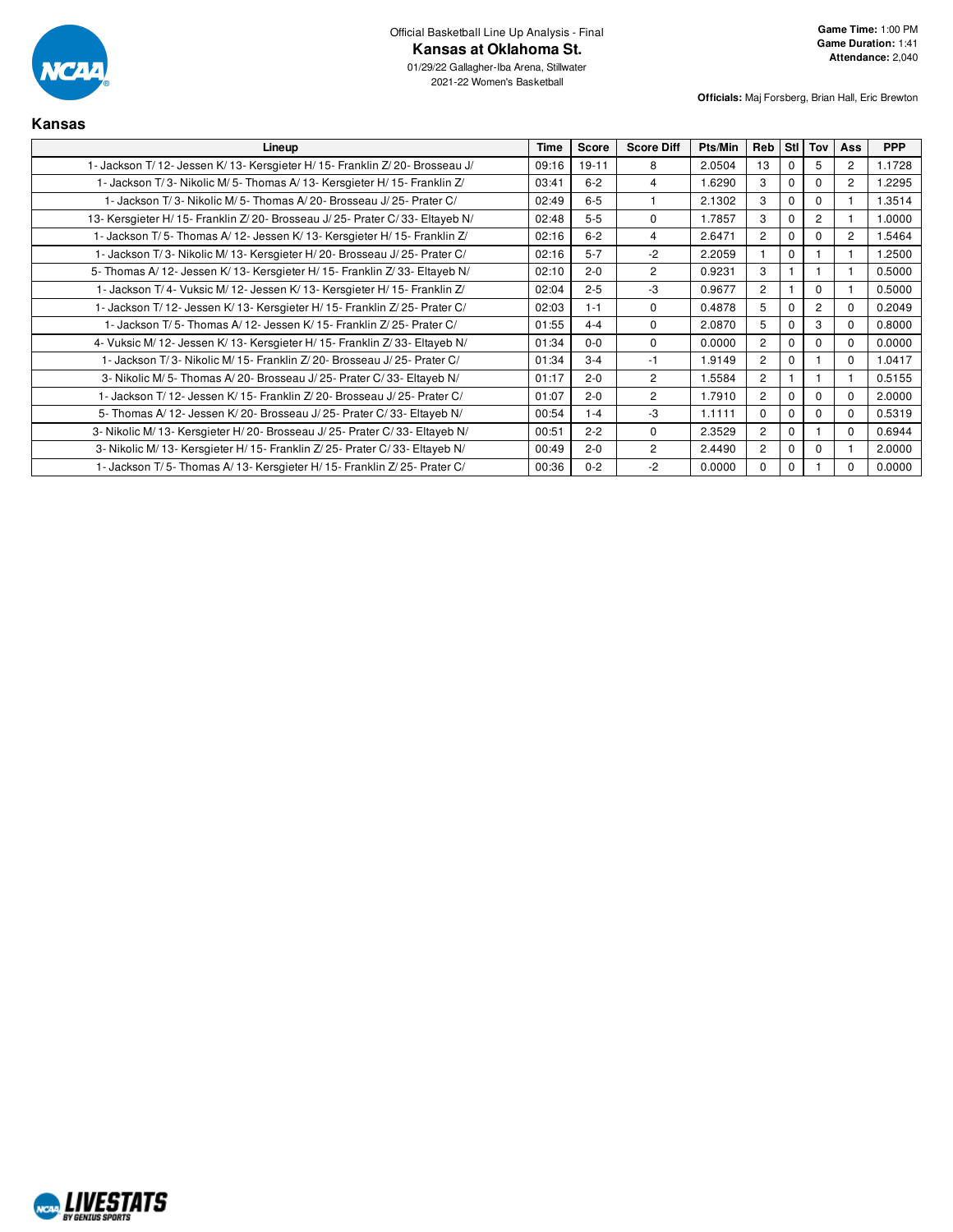Official Basketball Line Up Analysis - Final

# Kansas at Oklahoma St.

01/29/22 Gallagher-Iba Arena, Stillwater

2021-22 Women's Basketball

**Game Time:** 1:00 PM
**Game Duration:** 1:41
**Attendance:** 2,040

**Officials:** Maj Forsberg, Brian Hall, Eric Brewton

## Kansas

| Lineup | Time | Score | Score Diff | Pts/Min | Reb | Stl | Tov | Ass | PPP |
|---|---|---|---|---|---|---|---|---|---|
| 1- Jackson T/ 12- Jessen K/ 13- Kersgieter H/ 15- Franklin Z/ 20- Brosseau J/ | 09:16 | 19-11 | 8 | 2.0504 | 13 | 0 | 5 | 2 | 1.1728 |
| 1- Jackson T/ 3- Nikolic M/ 5- Thomas A/ 13- Kersgieter H/ 15- Franklin Z/ | 03:41 | 6-2 | 4 | 1.6290 | 3 | 0 | 0 | 2 | 1.2295 |
| 1- Jackson T/ 3- Nikolic M/ 5- Thomas A/ 20- Brosseau J/ 25- Prater C/ | 02:49 | 6-5 | 1 | 2.1302 | 3 | 0 | 0 | 1 | 1.3514 |
| 13- Kersgieter H/ 15- Franklin Z/ 20- Brosseau J/ 25- Prater C/ 33- Eltayeb N/ | 02:48 | 5-5 | 0 | 1.7857 | 3 | 0 | 2 | 1 | 1.0000 |
| 1- Jackson T/ 5- Thomas A/ 12- Jessen K/ 13- Kersgieter H/ 15- Franklin Z/ | 02:16 | 6-2 | 4 | 2.6471 | 2 | 0 | 0 | 2 | 1.5464 |
| 1- Jackson T/ 3- Nikolic M/ 13- Kersgieter H/ 20- Brosseau J/ 25- Prater C/ | 02:16 | 5-7 | -2 | 2.2059 | 1 | 0 | 1 | 1 | 1.2500 |
| 5- Thomas A/ 12- Jessen K/ 13- Kersgieter H/ 15- Franklin Z/ 33- Eltayeb N/ | 02:10 | 2-0 | 2 | 0.9231 | 3 | 1 | 1 | 1 | 0.5000 |
| 1- Jackson T/ 4- Vuksic M/ 12- Jessen K/ 13- Kersgieter H/ 15- Franklin Z/ | 02:04 | 2-5 | -3 | 0.9677 | 2 | 1 | 0 | 1 | 0.5000 |
| 1- Jackson T/ 12- Jessen K/ 13- Kersgieter H/ 15- Franklin Z/ 25- Prater C/ | 02:03 | 1-1 | 0 | 0.4878 | 5 | 0 | 2 | 0 | 0.2049 |
| 1- Jackson T/ 5- Thomas A/ 12- Jessen K/ 15- Franklin Z/ 25- Prater C/ | 01:55 | 4-4 | 0 | 2.0870 | 5 | 0 | 3 | 0 | 0.8000 |
| 4- Vuksic M/ 12- Jessen K/ 13- Kersgieter H/ 15- Franklin Z/ 33- Eltayeb N/ | 01:34 | 0-0 | 0 | 0.0000 | 2 | 0 | 0 | 0 | 0.0000 |
| 1- Jackson T/ 3- Nikolic M/ 15- Franklin Z/ 20- Brosseau J/ 25- Prater C/ | 01:34 | 3-4 | -1 | 1.9149 | 2 | 0 | 1 | 0 | 1.0417 |
| 3- Nikolic M/ 5- Thomas A/ 20- Brosseau J/ 25- Prater C/ 33- Eltayeb N/ | 01:17 | 2-0 | 2 | 1.5584 | 2 | 1 | 1 | 1 | 0.5155 |
| 1- Jackson T/ 12- Jessen K/ 15- Franklin Z/ 20- Brosseau J/ 25- Prater C/ | 01:07 | 2-0 | 2 | 1.7910 | 2 | 0 | 0 | 0 | 2.0000 |
| 5- Thomas A/ 12- Jessen K/ 20- Brosseau J/ 25- Prater C/ 33- Eltayeb N/ | 00:54 | 1-4 | -3 | 1.1111 | 0 | 0 | 0 | 0 | 0.5319 |
| 3- Nikolic M/ 13- Kersgieter H/ 20- Brosseau J/ 25- Prater C/ 33- Eltayeb N/ | 00:51 | 2-2 | 0 | 2.3529 | 2 | 0 | 1 | 0 | 0.6944 |
| 3- Nikolic M/ 13- Kersgieter H/ 15- Franklin Z/ 25- Prater C/ 33- Eltayeb N/ | 00:49 | 2-0 | 2 | 2.4490 | 2 | 0 | 0 | 1 | 2.0000 |
| 1- Jackson T/ 5- Thomas A/ 13- Kersgieter H/ 15- Franklin Z/ 25- Prater C/ | 00:36 | 0-2 | -2 | 0.0000 | 0 | 0 | 1 | 0 | 0.0000 |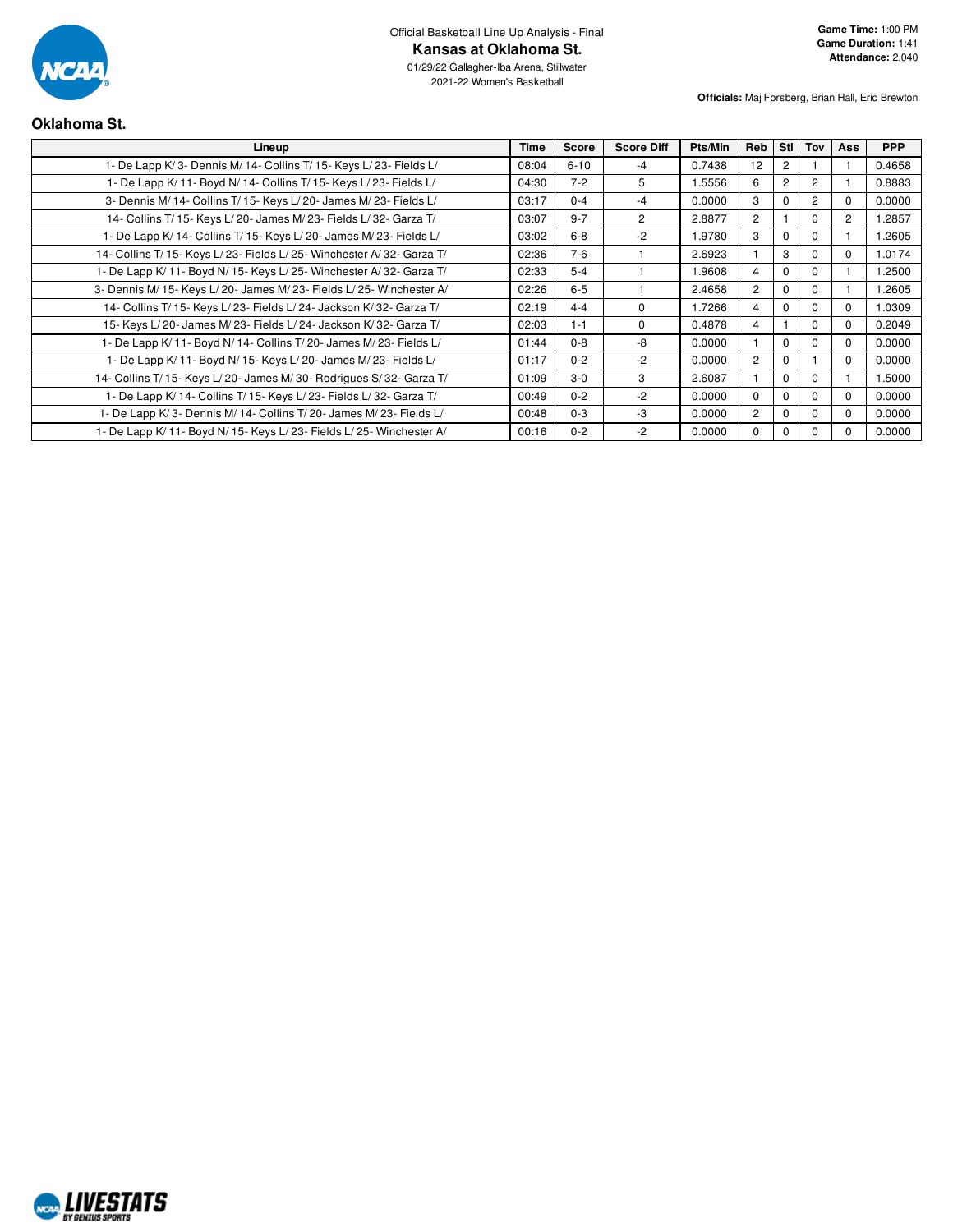Official Basketball Line Up Analysis - Final

# Kansas at Oklahoma St.

01/29/22 Gallagher-Iba Arena, Stillwater
2021-22 Women's Basketball

**Game Time:** 1:00 PM
**Game Duration:** 1:41
**Attendance:** 2,040

**Officials:** Maj Forsberg, Brian Hall, Eric Brewton

## Oklahoma St.

| Lineup | Time | Score | Score Diff | Pts/Min | Reb | Stl | Tov | Ass | PPP |
|---|---|---|---|---|---|---|---|---|---|
| 1- De Lapp K/ 3- Dennis M/ 14- Collins T/ 15- Keys L/ 23- Fields L/ | 08:04 | 6-10 | -4 | 0.7438 | 12 | 2 | 1 | 1 | 0.4658 |
| 1- De Lapp K/ 11- Boyd N/ 14- Collins T/ 15- Keys L/ 23- Fields L/ | 04:30 | 7-2 | 5 | 1.5556 | 6 | 2 | 2 | 1 | 0.8883 |
| 3- Dennis M/ 14- Collins T/ 15- Keys L/ 20- James M/ 23- Fields L/ | 03:17 | 0-4 | -4 | 0.0000 | 3 | 0 | 2 | 0 | 0.0000 |
| 14- Collins T/ 15- Keys L/ 20- James M/ 23- Fields L/ 32- Garza T/ | 03:07 | 9-7 | 2 | 2.8877 | 2 | 1 | 0 | 2 | 1.2857 |
| 1- De Lapp K/ 14- Collins T/ 15- Keys L/ 20- James M/ 23- Fields L/ | 03:02 | 6-8 | -2 | 1.9780 | 3 | 0 | 0 | 1 | 1.2605 |
| 14- Collins T/ 15- Keys L/ 23- Fields L/ 25- Winchester A/ 32- Garza T/ | 02:36 | 7-6 | 1 | 2.6923 | 1 | 3 | 0 | 0 | 1.0174 |
| 1- De Lapp K/ 11- Boyd N/ 15- Keys L/ 25- Winchester A/ 32- Garza T/ | 02:33 | 5-4 | 1 | 1.9608 | 4 | 0 | 0 | 1 | 1.2500 |
| 3- Dennis M/ 15- Keys L/ 20- James M/ 23- Fields L/ 25- Winchester A/ | 02:26 | 6-5 | 1 | 2.4658 | 2 | 0 | 0 | 1 | 1.2605 |
| 14- Collins T/ 15- Keys L/ 23- Fields L/ 24- Jackson K/ 32- Garza T/ | 02:19 | 4-4 | 0 | 1.7266 | 4 | 0 | 0 | 0 | 1.0309 |
| 15- Keys L/ 20- James M/ 23- Fields L/ 24- Jackson K/ 32- Garza T/ | 02:03 | 1-1 | 0 | 0.4878 | 4 | 1 | 0 | 0 | 0.2049 |
| 1- De Lapp K/ 11- Boyd N/ 14- Collins T/ 20- James M/ 23- Fields L/ | 01:44 | 0-8 | -8 | 0.0000 | 1 | 0 | 0 | 0 | 0.0000 |
| 1- De Lapp K/ 11- Boyd N/ 15- Keys L/ 20- James M/ 23- Fields L/ | 01:17 | 0-2 | -2 | 0.0000 | 2 | 0 | 1 | 0 | 0.0000 |
| 14- Collins T/ 15- Keys L/ 20- James M/ 30- Rodrigues S/ 32- Garza T/ | 01:09 | 3-0 | 3 | 2.6087 | 1 | 0 | 0 | 1 | 1.5000 |
| 1- De Lapp K/ 14- Collins T/ 15- Keys L/ 23- Fields L/ 32- Garza T/ | 00:49 | 0-2 | -2 | 0.0000 | 0 | 0 | 0 | 0 | 0.0000 |
| 1- De Lapp K/ 3- Dennis M/ 14- Collins T/ 20- James M/ 23- Fields L/ | 00:48 | 0-3 | -3 | 0.0000 | 2 | 0 | 0 | 0 | 0.0000 |
| 1- De Lapp K/ 11- Boyd N/ 15- Keys L/ 23- Fields L/ 25- Winchester A/ | 00:16 | 0-2 | -2 | 0.0000 | 0 | 0 | 0 | 0 | 0.0000 |